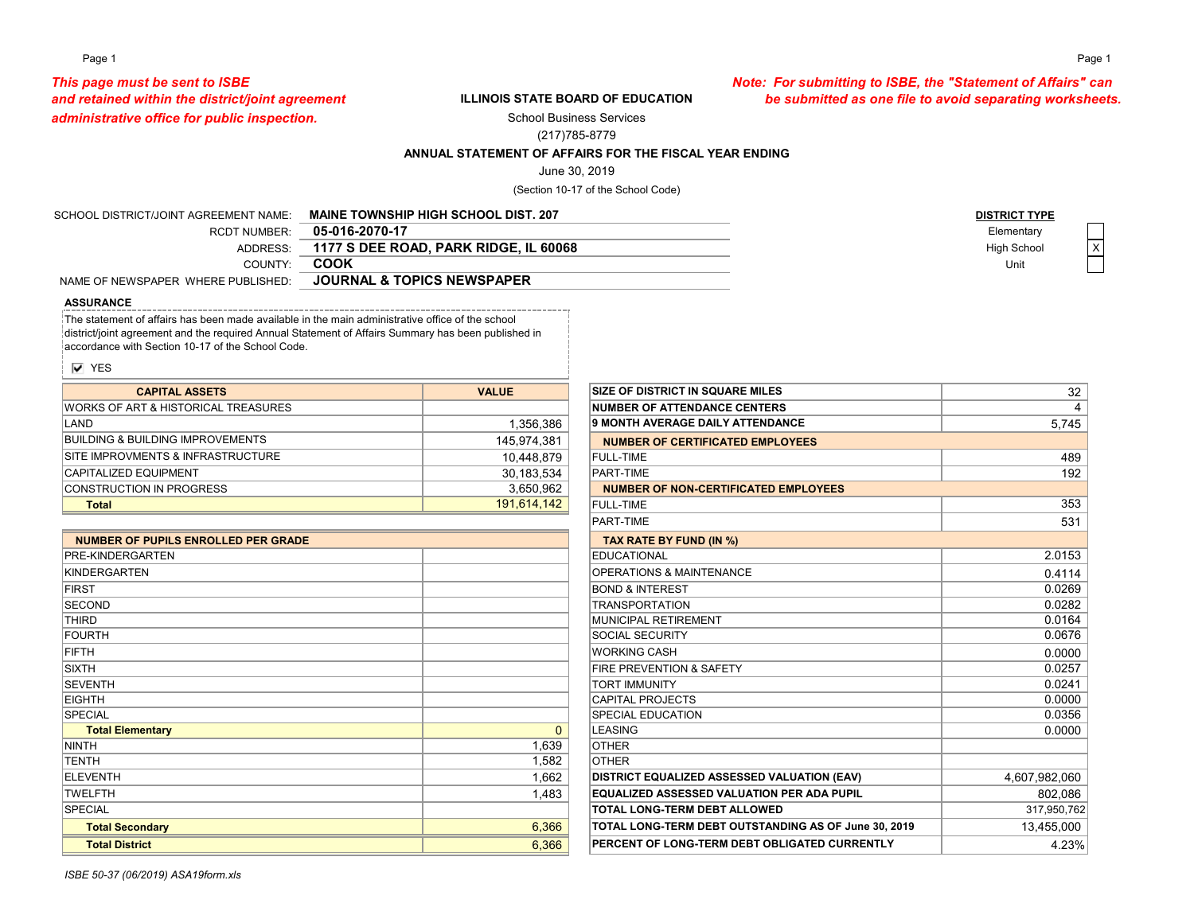*This page must be sent to ISBE and retained within the district/joint agreement administrative office for public inspection.*

*Note: For submitting to ISBE, the "Statement of Affairs" can be submitted as one file to avoid separating worksheets.*

**ILLINOIS STATE BOARD OF EDUCATION**

School Business Services

(217)785-8779

**ANNUAL STATEMENT OF AFFAIRS FOR THE FISCAL YEAR ENDING**

June 30, 2019

(Section 10-17 of the School Code)

SCHOOL DISTRICT/JOINT AGREEMENT NAME: **MAINE TOWNSHIP HIGH SCHOOL DIST. 207**

RCDT NUMBER: **05-016-2070-17**

ADDRESS: **1177 S DEE ROAD, PARK RIDGE, IL 60068**

COUNTY: **COOK**

NAME OF NEWSPAPER WHERE PUBLISHED: **JOURNAL & TOPICS NEWSPAPER**

**DISTRICT TYPE**

| Type | |
|---|---|
| Elementary | |
| High School | X |
| Unit | |

**ASSURANCE**

The statement of affairs has been made available in the main administrative office of the school district/joint agreement and the required Annual Statement of Affairs Summary has been published in accordance with Section 10-17 of the School Code.

☑ YES

| CAPITAL ASSETS | VALUE |
|---|---|
| WORKS OF ART & HISTORICAL TREASURES | |
| LAND | 1,356,386 |
| BUILDING & BUILDING IMPROVEMENTS | 145,974,381 |
| SITE IMPROVMENTS & INFRASTRUCTURE | 10,448,879 |
| CAPITALIZED EQUIPMENT | 30,183,534 |
| CONSTRUCTION IN PROGRESS | 3,650,962 |
| **Total** | 191,614,142 |

| NUMBER OF PUPILS ENROLLED PER GRADE | |
|---|---|
| PRE-KINDERGARTEN | |
| KINDERGARTEN | |
| FIRST | |
| SECOND | |
| THIRD | |
| FOURTH | |
| FIFTH | |
| SIXTH | |
| SEVENTH | |
| EIGHTH | |
| SPECIAL | |
| **Total Elementary** | 0 |
| NINTH | 1,639 |
| TENTH | 1,582 |
| ELEVENTH | 1,662 |
| TWELFTH | 1,483 |
| SPECIAL | |
| **Total Secondary** | 6,366 |
| **Total District** | 6,366 |

| | |
|---|---|
| **SIZE OF DISTRICT IN SQUARE MILES** | 32 |
| **NUMBER OF ATTENDANCE CENTERS** | 4 |
| **9 MONTH AVERAGE DAILY ATTENDANCE** | 5,745 |
| **NUMBER OF CERTIFICATED EMPLOYEES** | |
| FULL-TIME | 489 |
| PART-TIME | 192 |
| **NUMBER OF NON-CERTIFICATED EMPLOYEES** | |
| FULL-TIME | 353 |
| PART-TIME | 531 |
| **TAX RATE BY FUND (IN %)** | |
| EDUCATIONAL | 2.0153 |
| OPERATIONS & MAINTENANCE | 0.4114 |
| BOND & INTEREST | 0.0269 |
| TRANSPORTATION | 0.0282 |
| MUNICIPAL RETIREMENT | 0.0164 |
| SOCIAL SECURITY | 0.0676 |
| WORKING CASH | 0.0000 |
| FIRE PREVENTION & SAFETY | 0.0257 |
| TORT IMMUNITY | 0.0241 |
| CAPITAL PROJECTS | 0.0000 |
| SPECIAL EDUCATION | 0.0356 |
| LEASING | 0.0000 |
| OTHER | |
| OTHER | |
| **DISTRICT EQUALIZED ASSESSED VALUATION (EAV)** | 4,607,982,060 |
| **EQUALIZED ASSESSED VALUATION PER ADA PUPIL** | 802,086 |
| **TOTAL LONG-TERM DEBT ALLOWED** | 317,950,762 |
| **TOTAL LONG-TERM DEBT OUTSTANDING AS OF June 30, 2019** | 13,455,000 |
| **PERCENT OF LONG-TERM DEBT OBLIGATED CURRENTLY** | 4.23% |

*ISBE 50-37 (06/2019) ASA19form.xls*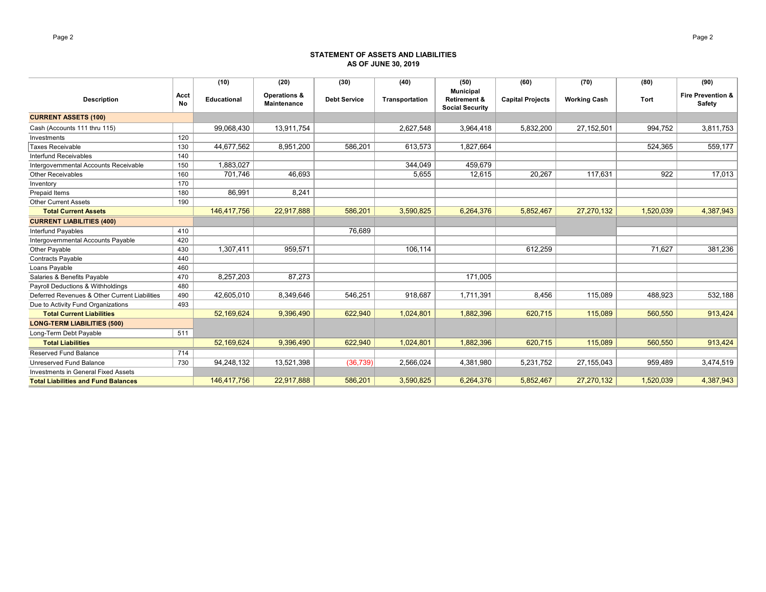## STATEMENT OF ASSETS AND LIABILITIES
## AS OF JUNE 30, 2019

| Description | Acct No | (10) Educational | (20) Operations & Maintenance | (30) Debt Service | (40) Transportation | (50) Municipal Retirement & Social Security | (60) Capital Projects | (70) Working Cash | (80) Tort | (90) Fire Prevention & Safety |
|---|---|---|---|---|---|---|---|---|---|---|
| **CURRENT ASSETS (100)** | | | | | | | | | | |
| Cash (Accounts 111 thru 115) | | 99,068,430 | 13,911,754 | | 2,627,548 | 3,964,418 | 5,832,200 | 27,152,501 | 994,752 | 3,811,753 |
| Investments | 120 | | | | | | | | | |
| Taxes Receivable | 130 | 44,677,562 | 8,951,200 | 586,201 | 613,573 | 1,827,664 | | | 524,365 | 559,177 |
| Interfund Receivables | 140 | | | | | | | | | |
| Intergovernmental Accounts Receivable | 150 | 1,883,027 | | | 344,049 | 459,679 | | | | |
| Other Receivables | 160 | 701,746 | 46,693 | | 5,655 | 12,615 | 20,267 | 117,631 | 922 | 17,013 |
| Inventory | 170 | | | | | | | | | |
| Prepaid Items | 180 | 86,991 | 8,241 | | | | | | | |
| Other Current Assets | 190 | | | | | | | | | |
| **Total Current Assets** | | 146,417,756 | 22,917,888 | 586,201 | 3,590,825 | 6,264,376 | 5,852,467 | 27,270,132 | 1,520,039 | 4,387,943 |
| **CURRENT LIABILITIES (400)** | | | | | | | | | | |
| Interfund Payables | 410 | | | 76,689 | | | | | | |
| Intergovernmental Accounts Payable | 420 | | | | | | | | | |
| Other Payable | 430 | 1,307,411 | 959,571 | | 106,114 | | 612,259 | | 71,627 | 381,236 |
| Contracts Payable | 440 | | | | | | | | | |
| Loans Payable | 460 | | | | | | | | | |
| Salaries & Benefits Payable | 470 | 8,257,203 | 87,273 | | | 171,005 | | | | |
| Payroll Deductions & Withholdings | 480 | | | | | | | | | |
| Deferred Revenues & Other Current Liabilities | 490 | 42,605,010 | 8,349,646 | 546,251 | 918,687 | 1,711,391 | 8,456 | 115,089 | 488,923 | 532,188 |
| Due to Activity Fund Organizations | 493 | | | | | | | | | |
| **Total Current Liabilities** | | 52,169,624 | 9,396,490 | 622,940 | 1,024,801 | 1,882,396 | 620,715 | 115,089 | 560,550 | 913,424 |
| **LONG-TERM LIABILITIES (500)** | | | | | | | | | | |
| Long-Term Debt Payable | 511 | | | | | | | | | |
| **Total Liabilities** | | 52,169,624 | 9,396,490 | 622,940 | 1,024,801 | 1,882,396 | 620,715 | 115,089 | 560,550 | 913,424 |
| Reserved Fund Balance | 714 | | | | | | | | | |
| Unreserved Fund Balance | 730 | 94,248,132 | 13,521,398 | (36,739) | 2,566,024 | 4,381,980 | 5,231,752 | 27,155,043 | 959,489 | 3,474,519 |
| Investments in General Fixed Assets | | | | | | | | | | |
| **Total Liabilities and Fund Balances** | | 146,417,756 | 22,917,888 | 586,201 | 3,590,825 | 6,264,376 | 5,852,467 | 27,270,132 | 1,520,039 | 4,387,943 |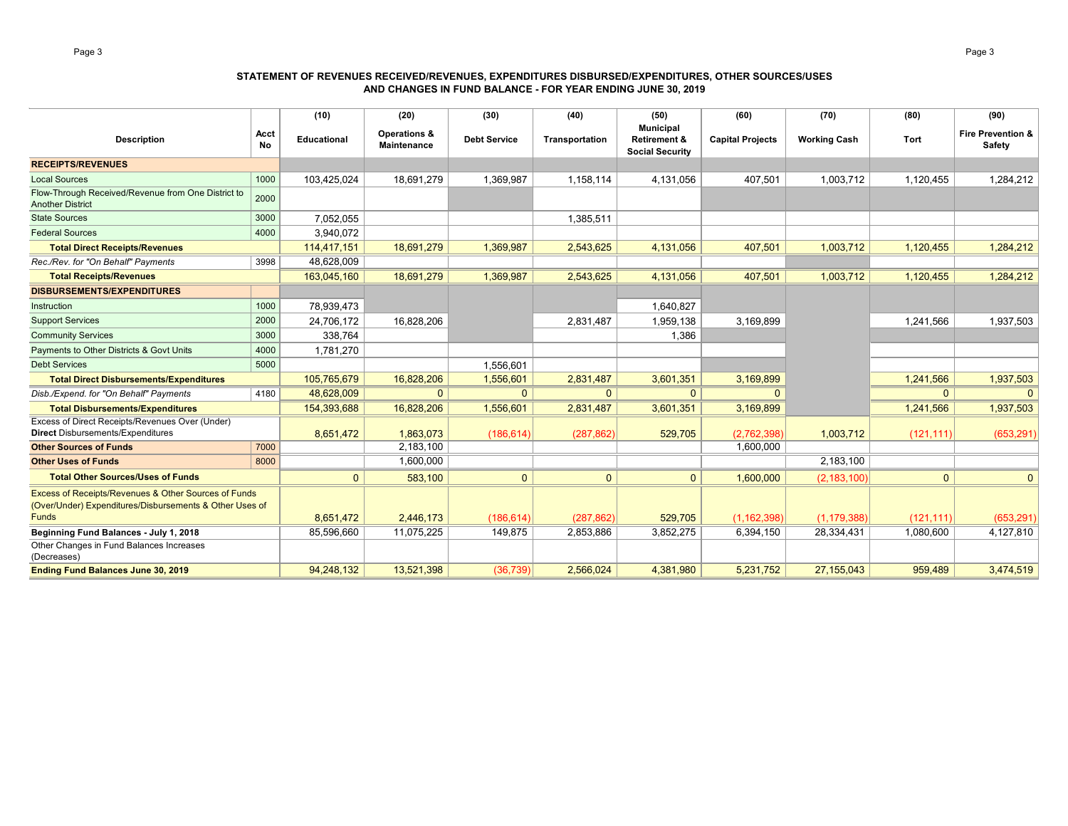**STATEMENT OF REVENUES RECEIVED/REVENUES, EXPENDITURES DISBURSED/EXPENDITURES, OTHER SOURCES/USES AND CHANGES IN FUND BALANCE - FOR YEAR ENDING JUNE 30, 2019**

| Description | Acct No | (10) Educational | (20) Operations & Maintenance | (30) Debt Service | (40) Transportation | (50) Municipal Retirement & Social Security | (60) Capital Projects | (70) Working Cash | (80) Tort | (90) Fire Prevention & Safety |
|---|---|---|---|---|---|---|---|---|---|---|
| **RECEIPTS/REVENUES** | | | | | | | | | | |
| Local Sources | 1000 | 103,425,024 | 18,691,279 | 1,369,987 | 1,158,114 | 4,131,056 | 407,501 | 1,003,712 | 1,120,455 | 1,284,212 |
| Flow-Through Received/Revenue from One District to Another District | 2000 | | | | | | | | | |
| State Sources | 3000 | 7,052,055 | | | 1,385,511 | | | | | |
| Federal Sources | 4000 | 3,940,072 | | | | | | | | |
| **Total Direct Receipts/Revenues** | | 114,417,151 | 18,691,279 | 1,369,987 | 2,543,625 | 4,131,056 | 407,501 | 1,003,712 | 1,120,455 | 1,284,212 |
| *Rec./Rev. for "On Behalf" Payments* | 3998 | 48,628,009 | | | | | | | | |
| **Total Receipts/Revenues** | | 163,045,160 | 18,691,279 | 1,369,987 | 2,543,625 | 4,131,056 | 407,501 | 1,003,712 | 1,120,455 | 1,284,212 |
| **DISBURSEMENTS/EXPENDITURES** | | | | | | | | | | |
| Instruction | 1000 | 78,939,473 | | | | 1,640,827 | | | | |
| Support Services | 2000 | 24,706,172 | 16,828,206 | | 2,831,487 | 1,959,138 | 3,169,899 | | 1,241,566 | 1,937,503 |
| Community Services | 3000 | 338,764 | | | | 1,386 | | | | |
| Payments to Other Districts & Govt Units | 4000 | 1,781,270 | | | | | | | | |
| Debt Services | 5000 | | | 1,556,601 | | | | | | |
| **Total Direct Disbursements/Expenditures** | | 105,765,679 | 16,828,206 | 1,556,601 | 2,831,487 | 3,601,351 | 3,169,899 | | 1,241,566 | 1,937,503 |
| *Disb./Expend. for "On Behalf" Payments* | 4180 | 48,628,009 | 0 | 0 | 0 | 0 | 0 | | 0 | 0 |
| **Total Disbursements/Expenditures** | | 154,393,688 | 16,828,206 | 1,556,601 | 2,831,487 | 3,601,351 | 3,169,899 | | 1,241,566 | 1,937,503 |
| Excess of Direct Receipts/Revenues Over (Under) **Direct** Disbursements/Expenditures | | 8,651,472 | 1,863,073 | (186,614) | (287,862) | 529,705 | (2,762,398) | 1,003,712 | (121,111) | (653,291) |
| **Other Sources of Funds** | 7000 | | 2,183,100 | | | | 1,600,000 | | | |
| **Other Uses of Funds** | 8000 | | 1,600,000 | | | | | 2,183,100 | | |
| **Total Other Sources/Uses of Funds** | | 0 | 583,100 | 0 | 0 | 0 | 1,600,000 | (2,183,100) | 0 | 0 |
| Excess of Receipts/Revenues & Other Sources of Funds (Over/Under) Expenditures/Disbursements & Other Uses of Funds | | 8,651,472 | 2,446,173 | (186,614) | (287,862) | 529,705 | (1,162,398) | (1,179,388) | (121,111) | (653,291) |
| **Beginning Fund Balances - July 1, 2018** | | 85,596,660 | 11,075,225 | 149,875 | 2,853,886 | 3,852,275 | 6,394,150 | 28,334,431 | 1,080,600 | 4,127,810 |
| Other Changes in Fund Balances Increases (Decreases) | | | | | | | | | | |
| **Ending Fund Balances June 30, 2019** | | 94,248,132 | 13,521,398 | (36,739) | 2,566,024 | 4,381,980 | 5,231,752 | 27,155,043 | 959,489 | 3,474,519 |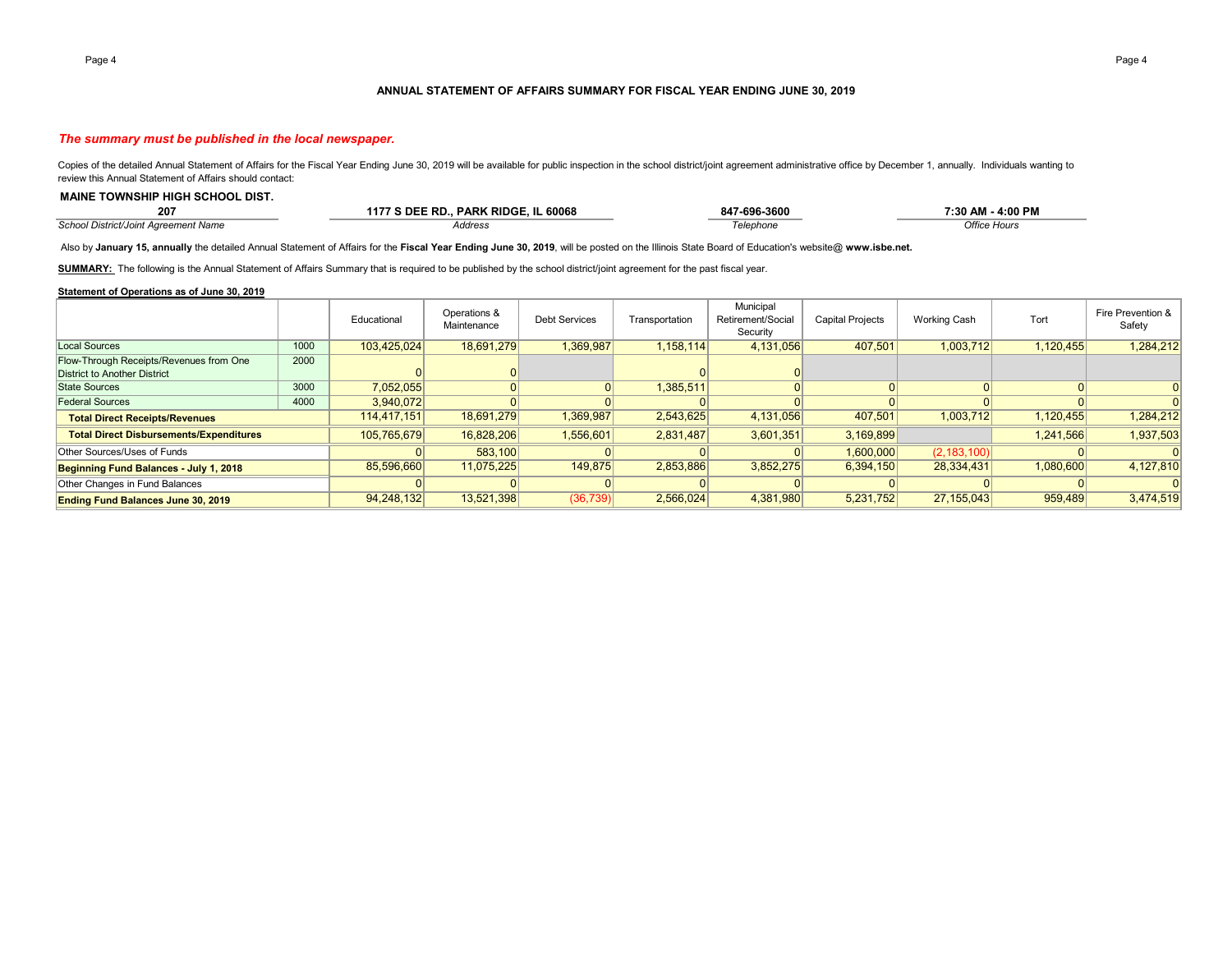## ANNUAL STATEMENT OF AFFAIRS SUMMARY FOR FISCAL YEAR ENDING JUNE 30, 2019

*The summary must be published in the local newspaper.*

Copies of the detailed Annual Statement of Affairs for the Fiscal Year Ending June 30, 2019 will be available for public inspection in the school district/joint agreement administrative office by December 1, annually. Individuals wanting to review this Annual Statement of Affairs should contact:

| **MAINE TOWNSHIP HIGH SCHOOL DIST. 207** | **1177 S DEE RD., PARK RIDGE, IL 60068** | **847-696-3600** | **7:30 AM - 4:00 PM** |
|---|---|---|---|
| *School District/Joint Agreement Name* | *Address* | *Telephone* | *Office Hours* |

Also by **January 15, annually** the detailed Annual Statement of Affairs for the **Fiscal Year Ending June 30, 2019**, will be posted on the Illinois State Board of Education's website@ **www.isbe.net.**

**SUMMARY:** The following is the Annual Statement of Affairs Summary that is required to be published by the school district/joint agreement for the past fiscal year.

**Statement of Operations as of June 30, 2019**

| | | Educational | Operations & Maintenance | Debt Services | Transportation | Municipal Retirement/Social Security | Capital Projects | Working Cash | Tort | Fire Prevention & Safety |
|---|---|---|---|---|---|---|---|---|---|---|
| Local Sources | 1000 | 103,425,024 | 18,691,279 | 1,369,987 | 1,158,114 | 4,131,056 | 407,501 | 1,003,712 | 1,120,455 | 1,284,212 |
| Flow-Through Receipts/Revenues from One District to Another District | 2000 | 0 | 0 | | 0 | 0 | | | | |
| State Sources | 3000 | 7,052,055 | 0 | 0 | 1,385,511 | 0 | 0 | 0 | 0 | 0 |
| Federal Sources | 4000 | 3,940,072 | 0 | 0 | 0 | 0 | 0 | 0 | 0 | 0 |
| **Total Direct Receipts/Revenues** | | 114,417,151 | 18,691,279 | 1,369,987 | 2,543,625 | 4,131,056 | 407,501 | 1,003,712 | 1,120,455 | 1,284,212 |
| **Total Direct Disbursements/Expenditures** | | 105,765,679 | 16,828,206 | 1,556,601 | 2,831,487 | 3,601,351 | 3,169,899 | | 1,241,566 | 1,937,503 |
| Other Sources/Uses of Funds | | 0 | 583,100 | 0 | 0 | 0 | 1,600,000 | (2,183,100) | 0 | 0 |
| **Beginning Fund Balances - July 1, 2018** | | 85,596,660 | 11,075,225 | 149,875 | 2,853,886 | 3,852,275 | 6,394,150 | 28,334,431 | 1,080,600 | 4,127,810 |
| Other Changes in Fund Balances | | 0 | 0 | 0 | 0 | 0 | 0 | 0 | 0 | 0 |
| **Ending Fund Balances June 30, 2019** | | 94,248,132 | 13,521,398 | (36,739) | 2,566,024 | 4,381,980 | 5,231,752 | 27,155,043 | 959,489 | 3,474,519 |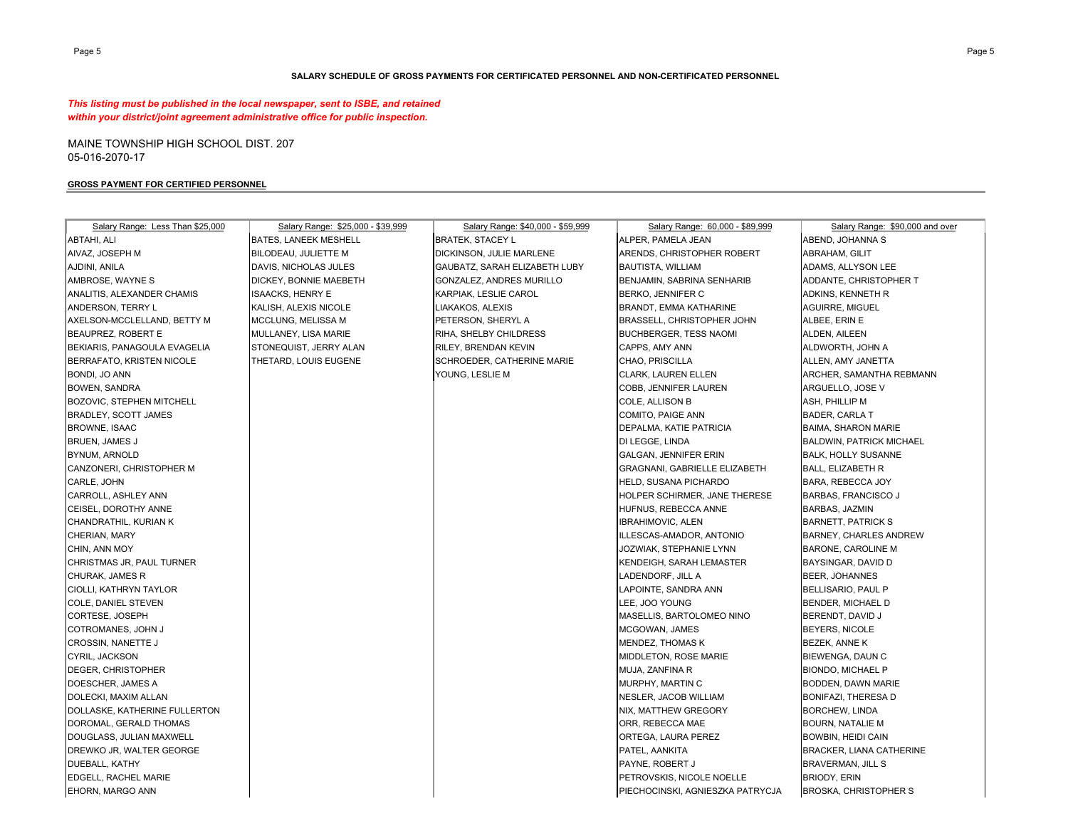**SALARY SCHEDULE OF GROSS PAYMENTS FOR CERTIFICATED PERSONNEL AND NON-CERTIFICATED PERSONNEL**

***This listing must be published in the local newspaper, sent to ISBE, and retained within your district/joint agreement administrative office for public inspection.***

MAINE TOWNSHIP HIGH SCHOOL DIST. 207
05-016-2070-17

**GROSS PAYMENT FOR CERTIFIED PERSONNEL**

| Salary Range: Less Than $25,000 | Salary Range: $25,000 - $39,999 | Salary Range: $40,000 - $59,999 | Salary Range: 60,000 - $89,999 | Salary Range: $90,000 and over |
|---|---|---|---|---|
| ABTAHI, ALI | BATES, LANEEK MESHELL | BRATEK, STACEY L | ALPER, PAMELA JEAN | ABEND, JOHANNA S |
| AIVAZ, JOSEPH M | BILODEAU, JULIETTE M | DICKINSON, JULIE MARLENE | ARENDS, CHRISTOPHER ROBERT | ABRAHAM, GILIT |
| AJDINI, ANILA | DAVIS, NICHOLAS JULES | GAUBATZ, SARAH ELIZABETH LUBY | BAUTISTA, WILLIAM | ADAMS, ALLYSON LEE |
| AMBROSE, WAYNE S | DICKEY, BONNIE MAEBETH | GONZALEZ, ANDRES MURILLO | BENJAMIN, SABRINA SENHARIB | ADDANTE, CHRISTOPHER T |
| ANALITIS, ALEXANDER CHAMIS | ISAACKS, HENRY E | KARPIAK, LESLIE CAROL | BERKO, JENNIFER C | ADKINS, KENNETH R |
| ANDERSON, TERRY L | KALISH, ALEXIS NICOLE | LIAKAKOS, ALEXIS | BRANDT, EMMA KATHARINE | AGUIRRE, MIGUEL |
| AXELSON-MCCLELLAND, BETTY M | MCCLUNG, MELISSA M | PETERSON, SHERYL A | BRASSELL, CHRISTOPHER JOHN | ALBEE, ERIN E |
| BEAUPREZ, ROBERT E | MULLANEY, LISA MARIE | RIHA, SHELBY CHILDRESS | BUCHBERGER, TESS NAOMI | ALDEN, AILEEN |
| BEKIARIS, PANAGOULA EVAGELIA | STONEQUIST, JERRY ALAN | RILEY, BRENDAN KEVIN | CAPPS, AMY ANN | ALDWORTH, JOHN A |
| BERRAFATO, KRISTEN NICOLE | THETARD, LOUIS EUGENE | SCHROEDER, CATHERINE MARIE | CHAO, PRISCILLA | ALLEN, AMY JANETTA |
| BONDI, JO ANN | | YOUNG, LESLIE M | CLARK, LAUREN ELLEN | ARCHER, SAMANTHA REBMANN |
| BOWEN, SANDRA | | | COBB, JENNIFER LAUREN | ARGUELLO, JOSE V |
| BOZOVIC, STEPHEN MITCHELL | | | COLE, ALLISON B | ASH, PHILLIP M |
| BRADLEY, SCOTT JAMES | | | COMITO, PAIGE ANN | BADER, CARLA T |
| BROWNE, ISAAC | | | DEPALMA, KATIE PATRICIA | BAIMA, SHARON MARIE |
| BRUEN, JAMES J | | | DI LEGGE, LINDA | BALDWIN, PATRICK MICHAEL |
| BYNUM, ARNOLD | | | GALGAN, JENNIFER ERIN | BALK, HOLLY SUSANNE |
| CANZONERI, CHRISTOPHER M | | | GRAGNANI, GABRIELLE ELIZABETH | BALL, ELIZABETH R |
| CARLE, JOHN | | | HELD, SUSANA PICHARDO | BARA, REBECCA JOY |
| CARROLL, ASHLEY ANN | | | HOLPER SCHIRMER, JANE THERESE | BARBAS, FRANCISCO J |
| CEISEL, DOROTHY ANNE | | | HUFNUS, REBECCA ANNE | BARBAS, JAZMIN |
| CHANDRATHIL, KURIAN K | | | IBRAHIMOVIC, ALEN | BARNETT, PATRICK S |
| CHERIAN, MARY | | | ILLESCAS-AMADOR, ANTONIO | BARNEY, CHARLES ANDREW |
| CHIN, ANN MOY | | | JOZWIAK, STEPHANIE LYNN | BARONE, CAROLINE M |
| CHRISTMAS JR, PAUL TURNER | | | KENDEIGH, SARAH LEMASTER | BAYSINGAR, DAVID D |
| CHURAK, JAMES R | | | LADENDORF, JILL A | BEER, JOHANNES |
| CIOLLI, KATHRYN TAYLOR | | | LAPOINTE, SANDRA ANN | BELLISARIO, PAUL P |
| COLE, DANIEL STEVEN | | | LEE, JOO YOUNG | BENDER, MICHAEL D |
| CORTESE, JOSEPH | | | MASELLIS, BARTOLOMEO NINO | BERENDT, DAVID J |
| COTROMANES, JOHN J | | | MCGOWAN, JAMES | BEYERS, NICOLE |
| CROSSIN, NANETTE J | | | MENDEZ, THOMAS K | BEZEK, ANNE K |
| CYRIL, JACKSON | | | MIDDLETON, ROSE MARIE | BIEWENGA, DAUN C |
| DEGER, CHRISTOPHER | | | MUJA, ZANFINA R | BIONDO, MICHAEL P |
| DOESCHER, JAMES A | | | MURPHY, MARTIN C | BODDEN, DAWN MARIE |
| DOLECKI, MAXIM ALLAN | | | NESLER, JACOB WILLIAM | BONIFAZI, THERESA D |
| DOLLASKE, KATHERINE FULLERTON | | | NIX, MATTHEW GREGORY | BORCHEW, LINDA |
| DOROMAL, GERALD THOMAS | | | ORR, REBECCA MAE | BOURN, NATALIE M |
| DOUGLASS, JULIAN MAXWELL | | | ORTEGA, LAURA PEREZ | BOWBIN, HEIDI CAIN |
| DREWKO JR, WALTER GEORGE | | | PATEL, AANKITA | BRACKER, LIANA CATHERINE |
| DUEBALL, KATHY | | | PAYNE, ROBERT J | BRAVERMAN, JILL S |
| EDGELL, RACHEL MARIE | | | PETROVSKIS, NICOLE NOELLE | BRIODY, ERIN |
| EHORN, MARGO ANN | | | PIECHOCINSKI, AGNIESZKA PATRYCJA | BROSKA, CHRISTOPHER S |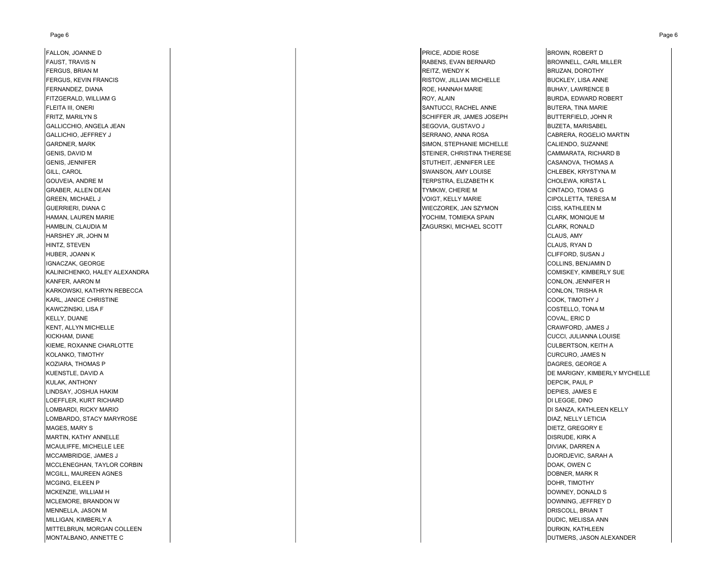FALLON, JOANNE D
FAUST, TRAVIS N
FERGUS, BRIAN M
FERGUS, KEVIN FRANCIS
FERNANDEZ, DIANA
FITZGERALD, WILLIAM G
FLEITA III, ONERI
FRITZ, MARILYN S
GALLICCHIO, ANGELA JEAN
GALLICHIO, JEFFREY J
GARDNER, MARK
GENIS, DAVID M
GENIS, JENNIFER
GILL, CAROL
GOUVEIA, ANDRE M
GRABER, ALLEN DEAN
GREEN, MICHAEL J
GUERRIERI, DIANA C
HAMAN, LAUREN MARIE
HAMBLIN, CLAUDIA M
HARSHEY JR, JOHN M
HINTZ, STEVEN
HUBER, JOANN K
IGNACZAK, GEORGE
KALINICHENKO, HALEY ALEXANDRA
KANFER, AARON M
KARKOWSKI, KATHRYN REBECCA
KARL, JANICE CHRISTINE
KAWCZINSKI, LISA F
KELLY, DUANE
KENT, ALLYN MICHELLE
KICKHAM, DIANE
KIEME, ROXANNE CHARLOTTE
KOLANKO, TIMOTHY
KOZIARA, THOMAS P
KUENSTLE, DAVID A
KULAK, ANTHONY
LINDSAY, JOSHUA HAKIM
LOEFFLER, KURT RICHARD
LOMBARDI, RICKY MARIO
LOMBARDO, STACY MARYROSE
MAGES, MARY S
MARTIN, KATHY ANNELLE
MCAULIFFE, MICHELLE LEE
MCCAMBRIDGE, JAMES J
MCCLENEGHAN, TAYLOR CORBIN
MCGILL, MAUREEN AGNES
MCGING, EILEEN P
MCKENZIE, WILLIAM H
MCLEMORE, BRANDON W
MENNELLA, JASON M
MILLIGAN, KIMBERLY A
MITTELBRUN, MORGAN COLLEEN
MONTALBANO, ANNETTE C

PRICE, ADDIE ROSE
RABENS, EVAN BERNARD
REITZ, WENDY K
RISTOW, JILLIAN MICHELLE
ROE, HANNAH MARIE
ROY, ALAIN
SANTUCCI, RACHEL ANNE
SCHIFFER JR, JAMES JOSEPH
SEGOVIA, GUSTAVO J
SERRANO, ANNA ROSA
SIMON, STEPHANIE MICHELLE
STEINER, CHRISTINA THERESE
STUTHEIT, JENNIFER LEE
SWANSON, AMY LOUISE
TERPSTRA, ELIZABETH K
TYMKIW, CHERIE M
VOIGT, KELLY MARIE
WIECZOREK, JAN SZYMON
YOCHIM, TOMIEKA SPAIN
ZAGURSKI, MICHAEL SCOTT

BROWN, ROBERT D
BROWNELL, CARL MILLER
BRUZAN, DOROTHY
BUCKLEY, LISA ANNE
BUHAY, LAWRENCE B
BURDA, EDWARD ROBERT
BUTERA, TINA MARIE
BUTTERFIELD, JOHN R
BUZETA, MARISABEL
CABRERA, ROGELIO MARTIN
CALIENDO, SUZANNE
CAMMARATA, RICHARD B
CASANOVA, THOMAS A
CHLEBEK, KRYSTYNA M
CHOLEWA, KIRSTA L
CINTADO, TOMAS G
CIPOLLETTA, TERESA M
CISS, KATHLEEN M
CLARK, MONIQUE M
CLARK, RONALD
CLAUS, AMY
CLAUS, RYAN D
CLIFFORD, SUSAN J
COLLINS, BENJAMIN D
COMISKEY, KIMBERLY SUE
CONLON, JENNIFER H
CONLON, TRISHA R
COOK, TIMOTHY J
COSTELLO, TONA M
COVAL, ERIC D
CRAWFORD, JAMES J
CUCCI, JULIANNA LOUISE
CULBERTSON, KEITH A
CURCURO, JAMES N
DAGRES, GEORGE A
DE MARIGNY, KIMBERLY MYCHELLE
DEPCIK, PAUL P
DEPIES, JAMES E
DI LEGGE, DINO
DI SANZA, KATHLEEN KELLY
DIAZ, NELLY LETICIA
DIETZ, GREGORY E
DISRUDE, KIRK A
DIVIAK, DARREN A
DJORDJEVIC, SARAH A
DOAK, OWEN C
DOBNER, MARK R
DOHR, TIMOTHY
DOWNEY, DONALD S
DOWNING, JEFFREY D
DRISCOLL, BRIAN T
DUDIC, MELISSA ANN
DURKIN, KATHLEEN
DUTMERS, JASON ALEXANDER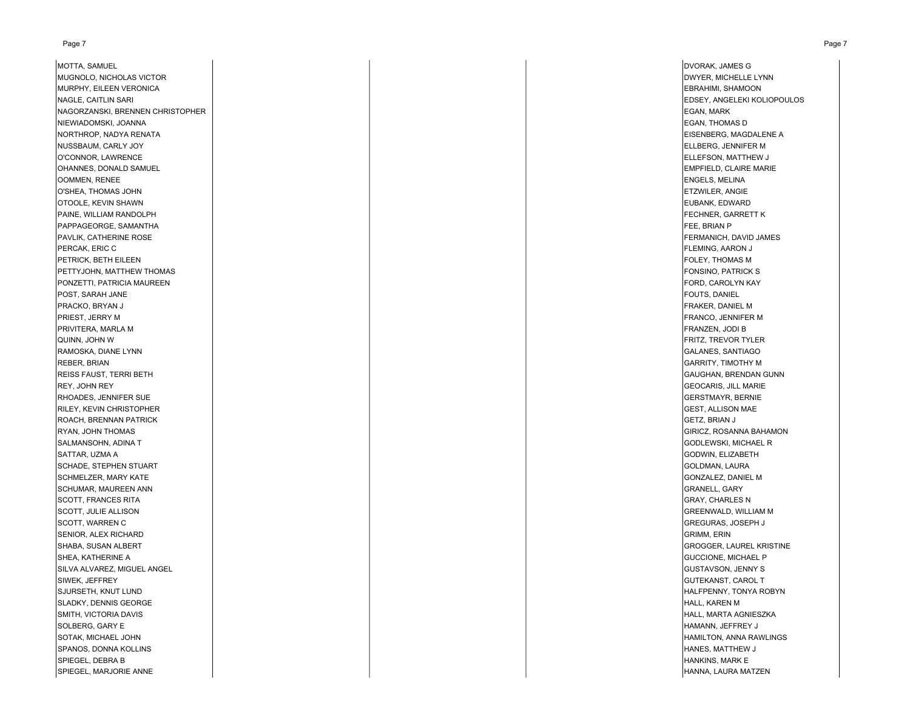MOTTA, SAMUEL
MUGNOLO, NICHOLAS VICTOR
MURPHY, EILEEN VERONICA
NAGLE, CAITLIN SARI
NAGORZANSKI, BRENNEN CHRISTOPHER
NIEWIADOMSKI, JOANNA
NORTHROP, NADYA RENATA
NUSSBAUM, CARLY JOY
O'CONNOR, LAWRENCE
OHANNES, DONALD SAMUEL
OOMMEN, RENEE
O'SHEA, THOMAS JOHN
OTOOLE, KEVIN SHAWN
PAINE, WILLIAM RANDOLPH
PAPPAGEORGE, SAMANTHA
PAVLIK, CATHERINE ROSE
PERCAK, ERIC C
PETRICK, BETH EILEEN
PETTYJOHN, MATTHEW THOMAS
PONZETTI, PATRICIA MAUREEN
POST, SARAH JANE
PRACKO, BRYAN J
PRIEST, JERRY M
PRIVITERA, MARLA M
QUINN, JOHN W
RAMOSKA, DIANE LYNN
REBER, BRIAN
REISS FAUST, TERRI BETH
REY, JOHN REY
RHOADES, JENNIFER SUE
RILEY, KEVIN CHRISTOPHER
ROACH, BRENNAN PATRICK
RYAN, JOHN THOMAS
SALMANSOHN, ADINA T
SATTAR, UZMA A
SCHADE, STEPHEN STUART
SCHMELZER, MARY KATE
SCHUMAR, MAUREEN ANN
SCOTT, FRANCES RITA
SCOTT, JULIE ALLISON
SCOTT, WARREN C
SENIOR, ALEX RICHARD
SHABA, SUSAN ALBERT
SHEA, KATHERINE A
SILVA ALVAREZ, MIGUEL ANGEL
SIWEK, JEFFREY
SJURSETH, KNUT LUND
SLADKY, DENNIS GEORGE
SMITH, VICTORIA DAVIS
SOLBERG, GARY E
SOTAK, MICHAEL JOHN
SPANOS, DONNA KOLLINS
SPIEGEL, DEBRA B
SPIEGEL, MARJORIE ANNE

DVORAK, JAMES G
DWYER, MICHELLE LYNN
EBRAHIMI, SHAMOON
EDSEY, ANGELEKI KOLIOPOULOS
EGAN, MARK
EGAN, THOMAS D
EISENBERG, MAGDALENE A
ELLBERG, JENNIFER M
ELLEFSON, MATTHEW J
EMPFIELD, CLAIRE MARIE
ENGELS, MELINA
ETZWILER, ANGIE
EUBANK, EDWARD
FECHNER, GARRETT K
FEE, BRIAN P
FERMANICH, DAVID JAMES
FLEMING, AARON J
FOLEY, THOMAS M
FONSINO, PATRICK S
FORD, CAROLYN KAY
FOUTS, DANIEL
FRAKER, DANIEL M
FRANCO, JENNIFER M
FRANZEN, JODI B
FRITZ, TREVOR TYLER
GALANES, SANTIAGO
GARRITY, TIMOTHY M
GAUGHAN, BRENDAN GUNN
GEOCARIS, JILL MARIE
GERSTMAYR, BERNIE
GEST, ALLISON MAE
GETZ, BRIAN J
GIRICZ, ROSANNA BAHAMON
GODLEWSKI, MICHAEL R
GODWIN, ELIZABETH
GOLDMAN, LAURA
GONZALEZ, DANIEL M
GRANELL, GARY
GRAY, CHARLES N
GREENWALD, WILLIAM M
GREGURAS, JOSEPH J
GRIMM, ERIN
GROGGER, LAUREL KRISTINE
GUCCIONE, MICHAEL P
GUSTAVSON, JENNY S
GUTEKANST, CAROL T
HALFPENNY, TONYA ROBYN
HALL, KAREN M
HALL, MARTA AGNIESZKA
HAMANN, JEFFREY J
HAMILTON, ANNA RAWLINGS
HANES, MATTHEW J
HANKINS, MARK E
HANNA, LAURA MATZEN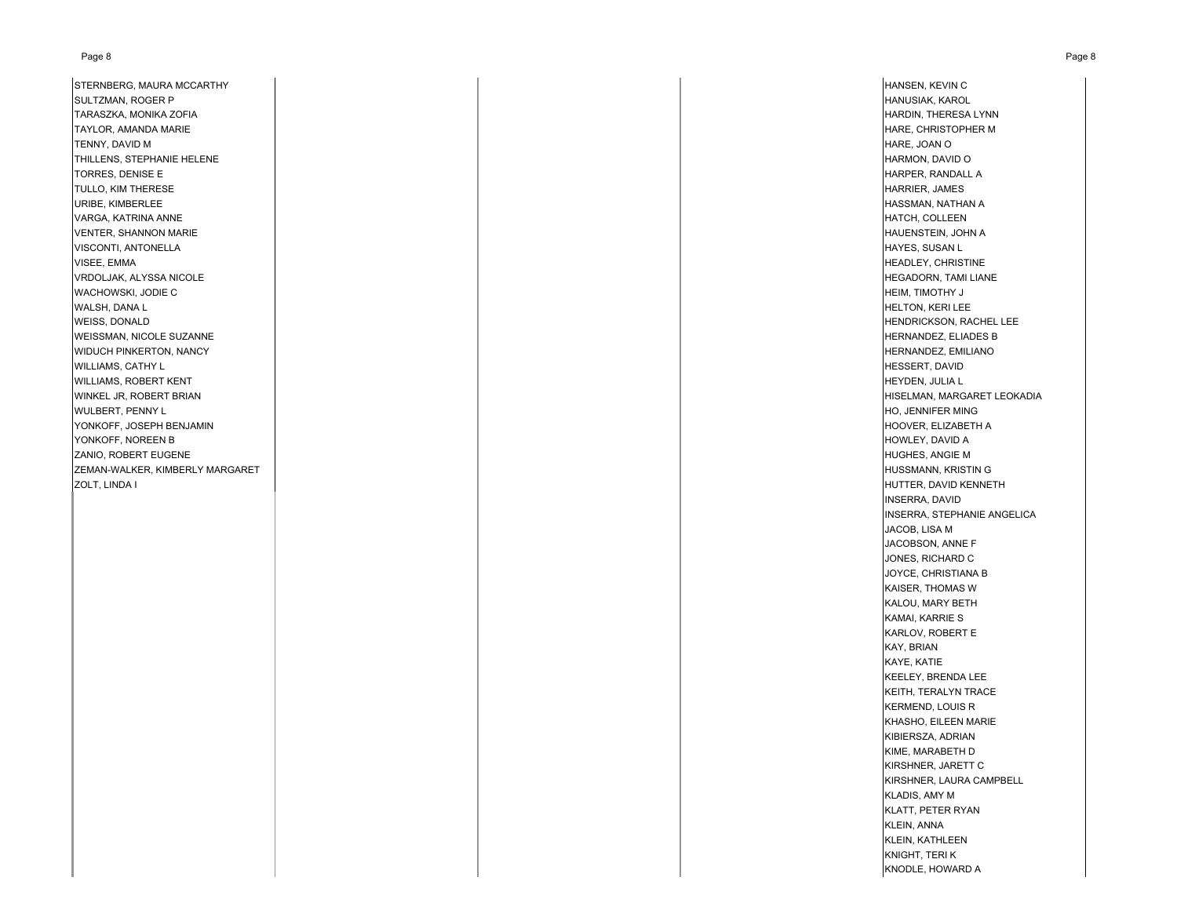STERNBERG, MAURA MCCARTHY
SULTZMAN, ROGER P
TARASZKA, MONIKA ZOFIA
TAYLOR, AMANDA MARIE
TENNY, DAVID M
THILLENS, STEPHANIE HELENE
TORRES, DENISE E
TULLO, KIM THERESE
URIBE, KIMBERLEE
VARGA, KATRINA ANNE
VENTER, SHANNON MARIE
VISCONTI, ANTONELLA
VISEE, EMMA
VRDOLJAK, ALYSSA NICOLE
WACHOWSKI, JODIE C
WALSH, DANA L
WEISS, DONALD
WEISSMAN, NICOLE SUZANNE
WIDUCH PINKERTON, NANCY
WILLIAMS, CATHY L
WILLIAMS, ROBERT KENT
WINKEL JR, ROBERT BRIAN
WULBERT, PENNY L
YONKOFF, JOSEPH BENJAMIN
YONKOFF, NOREEN B
ZANIO, ROBERT EUGENE
ZEMAN-WALKER, KIMBERLY MARGARET
ZOLT, LINDA I

HANSEN, KEVIN C
HANUSIAK, KAROL
HARDIN, THERESA LYNN
HARE, CHRISTOPHER M
HARE, JOAN O
HARMON, DAVID O
HARPER, RANDALL A
HARRIER, JAMES
HASSMAN, NATHAN A
HATCH, COLLEEN
HAUENSTEIN, JOHN A
HAYES, SUSAN L
HEADLEY, CHRISTINE
HEGADORN, TAMI LIANE
HEIM, TIMOTHY J
HELTON, KERI LEE
HENDRICKSON, RACHEL LEE
HERNANDEZ, ELIADES B
HERNANDEZ, EMILIANO
HESSERT, DAVID
HEYDEN, JULIA L
HISELMAN, MARGARET LEOKADIA
HO, JENNIFER MING
HOOVER, ELIZABETH A
HOWLEY, DAVID A
HUGHES, ANGIE M
HUSSMANN, KRISTIN G
HUTTER, DAVID KENNETH
INSERRA, DAVID
INSERRA, STEPHANIE ANGELICA
JACOB, LISA M
JACOBSON, ANNE F
JONES, RICHARD C
JOYCE, CHRISTIANA B
KAISER, THOMAS W
KALOU, MARY BETH
KAMAI, KARRIE S
KARLOV, ROBERT E
KAY, BRIAN
KAYE, KATIE
KEELEY, BRENDA LEE
KEITH, TERALYN TRACE
KERMEND, LOUIS R
KHASHO, EILEEN MARIE
KIBIERSZA, ADRIAN
KIME, MARABETH D
KIRSHNER, JARETT C
KIRSHNER, LAURA CAMPBELL
KLADIS, AMY M
KLATT, PETER RYAN
KLEIN, ANNA
KLEIN, KATHLEEN
KNIGHT, TERI K
KNODLE, HOWARD A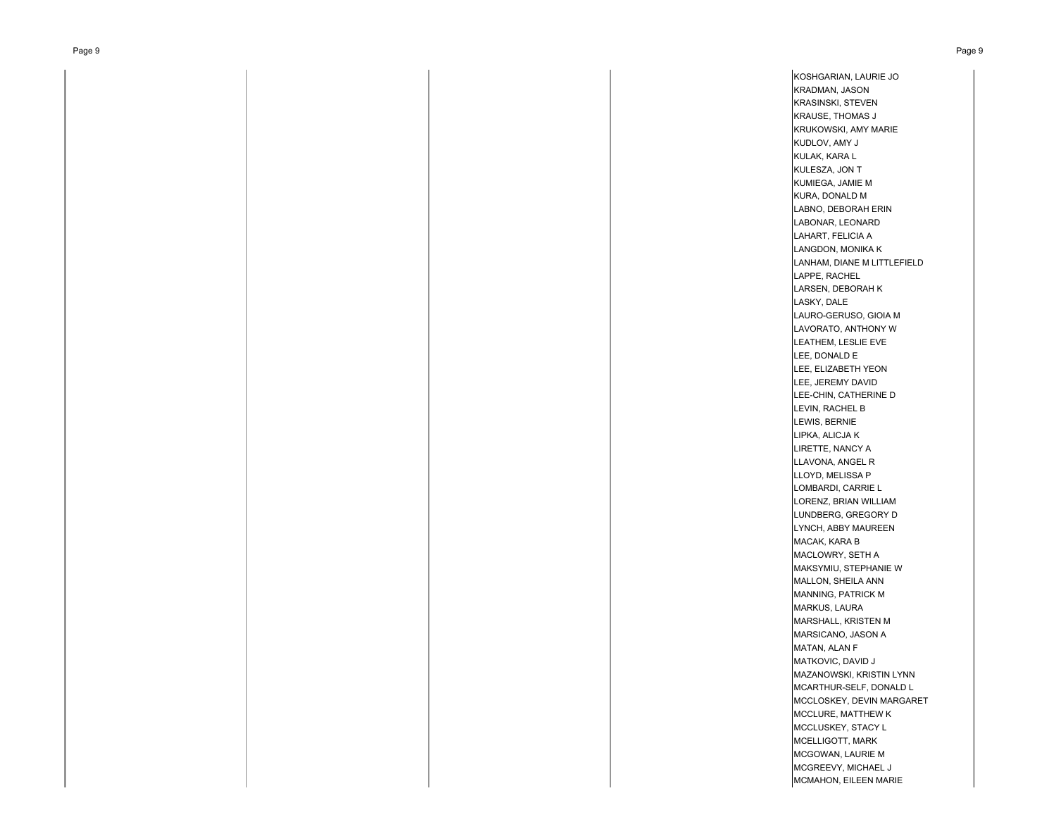KOSHGARIAN, LAURIE JO
KRADMAN, JASON
KRASINSKI, STEVEN
KRAUSE, THOMAS J
KRUKOWSKI, AMY MARIE
KUDLOV, AMY J
KULAK, KARA L
KULESZA, JON T
KUMIEGA, JAMIE M
KURA, DONALD M
LABNO, DEBORAH ERIN
LABONAR, LEONARD
LAHART, FELICIA A
LANGDON, MONIKA K
LANHAM, DIANE M LITTLEFIELD
LAPPE, RACHEL
LARSEN, DEBORAH K
LASKY, DALE
LAURO-GERUSO, GIOIA M
LAVORATO, ANTHONY W
LEATHEM, LESLIE EVE
LEE, DONALD E
LEE, ELIZABETH YEON
LEE, JEREMY DAVID
LEE-CHIN, CATHERINE D
LEVIN, RACHEL B
LEWIS, BERNIE
LIPKA, ALICJA K
LIRETTE, NANCY A
LLAVONA, ANGEL R
LLOYD, MELISSA P
LOMBARDI, CARRIE L
LORENZ, BRIAN WILLIAM
LUNDBERG, GREGORY D
LYNCH, ABBY MAUREEN
MACAK, KARA B
MACLOWRY, SETH A
MAKSYMIU, STEPHANIE W
MALLON, SHEILA ANN
MANNING, PATRICK M
MARKUS, LAURA
MARSHALL, KRISTEN M
MARSICANO, JASON A
MATAN, ALAN F
MATKOVIC, DAVID J
MAZANOWSKI, KRISTIN LYNN
MCARTHUR-SELF, DONALD L
MCCLOSKEY, DEVIN MARGARET
MCCLURE, MATTHEW K
MCCLUSKEY, STACY L
MCELLIGOTT, MARK
MCGOWAN, LAURIE M
MCGREEVY, MICHAEL J
MCMAHON, EILEEN MARIE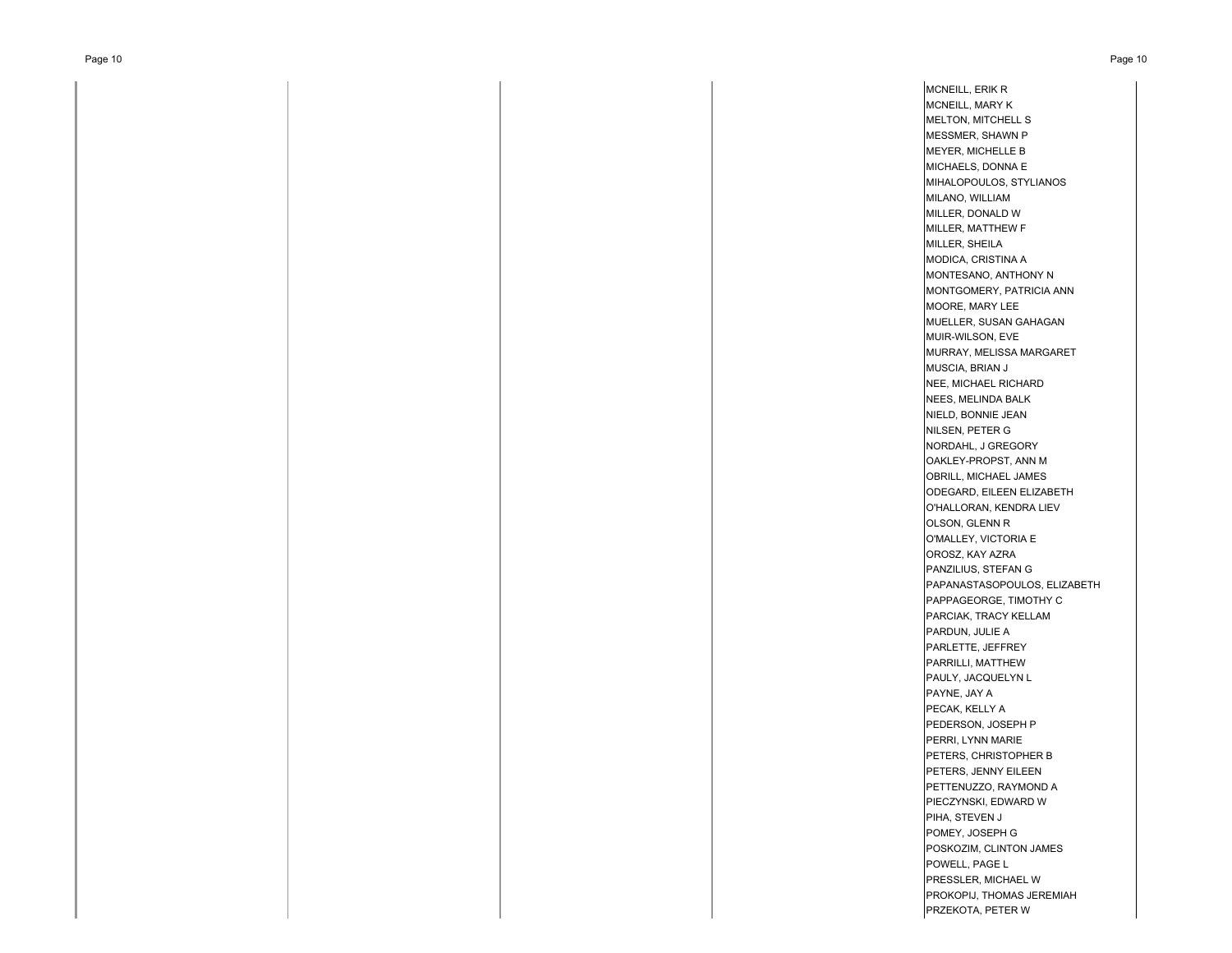MCNEILL, ERIK R
MCNEILL, MARY K
MELTON, MITCHELL S
MESSMER, SHAWN P
MEYER, MICHELLE B
MICHAELS, DONNA E
MIHALOPOULOS, STYLIANOS
MILANO, WILLIAM
MILLER, DONALD W
MILLER, MATTHEW F
MILLER, SHEILA
MODICA, CRISTINA A
MONTESANO, ANTHONY N
MONTGOMERY, PATRICIA ANN
MOORE, MARY LEE
MUELLER, SUSAN GAHAGAN
MUIR-WILSON, EVE
MURRAY, MELISSA MARGARET
MUSCIA, BRIAN J
NEE, MICHAEL RICHARD
NEES, MELINDA BALK
NIELD, BONNIE JEAN
NILSEN, PETER G
NORDAHL, J GREGORY
OAKLEY-PROPST, ANN M
OBRILL, MICHAEL JAMES
ODEGARD, EILEEN ELIZABETH
O'HALLORAN, KENDRA LIEV
OLSON, GLENN R
O'MALLEY, VICTORIA E
OROSZ, KAY AZRA
PANZILIUS, STEFAN G
PAPANASTASOPOULOS, ELIZABETH
PAPPAGEORGE, TIMOTHY C
PARCIAK, TRACY KELLAM
PARDUN, JULIE A
PARLETTE, JEFFREY
PARRILLI, MATTHEW
PAULY, JACQUELYN L
PAYNE, JAY A
PECAK, KELLY A
PEDERSON, JOSEPH P
PERRI, LYNN MARIE
PETERS, CHRISTOPHER B
PETERS, JENNY EILEEN
PETTENUZZO, RAYMOND A
PIECZYNSKI, EDWARD W
PIHA, STEVEN J
POMEY, JOSEPH G
POSKOZIM, CLINTON JAMES
POWELL, PAGE L
PRESSLER, MICHAEL W
PROKOPIJ, THOMAS JEREMIAH
PRZEKOTA, PETER W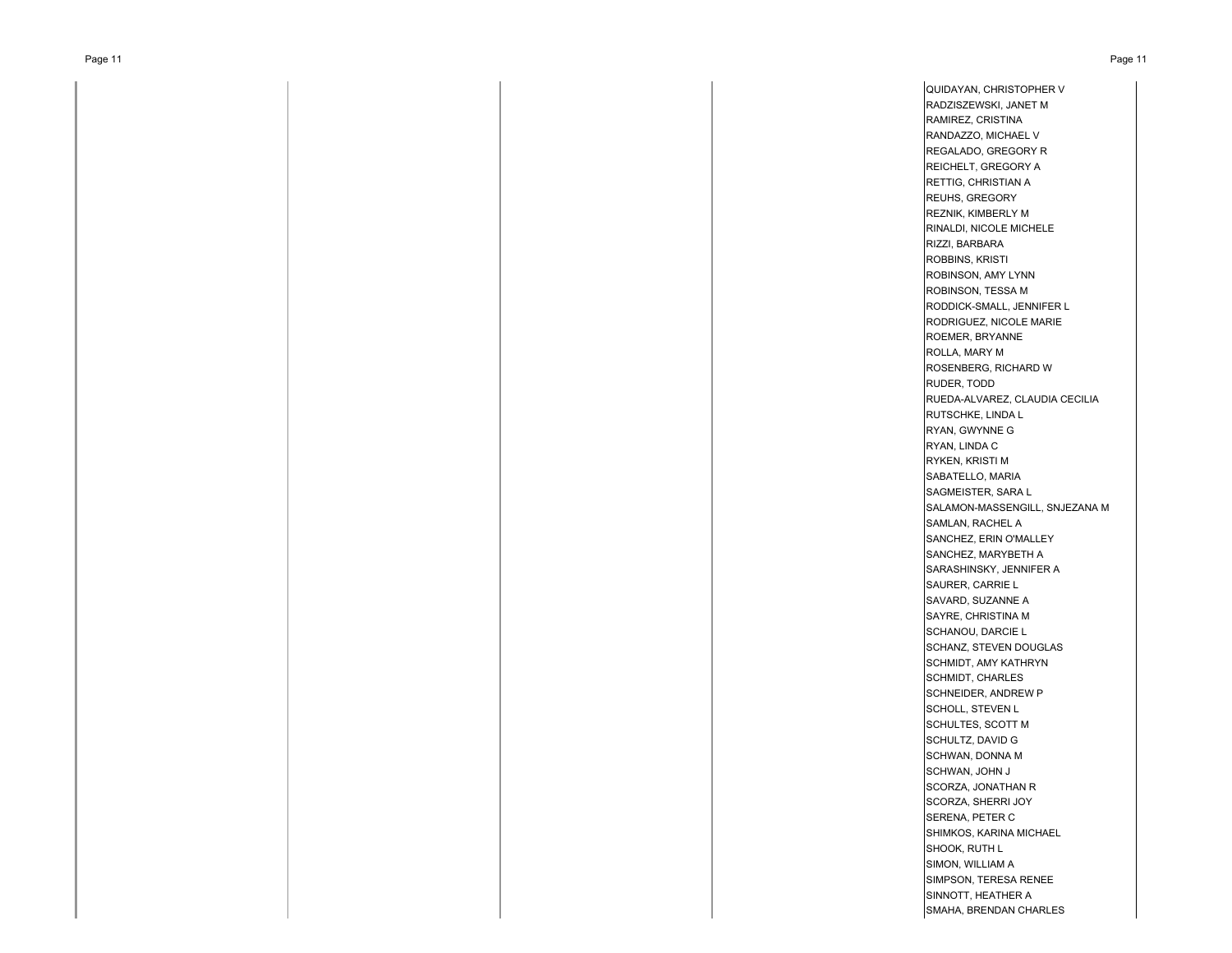QUIDAYAN, CHRISTOPHER V
RADZISZEWSKI, JANET M
RAMIREZ, CRISTINA
RANDAZZO, MICHAEL V
REGALADO, GREGORY R
REICHELT, GREGORY A
RETTIG, CHRISTIAN A
REUHS, GREGORY
REZNIK, KIMBERLY M
RINALDI, NICOLE MICHELE
RIZZI, BARBARA
ROBBINS, KRISTI
ROBINSON, AMY LYNN
ROBINSON, TESSA M
RODDICK-SMALL, JENNIFER L
RODRIGUEZ, NICOLE MARIE
ROEMER, BRYANNE
ROLLA, MARY M
ROSENBERG, RICHARD W
RUDER, TODD
RUEDA-ALVAREZ, CLAUDIA CECILIA
RUTSCHKE, LINDA L
RYAN, GWYNNE G
RYAN, LINDA C
RYKEN, KRISTI M
SABATELLO, MARIA
SAGMEISTER, SARA L
SALAMON-MASSENGILL, SNJEZANA M
SAMLAN, RACHEL A
SANCHEZ, ERIN O'MALLEY
SANCHEZ, MARYBETH A
SARASHINSKY, JENNIFER A
SAURER, CARRIE L
SAVARD, SUZANNE A
SAYRE, CHRISTINA M
SCHANOU, DARCIE L
SCHANZ, STEVEN DOUGLAS
SCHMIDT, AMY KATHRYN
SCHMIDT, CHARLES
SCHNEIDER, ANDREW P
SCHOLL, STEVEN L
SCHULTES, SCOTT M
SCHULTZ, DAVID G
SCHWAN, DONNA M
SCHWAN, JOHN J
SCORZA, JONATHAN R
SCORZA, SHERRI JOY
SERENA, PETER C
SHIMKOS, KARINA MICHAEL
SHOOK, RUTH L
SIMON, WILLIAM A
SIMPSON, TERESA RENEE
SINNOTT, HEATHER A
SMAHA, BRENDAN CHARLES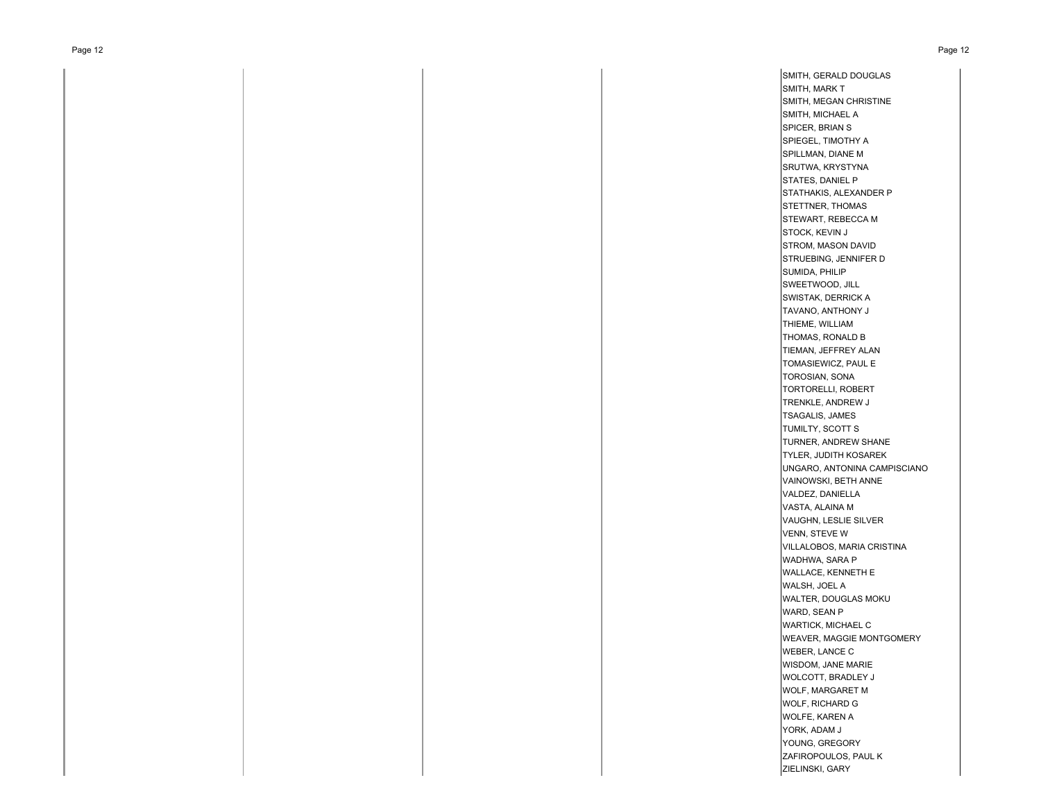SMITH, GERALD DOUGLAS
SMITH, MARK T
SMITH, MEGAN CHRISTINE
SMITH, MICHAEL A
SPICER, BRIAN S
SPIEGEL, TIMOTHY A
SPILLMAN, DIANE M
SRUTWA, KRYSTYNA
STATES, DANIEL P
STATHAKIS, ALEXANDER P
STETTNER, THOMAS
STEWART, REBECCA M
STOCK, KEVIN J
STROM, MASON DAVID
STRUEBING, JENNIFER D
SUMIDA, PHILIP
SWEETWOOD, JILL
SWISTAK, DERRICK A
TAVANO, ANTHONY J
THIEME, WILLIAM
THOMAS, RONALD B
TIEMAN, JEFFREY ALAN
TOMASIEWICZ, PAUL E
TOROSIAN, SONA
TORTORELLI, ROBERT
TRENKLE, ANDREW J
TSAGALIS, JAMES
TUMILTY, SCOTT S
TURNER, ANDREW SHANE
TYLER, JUDITH KOSAREK
UNGARO, ANTONINA CAMPISCIANO
VAINOWSKI, BETH ANNE
VALDEZ, DANIELLA
VASTA, ALAINA M
VAUGHN, LESLIE SILVER
VENN, STEVE W
VILLALOBOS, MARIA CRISTINA
WADHWA, SARA P
WALLACE, KENNETH E
WALSH, JOEL A
WALTER, DOUGLAS MOKU
WARD, SEAN P
WARTICK, MICHAEL C
WEAVER, MAGGIE MONTGOMERY
WEBER, LANCE C
WISDOM, JANE MARIE
WOLCOTT, BRADLEY J
WOLF, MARGARET M
WOLF, RICHARD G
WOLFE, KAREN A
YORK, ADAM J
YOUNG, GREGORY
ZAFIROPOULOS, PAUL K
ZIELINSKI, GARY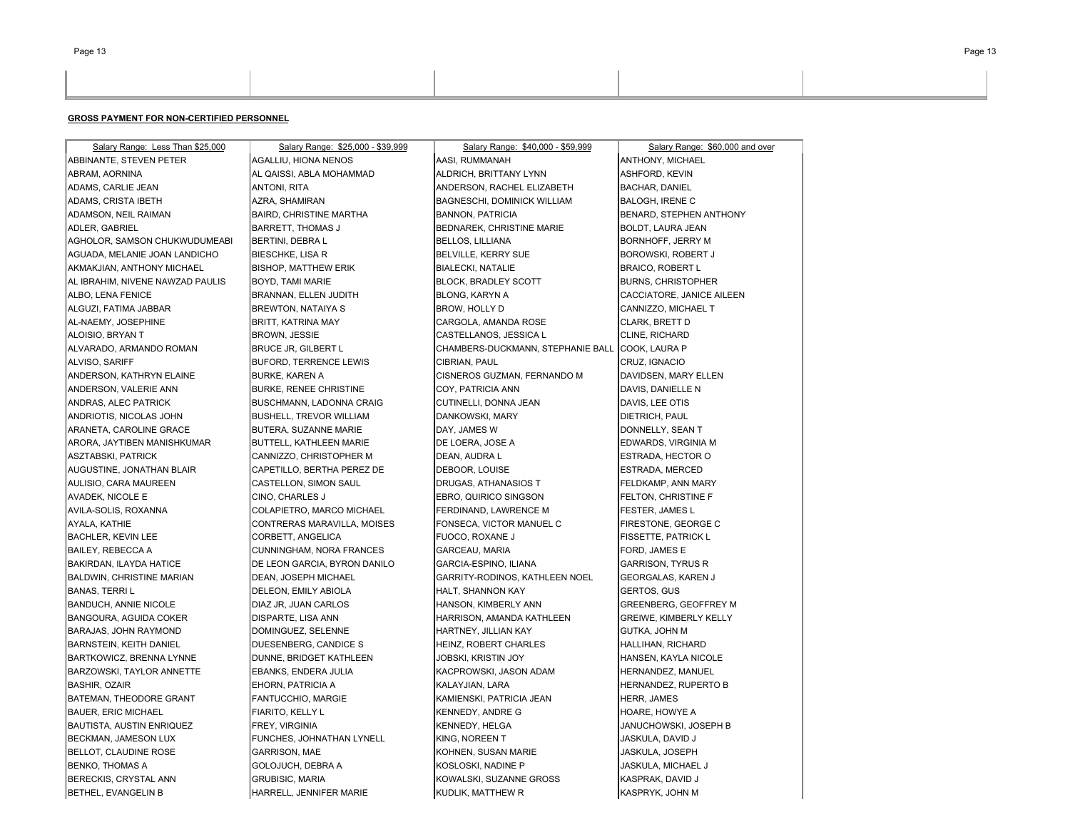**GROSS PAYMENT FOR NON-CERTIFIED PERSONNEL**

| Salary Range: Less Than $25,000 | Salary Range: $25,000 - $39,999 | Salary Range: $40,000 - $59,999 | Salary Range: $60,000 and over |
|---|---|---|---|
| ABBINANTE, STEVEN PETER | AGALLIU, HIONA NENOS | AASI, RUMMANAH | ANTHONY, MICHAEL |
| ABRAM, AORNINA | AL QAISSI, ABLA MOHAMMAD | ALDRICH, BRITTANY LYNN | ASHFORD, KEVIN |
| ADAMS, CARLIE JEAN | ANTONI, RITA | ANDERSON, RACHEL ELIZABETH | BACHAR, DANIEL |
| ADAMS, CRISTA IBETH | AZRA, SHAMIRAN | BAGNESCHI, DOMINICK WILLIAM | BALOGH, IRENE C |
| ADAMSON, NEIL RAIMAN | BAIRD, CHRISTINE MARTHA | BANNON, PATRICIA | BENARD, STEPHEN ANTHONY |
| ADLER, GABRIEL | BARRETT, THOMAS J | BEDNAREK, CHRISTINE MARIE | BOLDT, LAURA JEAN |
| AGHOLOR, SAMSON CHUKWUDUMEABI | BERTINI, DEBRA L | BELLOS, LILLIANA | BORNHOFF, JERRY M |
| AGUADA, MELANIE JOAN LANDICHO | BIESCHKE, LISA R | BELVILLE, KERRY SUE | BOROWSKI, ROBERT J |
| AKMAKJIAN, ANTHONY MICHAEL | BISHOP, MATTHEW ERIK | BIALECKI, NATALIE | BRAICO, ROBERT L |
| AL IBRAHIM, NIVENE NAWZAD PAULIS | BOYD, TAMI MARIE | BLOCK, BRADLEY SCOTT | BURNS, CHRISTOPHER |
| ALBO, LENA FENICE | BRANNAN, ELLEN JUDITH | BLONG, KARYN A | CACCIATORE, JANICE AILEEN |
| ALGUZI, FATIMA JABBAR | BREWTON, NATAIYA S | BROW, HOLLY D | CANNIZZO, MICHAEL T |
| AL-NAEMY, JOSEPHINE | BRITT, KATRINA MAY | CARGOLA, AMANDA ROSE | CLARK, BRETT D |
| ALOISIO, BRYAN T | BROWN, JESSIE | CASTELLANOS, JESSICA L | CLINE, RICHARD |
| ALVARADO, ARMANDO ROMAN | BRUCE JR, GILBERT L | CHAMBERS-DUCKMANN, STEPHANIE BALL | COOK, LAURA P |
| ALVISO, SARIFF | BUFORD, TERRENCE LEWIS | CIBRIAN, PAUL | CRUZ, IGNACIO |
| ANDERSON, KATHRYN ELAINE | BURKE, KAREN A | CISNEROS GUZMAN, FERNANDO M | DAVIDSEN, MARY ELLEN |
| ANDERSON, VALERIE ANN | BURKE, RENEE CHRISTINE | COY, PATRICIA ANN | DAVIS, DANIELLE N |
| ANDRAS, ALEC PATRICK | BUSCHMANN, LADONNA CRAIG | CUTINELLI, DONNA JEAN | DAVIS, LEE OTIS |
| ANDRIOTIS, NICOLAS JOHN | BUSHELL, TREVOR WILLIAM | DANKOWSKI, MARY | DIETRICH, PAUL |
| ARANETA, CAROLINE GRACE | BUTERA, SUZANNE MARIE | DAY, JAMES W | DONNELLY, SEAN T |
| ARORA, JAYTIBEN MANISHKUMAR | BUTTELL, KATHLEEN MARIE | DE LOERA, JOSE A | EDWARDS, VIRGINIA M |
| ASZTABSKI, PATRICK | CANNIZZO, CHRISTOPHER M | DEAN, AUDRA L | ESTRADA, HECTOR O |
| AUGUSTINE, JONATHAN BLAIR | CAPETILLO, BERTHA PEREZ DE | DEBOOR, LOUISE | ESTRADA, MERCED |
| AULISIO, CARA MAUREEN | CASTELLON, SIMON SAUL | DRUGAS, ATHANASIOS T | FELDKAMP, ANN MARY |
| AVADEK, NICOLE E | CINO, CHARLES J | EBRO, QUIRICO SINGSON | FELTON, CHRISTINE F |
| AVILA-SOLIS, ROXANNA | COLAPIETRO, MARCO MICHAEL | FERDINAND, LAWRENCE M | FESTER, JAMES L |
| AYALA, KATHIE | CONTRERAS MARAVILLA, MOISES | FONSECA, VICTOR MANUEL C | FIRESTONE, GEORGE C |
| BACHLER, KEVIN LEE | CORBETT, ANGELICA | FUOCO, ROXANE J | FISSETTE, PATRICK L |
| BAILEY, REBECCA A | CUNNINGHAM, NORA FRANCES | GARCEAU, MARIA | FORD, JAMES E |
| BAKIRDAN, ILAYDA HATICE | DE LEON GARCIA, BYRON DANILO | GARCIA-ESPINO, ILIANA | GARRISON, TYRUS R |
| BALDWIN, CHRISTINE MARIAN | DEAN, JOSEPH MICHAEL | GARRITY-RODINOS, KATHLEEN NOEL | GEORGALAS, KAREN J |
| BANAS, TERRI L | DELEON, EMILY ABIOLA | HALT, SHANNON KAY | GERTOS, GUS |
| BANDUCH, ANNIE NICOLE | DIAZ JR, JUAN CARLOS | HANSON, KIMBERLY ANN | GREENBERG, GEOFFREY M |
| BANGOURA, AGUIDA COKER | DISPARTE, LISA ANN | HARRISON, AMANDA KATHLEEN | GREIWE, KIMBERLY KELLY |
| BARAJAS, JOHN RAYMOND | DOMINGUEZ, SELENNE | HARTNEY, JILLIAN KAY | GUTKA, JOHN M |
| BARNSTEIN, KEITH DANIEL | DUESENBERG, CANDICE S | HEINZ, ROBERT CHARLES | HALLIHAN, RICHARD |
| BARTKOWICZ, BRENNA LYNNE | DUNNE, BRIDGET KATHLEEN | JOBSKI, KRISTIN JOY | HANSEN, KAYLA NICOLE |
| BARZOWSKI, TAYLOR ANNETTE | EBANKS, ENDERA JULIA | KACPROWSKI, JASON ADAM | HERNANDEZ, MANUEL |
| BASHIR, OZAIR | EHORN, PATRICIA A | KALAYJIAN, LARA | HERNANDEZ, RUPERTO B |
| BATEMAN, THEODORE GRANT | FANTUCCHIO, MARGIE | KAMIENSKI, PATRICIA JEAN | HERR, JAMES |
| BAUER, ERIC MICHAEL | FIARITO, KELLY L | KENNEDY, ANDRE G | HOARE, HOWYE A |
| BAUTISTA, AUSTIN ENRIQUEZ | FREY, VIRGINIA | KENNEDY, HELGA | JANUCHOWSKI, JOSEPH B |
| BECKMAN, JAMESON LUX | FUNCHES, JOHNATHAN LYNELL | KING, NOREEN T | JASKULA, DAVID J |
| BELLOT, CLAUDINE ROSE | GARRISON, MAE | KOHNEN, SUSAN MARIE | JASKULA, JOSEPH |
| BENKO, THOMAS A | GOLOJUCH, DEBRA A | KOSLOSKI, NADINE P | JASKULA, MICHAEL J |
| BERECKIS, CRYSTAL ANN | GRUBISIC, MARIA | KOWALSKI, SUZANNE GROSS | KASPRAK, DAVID J |
| BETHEL, EVANGELIN B | HARRELL, JENNIFER MARIE | KUDLIK, MATTHEW R | KASPRYK, JOHN M |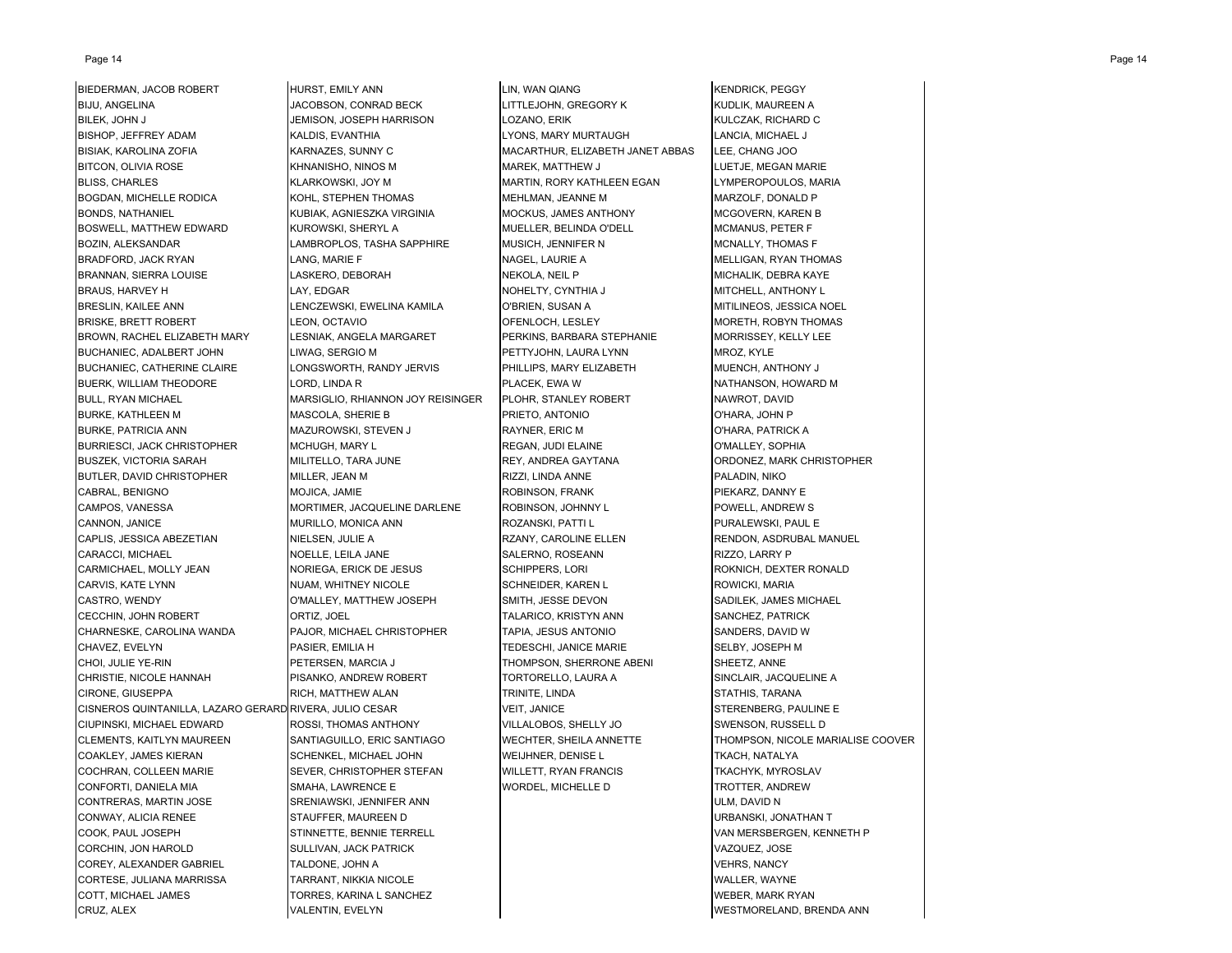BIEDERMAN, JACOB ROBERT
BIJU, ANGELINA
BILEK, JOHN J
BISHOP, JEFFREY ADAM
BISIAK, KAROLINA ZOFIA
BITCON, OLIVIA ROSE
BLISS, CHARLES
BOGDAN, MICHELLE RODICA
BONDS, NATHANIEL
BOSWELL, MATTHEW EDWARD
BOZIN, ALEKSANDAR
BRADFORD, JACK RYAN
BRANNAN, SIERRA LOUISE
BRAUS, HARVEY H
BRESLIN, KAILEE ANN
BRISKE, BRETT ROBERT
BROWN, RACHEL ELIZABETH MARY
BUCHANIEC, ADALBERT JOHN
BUCHANIEC, CATHERINE CLAIRE
BUERK, WILLIAM THEODORE
BULL, RYAN MICHAEL
BURKE, KATHLEEN M
BURKE, PATRICIA ANN
BURRIESCI, JACK CHRISTOPHER
BUSZEK, VICTORIA SARAH
BUTLER, DAVID CHRISTOPHER
CABRAL, BENIGNO
CAMPOS, VANESSA
CANNON, JANICE
CAPLIS, JESSICA ABEZETIAN
CARACCI, MICHAEL
CARMICHAEL, MOLLY JEAN
CARVIS, KATE LYNN
CASTRO, WENDY
CECCHIN, JOHN ROBERT
CHARNESKE, CAROLINA WANDA
CHAVEZ, EVELYN
CHOI, JULIE YE-RIN
CHRISTIE, NICOLE HANNAH
CIRONE, GIUSEPPA
CISNEROS QUINTANILLA, LAZARO GERARD
CIUPINSKI, MICHAEL EDWARD
CLEMENTS, KAITLYN MAUREEN
COAKLEY, JAMES KIERAN
COCHRAN, COLLEEN MARIE
CONFORTI, DANIELA MIA
CONTRERAS, MARTIN JOSE
CONWAY, ALICIA RENEE
COOK, PAUL JOSEPH
CORCHIN, JON HAROLD
COREY, ALEXANDER GABRIEL
CORTESE, JULIANA MARRISSA
COTT, MICHAEL JAMES
CRUZ, ALEX

HURST, EMILY ANN
JACOBSON, CONRAD BECK
JEMISON, JOSEPH HARRISON
KALDIS, EVANTHIA
KARNAZES, SUNNY C
KHNANISHO, NINOS M
KLARKOWSKI, JOY M
KOHL, STEPHEN THOMAS
KUBIAK, AGNIESZKA VIRGINIA
KUROWSKI, SHERYL A
LAMBROPLOS, TASHA SAPPHIRE
LANG, MARIE F
LASKERO, DEBORAH
LAY, EDGAR
LENCZEWSKI, EWELINA KAMILA
LEON, OCTAVIO
LESNIAK, ANGELA MARGARET
LIWAG, SERGIO M
LONGSWORTH, RANDY JERVIS
LORD, LINDA R
MARSIGLIO, RHIANNON JOY REISINGER
MASCOLA, SHERIE B
MAZUROWSKI, STEVEN J
MCHUGH, MARY L
MILITELLO, TARA JUNE
MILLER, JEAN M
MOJICA, JAMIE
MORTIMER, JACQUELINE DARLENE
MURILLO, MONICA ANN
NIELSEN, JULIE A
NOELLE, LEILA JANE
NORIEGA, ERICK DE JESUS
NUAM, WHITNEY NICOLE
O'MALLEY, MATTHEW JOSEPH
ORTIZ, JOEL
PAJOR, MICHAEL CHRISTOPHER
PASIER, EMILIA H
PETERSEN, MARCIA J
PISANKO, ANDREW ROBERT
RICH, MATTHEW ALAN
RIVERA, JULIO CESAR
ROSSI, THOMAS ANTHONY
SANTIAGUILLO, ERIC SANTIAGO
SCHENKEL, MICHAEL JOHN
SEVER, CHRISTOPHER STEFAN
SMAHA, LAWRENCE E
SRENIAWSKI, JENNIFER ANN
STAUFFER, MAUREEN D
STINNETTE, BENNIE TERRELL
SULLIVAN, JACK PATRICK
TALDONE, JOHN A
TARRANT, NIKKIA NICOLE
TORRES, KARINA L SANCHEZ
VALENTIN, EVELYN

LIN, WAN QIANG
LITTLEJOHN, GREGORY K
LOZANO, ERIK
LYONS, MARY MURTAUGH
MACARTHUR, ELIZABETH JANET ABBAS
MAREK, MATTHEW J
MARTIN, RORY KATHLEEN EGAN
MEHLMAN, JEANNE M
MOCKUS, JAMES ANTHONY
MUELLER, BELINDA O'DELL
MUSICH, JENNIFER N
NAGEL, LAURIE A
NEKOLA, NEIL P
NOHELTY, CYNTHIA J
O'BRIEN, SUSAN A
OFENLOCH, LESLEY
PERKINS, BARBARA STEPHANIE
PETTYJOHN, LAURA LYNN
PHILLIPS, MARY ELIZABETH
PLACEK, EWA W
PLOHR, STANLEY ROBERT
PRIETO, ANTONIO
RAYNER, ERIC M
REGAN, JUDI ELAINE
REY, ANDREA GAYTANA
RIZZI, LINDA ANNE
ROBINSON, FRANK
ROBINSON, JOHNNY L
ROZANSKI, PATTI L
RZANY, CAROLINE ELLEN
SALERNO, ROSEANN
SCHIPPERS, LORI
SCHNEIDER, KAREN L
SMITH, JESSE DEVON
TALARICO, KRISTYN ANN
TAPIA, JESUS ANTONIO
TEDESCHI, JANICE MARIE
THOMPSON, SHERRONE ABENI
TORTORELLO, LAURA A
TRINITE, LINDA
VEIT, JANICE
VILLALOBOS, SHELLY JO
WECHTER, SHEILA ANNETTE
WEIJHNER, DENISE L
WILLETT, RYAN FRANCIS
WORDEL, MICHELLE D

KENDRICK, PEGGY
KUDLIK, MAUREEN A
KULCZAK, RICHARD C
LANCIA, MICHAEL J
LEE, CHANG JOO
LUETJE, MEGAN MARIE
LYMPEROPOULOS, MARIA
MARZOLF, DONALD P
MCGOVERN, KAREN B
MCMANUS, PETER F
MCNALLY, THOMAS F
MELLIGAN, RYAN THOMAS
MICHALIK, DEBRA KAYE
MITCHELL, ANTHONY L
MITILINEOS, JESSICA NOEL
MORETH, ROBYN THOMAS
MORRISSEY, KELLY LEE
MROZ, KYLE
MUENCH, ANTHONY J
NATHANSON, HOWARD M
NAWROT, DAVID
O'HARA, JOHN P
O'HARA, PATRICK A
O'MALLEY, SOPHIA
ORDONEZ, MARK CHRISTOPHER
PALADIN, NIKO
PIEKARZ, DANNY E
POWELL, ANDREW S
PURALEWSKI, PAUL E
RENDON, ASDRUBAL MANUEL
RIZZO, LARRY P
ROKNICH, DEXTER RONALD
ROWICKI, MARIA
SADILEK, JAMES MICHAEL
SANCHEZ, PATRICK
SANDERS, DAVID W
SELBY, JOSEPH M
SHEETZ, ANNE
SINCLAIR, JACQUELINE A
STATHIS, TARANA
STERENBERG, PAULINE E
SWENSON, RUSSELL D
THOMPSON, NICOLE MARIALISE COOVER
TKACH, NATALYA
TKACHYK, MYROSLAV
TROTTER, ANDREW
ULM, DAVID N
URBANSKI, JONATHAN T
VAN MERSBERGEN, KENNETH P
VAZQUEZ, JOSE
VEHRS, NANCY
WALLER, WAYNE
WEBER, MARK RYAN
WESTMORELAND, BRENDA ANN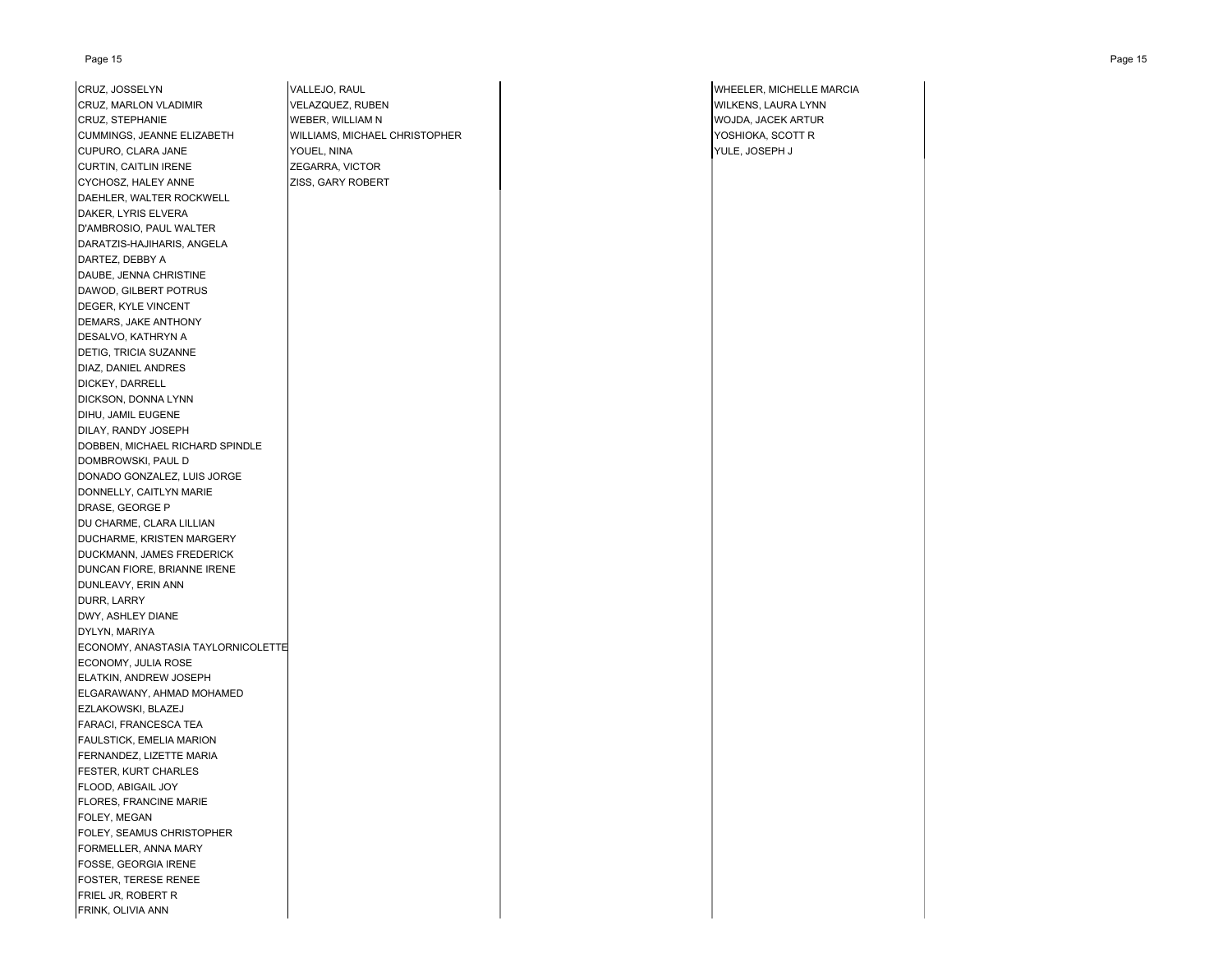CRUZ, JOSSELYN
CRUZ, MARLON VLADIMIR
CRUZ, STEPHANIE
CUMMINGS, JEANNE ELIZABETH
CUPURO, CLARA JANE
CURTIN, CAITLIN IRENE
CYCHOSZ, HALEY ANNE
DAEHLER, WALTER ROCKWELL
DAKER, LYRIS ELVERA
D'AMBROSIO, PAUL WALTER
DARATZIS-HAJIHARIS, ANGELA
DARTEZ, DEBBY A
DAUBE, JENNA CHRISTINE
DAWOD, GILBERT POTRUS
DEGER, KYLE VINCENT
DEMARS, JAKE ANTHONY
DESALVO, KATHRYN A
DETIG, TRICIA SUZANNE
DIAZ, DANIEL ANDRES
DICKEY, DARRELL
DICKSON, DONNA LYNN
DIHU, JAMIL EUGENE
DILAY, RANDY JOSEPH
DOBBEN, MICHAEL RICHARD SPINDLE
DOMBROWSKI, PAUL D
DONADO GONZALEZ, LUIS JORGE
DONNELLY, CAITLYN MARIE
DRASE, GEORGE P
DU CHARME, CLARA LILLIAN
DUCHARME, KRISTEN MARGERY
DUCKMANN, JAMES FREDERICK
DUNCAN FIORE, BRIANNE IRENE
DUNLEAVY, ERIN ANN
DURR, LARRY
DWY, ASHLEY DIANE
DYLYN, MARIYA
ECONOMY, ANASTASIA TAYLORNICOLETTE
ECONOMY, JULIA ROSE
ELATKIN, ANDREW JOSEPH
ELGARAWANY, AHMAD MOHAMED
EZLAKOWSKI, BLAZEJ
FARACI, FRANCESCA TEA
FAULSTICK, EMELIA MARION
FERNANDEZ, LIZETTE MARIA
FESTER, KURT CHARLES
FLOOD, ABIGAIL JOY
FLORES, FRANCINE MARIE
FOLEY, MEGAN
FOLEY, SEAMUS CHRISTOPHER
FORMELLER, ANNA MARY
FOSSE, GEORGIA IRENE
FOSTER, TERESE RENEE
FRIEL JR, ROBERT R
FRINK, OLIVIA ANN

VALLEJO, RAUL
VELAZQUEZ, RUBEN
WEBER, WILLIAM N
WILLIAMS, MICHAEL CHRISTOPHER
YOUEL, NINA
ZEGARRA, VICTOR
ZISS, GARY ROBERT

WHEELER, MICHELLE MARCIA
WILKENS, LAURA LYNN
WOJDA, JACEK ARTUR
YOSHIOKA, SCOTT R
YULE, JOSEPH J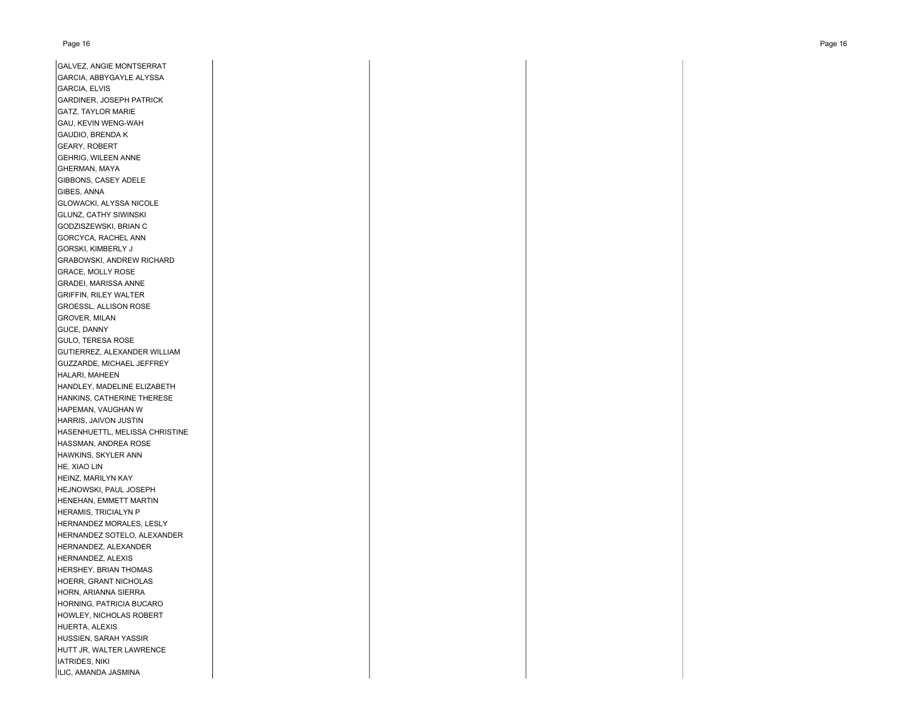GALVEZ, ANGIE MONTSERRAT
GARCIA, ABBYGAYLE ALYSSA
GARCIA, ELVIS
GARDINER, JOSEPH PATRICK
GATZ, TAYLOR MARIE
GAU, KEVIN WENG-WAH
GAUDIO, BRENDA K
GEARY, ROBERT
GEHRIG, WILEEN ANNE
GHERMAN, MAYA
GIBBONS, CASEY ADELE
GIBES, ANNA
GLOWACKI, ALYSSA NICOLE
GLUNZ, CATHY SIWINSKI
GODZISZEWSKI, BRIAN C
GORCYCA, RACHEL ANN
GORSKI, KIMBERLY J
GRABOWSKI, ANDREW RICHARD
GRACE, MOLLY ROSE
GRADEI, MARISSA ANNE
GRIFFIN, RILEY WALTER
GROESSL, ALLISON ROSE
GROVER, MILAN
GUCE, DANNY
GULO, TERESA ROSE
GUTIERREZ, ALEXANDER WILLIAM
GUZZARDE, MICHAEL JEFFREY
HALARI, MAHEEN
HANDLEY, MADELINE ELIZABETH
HANKINS, CATHERINE THERESE
HAPEMAN, VAUGHAN W
HARRIS, JAIVON JUSTIN
HASENHUETTL, MELISSA CHRISTINE
HASSMAN, ANDREA ROSE
HAWKINS, SKYLER ANN
HE, XIAO LIN
HEINZ, MARILYN KAY
HEJNOWSKI, PAUL JOSEPH
HENEHAN, EMMETT MARTIN
HERAMIS, TRICIALYN P
HERNANDEZ MORALES, LESLY
HERNANDEZ SOTELO, ALEXANDER
HERNANDEZ, ALEXANDER
HERNANDEZ, ALEXIS
HERSHEY, BRIAN THOMAS
HOERR, GRANT NICHOLAS
HORN, ARIANNA SIERRA
HORNING, PATRICIA BUCARO
HOWLEY, NICHOLAS ROBERT
HUERTA, ALEXIS
HUSSIEN, SARAH YASSIR
HUTT JR, WALTER LAWRENCE
IATRIDES, NIKI
ILIC, AMANDA JASMINA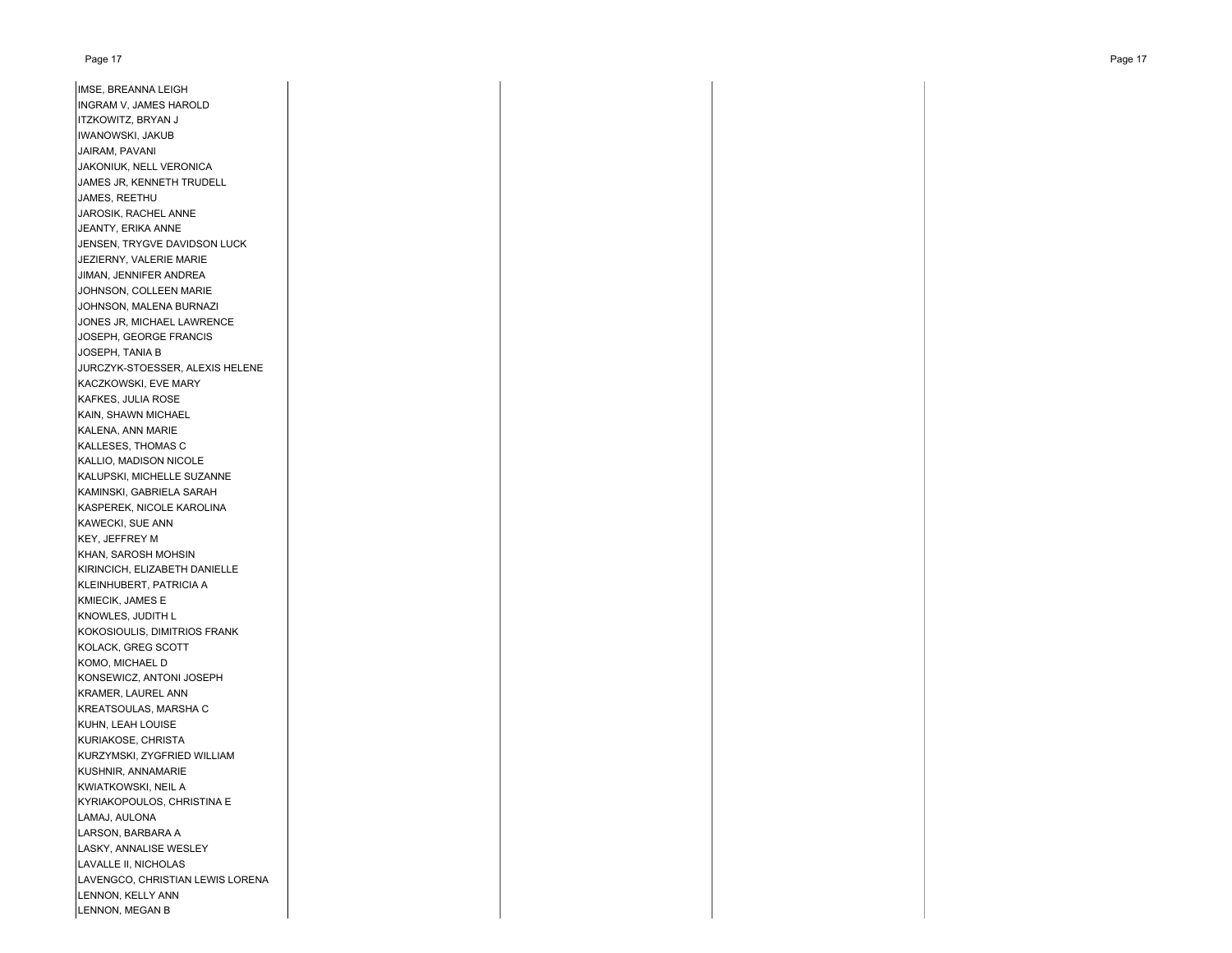IMSE, BREANNA LEIGH
INGRAM V, JAMES HAROLD
ITZKOWITZ, BRYAN J
IWANOWSKI, JAKUB
JAIRAM, PAVANI
JAKONIUK, NELL VERONICA
JAMES JR, KENNETH TRUDELL
JAMES, REETHU
JAROSIK, RACHEL ANNE
JEANTY, ERIKA ANNE
JENSEN, TRYGVE DAVIDSON LUCK
JEZIERNY, VALERIE MARIE
JIMAN, JENNIFER ANDREA
JOHNSON, COLLEEN MARIE
JOHNSON, MALENA BURNAZI
JONES JR, MICHAEL LAWRENCE
JOSEPH, GEORGE FRANCIS
JOSEPH, TANIA B
JURCZYK-STOESSER, ALEXIS HELENE
KACZKOWSKI, EVE MARY
KAFKES, JULIA ROSE
KAIN, SHAWN MICHAEL
KALENA, ANN MARIE
KALLESES, THOMAS C
KALLIO, MADISON NICOLE
KALUPSKI, MICHELLE SUZANNE
KAMINSKI, GABRIELA SARAH
KASPEREK, NICOLE KAROLINA
KAWECKI, SUE ANN
KEY, JEFFREY M
KHAN, SAROSH MOHSIN
KIRINCICH, ELIZABETH DANIELLE
KLEINHUBERT, PATRICIA A
KMIECIK, JAMES E
KNOWLES, JUDITH L
KOKOSIOULIS, DIMITRIOS FRANK
KOLACK, GREG SCOTT
KOMO, MICHAEL D
KONSEWICZ, ANTONI JOSEPH
KRAMER, LAUREL ANN
KREATSOULAS, MARSHA C
KUHN, LEAH LOUISE
KURIAKOSE, CHRISTA
KURZYMSKI, ZYGFRIED WILLIAM
KUSHNIR, ANNAMARIE
KWIATKOWSKI, NEIL A
KYRIAKOPOULOS, CHRISTINA E
LAMAJ, AULONA
LARSON, BARBARA A
LASKY, ANNALISE WESLEY
LAVALLE II, NICHOLAS
LAVENGCO, CHRISTIAN LEWIS LORENA
LENNON, KELLY ANN
LENNON, MEGAN B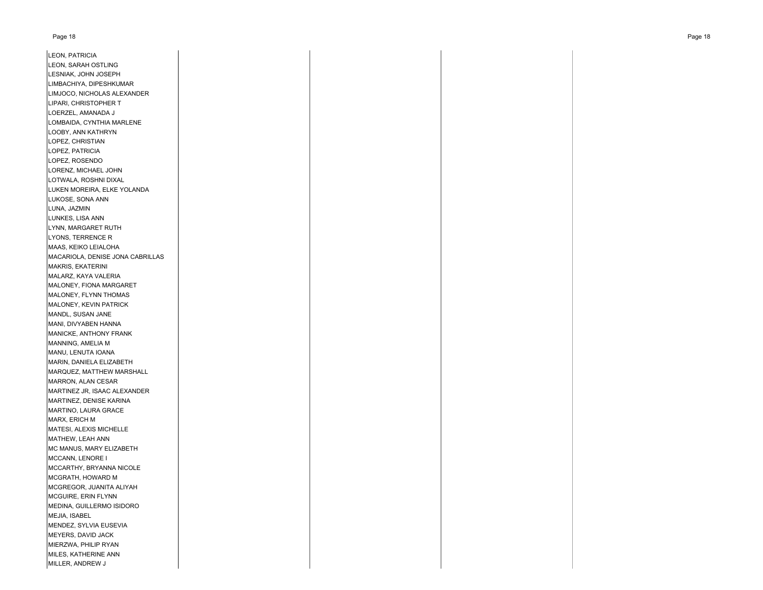LEON, PATRICIA
LEON, SARAH OSTLING
LESNIAK, JOHN JOSEPH
LIMBACHIYA, DIPESHKUMAR
LIMJOCO, NICHOLAS ALEXANDER
LIPARI, CHRISTOPHER T
LOERZEL, AMANADA J
LOMBAIDA, CYNTHIA MARLENE
LOOBY, ANN KATHRYN
LOPEZ, CHRISTIAN
LOPEZ, PATRICIA
LOPEZ, ROSENDO
LORENZ, MICHAEL JOHN
LOTWALA, ROSHNI DIXAL
LUKEN MOREIRA, ELKE YOLANDA
LUKOSE, SONA ANN
LUNA, JAZMIN
LUNKES, LISA ANN
LYNN, MARGARET RUTH
LYONS, TERRENCE R
MAAS, KEIKO LEIALOHA
MACARIOLA, DENISE JONA CABRILLAS
MAKRIS, EKATERINI
MALARZ, KAYA VALERIA
MALONEY, FIONA MARGARET
MALONEY, FLYNN THOMAS
MALONEY, KEVIN PATRICK
MANDL, SUSAN JANE
MANI, DIVYABEN HANNA
MANICKE, ANTHONY FRANK
MANNING, AMELIA M
MANU, LENUTA IOANA
MARIN, DANIELA ELIZABETH
MARQUEZ, MATTHEW MARSHALL
MARRON, ALAN CESAR
MARTINEZ JR, ISAAC ALEXANDER
MARTINEZ, DENISE KARINA
MARTINO, LAURA GRACE
MARX, ERICH M
MATESI, ALEXIS MICHELLE
MATHEW, LEAH ANN
MC MANUS, MARY ELIZABETH
MCCANN, LENORE I
MCCARTHY, BRYANNA NICOLE
MCGRATH, HOWARD M
MCGREGOR, JUANITA ALIYAH
MCGUIRE, ERIN FLYNN
MEDINA, GUILLERMO ISIDORO
MEJIA, ISABEL
MENDEZ, SYLVIA EUSEVIA
MEYERS, DAVID JACK
MIERZWA, PHILIP RYAN
MILES, KATHERINE ANN
MILLER, ANDREW J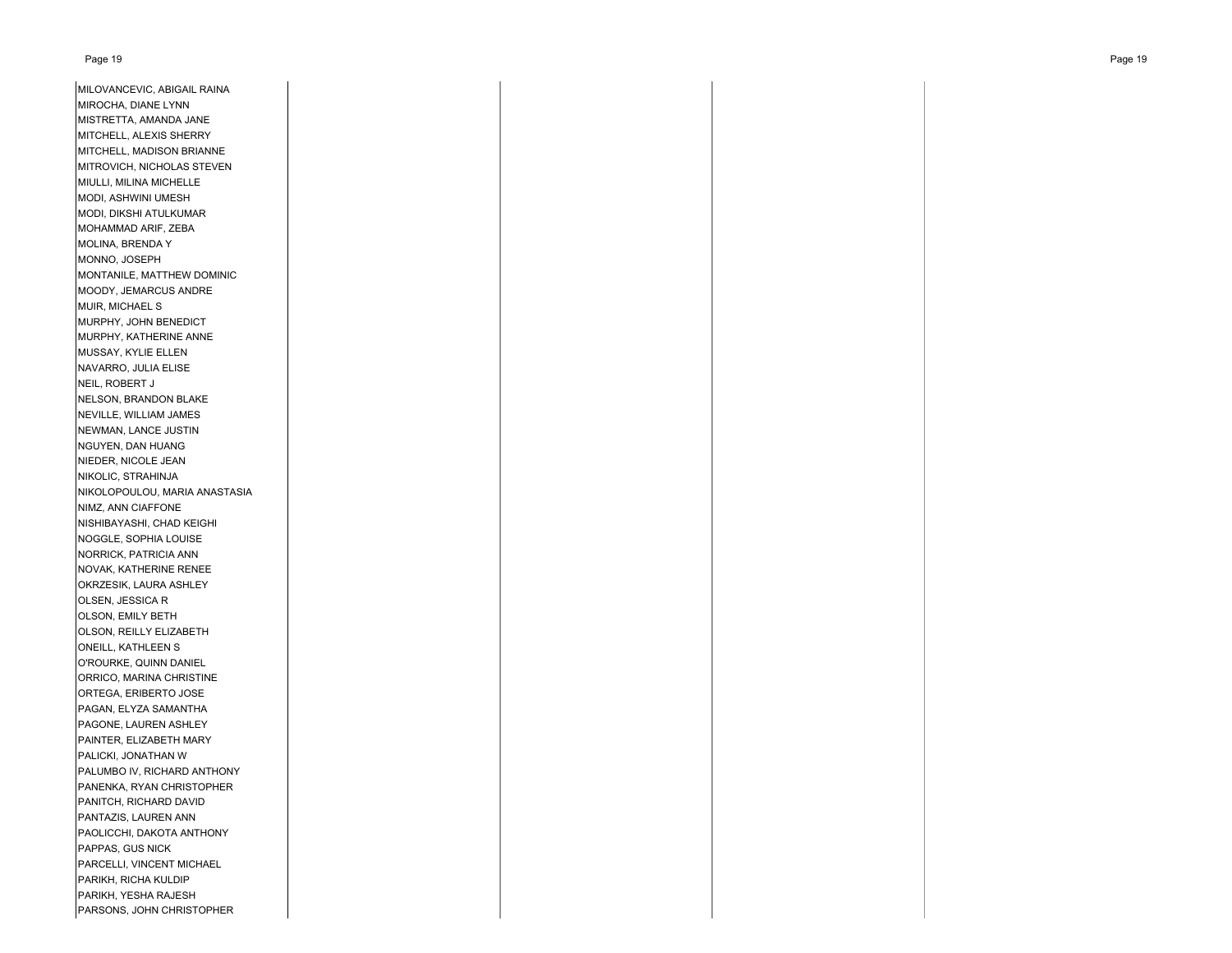MILOVANCEVIC, ABIGAIL RAINA
MIROCHA, DIANE LYNN
MISTRETTA, AMANDA JANE
MITCHELL, ALEXIS SHERRY
MITCHELL, MADISON BRIANNE
MITROVICH, NICHOLAS STEVEN
MIULLI, MILINA MICHELLE
MODI, ASHWINI UMESH
MODI, DIKSHI ATULKUMAR
MOHAMMAD ARIF, ZEBA
MOLINA, BRENDA Y
MONNO, JOSEPH
MONTANILE, MATTHEW DOMINIC
MOODY, JEMARCUS ANDRE
MUIR, MICHAEL S
MURPHY, JOHN BENEDICT
MURPHY, KATHERINE ANNE
MUSSAY, KYLIE ELLEN
NAVARRO, JULIA ELISE
NEIL, ROBERT J
NELSON, BRANDON BLAKE
NEVILLE, WILLIAM JAMES
NEWMAN, LANCE JUSTIN
NGUYEN, DAN HUANG
NIEDER, NICOLE JEAN
NIKOLIC, STRAHINJA
NIKOLOPOULOU, MARIA ANASTASIA
NIMZ, ANN CIAFFONE
NISHIBAYASHI, CHAD KEIGHI
NOGGLE, SOPHIA LOUISE
NORRICK, PATRICIA ANN
NOVAK, KATHERINE RENEE
OKRZESIK, LAURA ASHLEY
OLSEN, JESSICA R
OLSON, EMILY BETH
OLSON, REILLY ELIZABETH
ONEILL, KATHLEEN S
O'ROURKE, QUINN DANIEL
ORRICO, MARINA CHRISTINE
ORTEGA, ERIBERTO JOSE
PAGAN, ELYZA SAMANTHA
PAGONE, LAUREN ASHLEY
PAINTER, ELIZABETH MARY
PALICKI, JONATHAN W
PALUMBO IV, RICHARD ANTHONY
PANENKA, RYAN CHRISTOPHER
PANITCH, RICHARD DAVID
PANTAZIS, LAUREN ANN
PAOLICCHI, DAKOTA ANTHONY
PAPPAS, GUS NICK
PARCELLI, VINCENT MICHAEL
PARIKH, RICHA KULDIP
PARIKH, YESHA RAJESH
PARSONS, JOHN CHRISTOPHER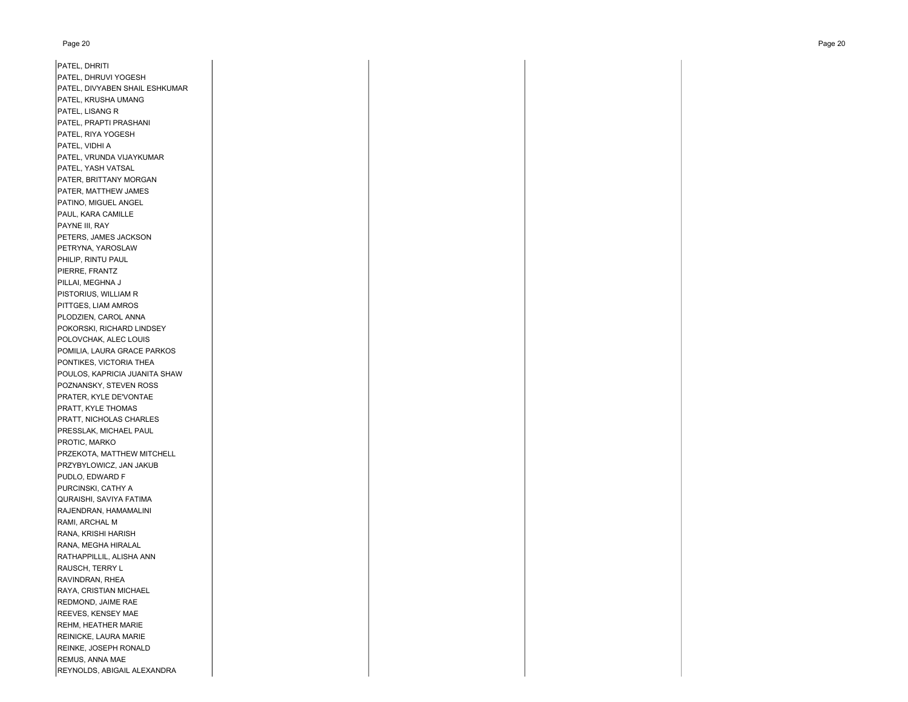PATEL, DHRITI
PATEL, DHRUVI YOGESH
PATEL, DIVYABEN SHAIL ESHKUMAR
PATEL, KRUSHA UMANG
PATEL, LISANG R
PATEL, PRAPTI PRASHANI
PATEL, RIYA YOGESH
PATEL, VIDHI A
PATEL, VRUNDA VIJAYKUMAR
PATEL, YASH VATSAL
PATER, BRITTANY MORGAN
PATER, MATTHEW JAMES
PATINO, MIGUEL ANGEL
PAUL, KARA CAMILLE
PAYNE III, RAY
PETERS, JAMES JACKSON
PETRYNA, YAROSLAW
PHILIP, RINTU PAUL
PIERRE, FRANTZ
PILLAI, MEGHNA J
PISTORIUS, WILLIAM R
PITTGES, LIAM AMROS
PLODZIEN, CAROL ANNA
POKORSKI, RICHARD LINDSEY
POLOVCHAK, ALEC LOUIS
POMILIA, LAURA GRACE PARKOS
PONTIKES, VICTORIA THEA
POULOS, KAPRICIA JUANITA SHAW
POZNANSKY, STEVEN ROSS
PRATER, KYLE DE'VONTAE
PRATT, KYLE THOMAS
PRATT, NICHOLAS CHARLES
PRESSLAK, MICHAEL PAUL
PROTIC, MARKO
PRZEKOTA, MATTHEW MITCHELL
PRZYBYLOWICZ, JAN JAKUB
PUDLO, EDWARD F
PURCINSKI, CATHY A
QURAISHI, SAVIYA FATIMA
RAJENDRAN, HAMAMALINI
RAMI, ARCHAL M
RANA, KRISHI HARISH
RANA, MEGHA HIRALAL
RATHAPPILLIL, ALISHA ANN
RAUSCH, TERRY L
RAVINDRAN, RHEA
RAYA, CRISTIAN MICHAEL
REDMOND, JAIME RAE
REEVES, KENSEY MAE
REHM, HEATHER MARIE
REINICKE, LAURA MARIE
REINKE, JOSEPH RONALD
REMUS, ANNA MAE
REYNOLDS, ABIGAIL ALEXANDRA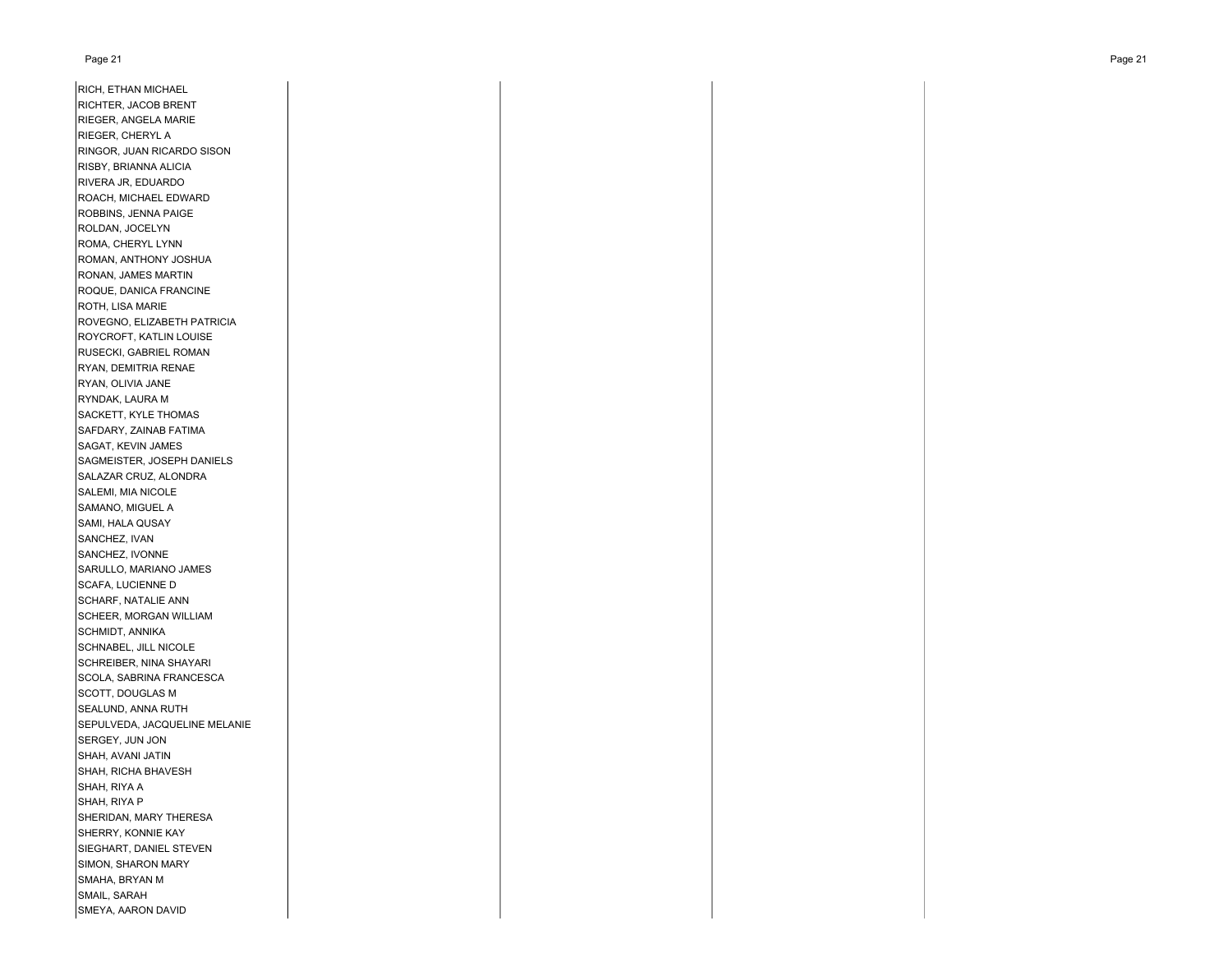RICH, ETHAN MICHAEL
RICHTER, JACOB BRENT
RIEGER, ANGELA MARIE
RIEGER, CHERYL A
RINGOR, JUAN RICARDO SISON
RISBY, BRIANNA ALICIA
RIVERA JR, EDUARDO
ROACH, MICHAEL EDWARD
ROBBINS, JENNA PAIGE
ROLDAN, JOCELYN
ROMA, CHERYL LYNN
ROMAN, ANTHONY JOSHUA
RONAN, JAMES MARTIN
ROQUE, DANICA FRANCINE
ROTH, LISA MARIE
ROVEGNO, ELIZABETH PATRICIA
ROYCROFT, KATLIN LOUISE
RUSECKI, GABRIEL ROMAN
RYAN, DEMITRIA RENAE
RYAN, OLIVIA JANE
RYNDAK, LAURA M
SACKETT, KYLE THOMAS
SAFDARY, ZAINAB FATIMA
SAGAT, KEVIN JAMES
SAGMEISTER, JOSEPH DANIELS
SALAZAR CRUZ, ALONDRA
SALEMI, MIA NICOLE
SAMANO, MIGUEL A
SAMI, HALA QUSAY
SANCHEZ, IVAN
SANCHEZ, IVONNE
SARULLO, MARIANO JAMES
SCAFA, LUCIENNE D
SCHARF, NATALIE ANN
SCHEER, MORGAN WILLIAM
SCHMIDT, ANNIKA
SCHNABEL, JILL NICOLE
SCHREIBER, NINA SHAYARI
SCOLA, SABRINA FRANCESCA
SCOTT, DOUGLAS M
SEALUND, ANNA RUTH
SEPULVEDA, JACQUELINE MELANIE
SERGEY, JUN JON
SHAH, AVANI JATIN
SHAH, RICHA BHAVESH
SHAH, RIYA A
SHAH, RIYA P
SHERIDAN, MARY THERESA
SHERRY, KONNIE KAY
SIEGHART, DANIEL STEVEN
SIMON, SHARON MARY
SMAHA, BRYAN M
SMAIL, SARAH
SMEYA, AARON DAVID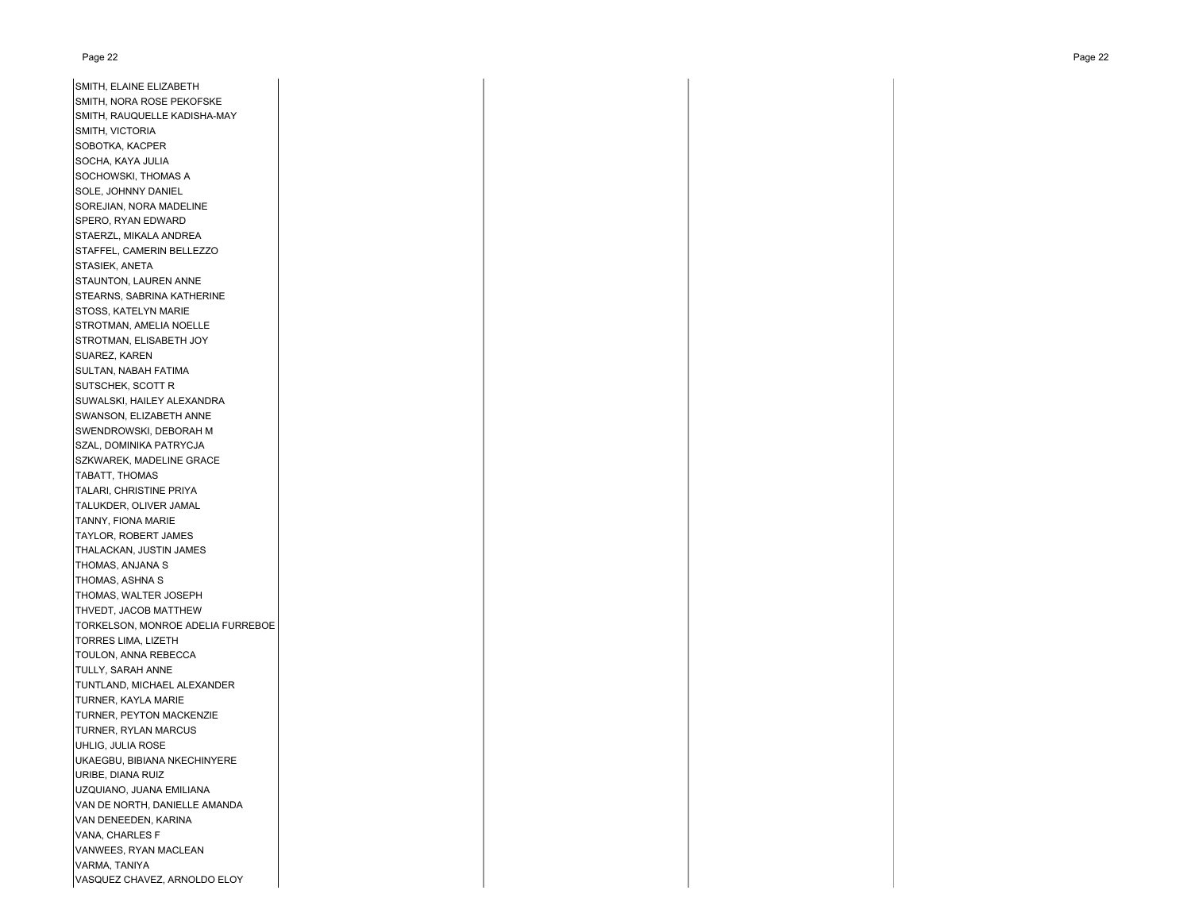SMITH, ELAINE ELIZABETH
SMITH, NORA ROSE PEKOFSKE
SMITH, RAUQUELLE KADISHA-MAY
SMITH, VICTORIA
SOBOTKA, KACPER
SOCHA, KAYA JULIA
SOCHOWSKI, THOMAS A
SOLE, JOHNNY DANIEL
SOREJIAN, NORA MADELINE
SPERO, RYAN EDWARD
STAERZL, MIKALA ANDREA
STAFFEL, CAMERIN BELLEZZO
STASIEK, ANETA
STAUNTON, LAUREN ANNE
STEARNS, SABRINA KATHERINE
STOSS, KATELYN MARIE
STROTMAN, AMELIA NOELLE
STROTMAN, ELISABETH JOY
SUAREZ, KAREN
SULTAN, NABAH FATIMA
SUTSCHEK, SCOTT R
SUWALSKI, HAILEY ALEXANDRA
SWANSON, ELIZABETH ANNE
SWENDROWSKI, DEBORAH M
SZAL, DOMINIKA PATRYCJA
SZKWAREK, MADELINE GRACE
TABATT, THOMAS
TALARI, CHRISTINE PRIYA
TALUKDER, OLIVER JAMAL
TANNY, FIONA MARIE
TAYLOR, ROBERT JAMES
THALACKAN, JUSTIN JAMES
THOMAS, ANJANA S
THOMAS, ASHNA S
THOMAS, WALTER JOSEPH
THVEDT, JACOB MATTHEW
TORKELSON, MONROE ADELIA FURREBOE
TORRES LIMA, LIZETH
TOULON, ANNA REBECCA
TULLY, SARAH ANNE
TUNTLAND, MICHAEL ALEXANDER
TURNER, KAYLA MARIE
TURNER, PEYTON MACKENZIE
TURNER, RYLAN MARCUS
UHLIG, JULIA ROSE
UKAEGBU, BIBIANA NKECHINYERE
URIBE, DIANA RUIZ
UZQUIANO, JUANA EMILIANA
VAN DE NORTH, DANIELLE AMANDA
VAN DENEEDEN, KARINA
VANA, CHARLES F
VANWEES, RYAN MACLEAN
VARMA, TANIYA
VASQUEZ CHAVEZ, ARNOLDO ELOY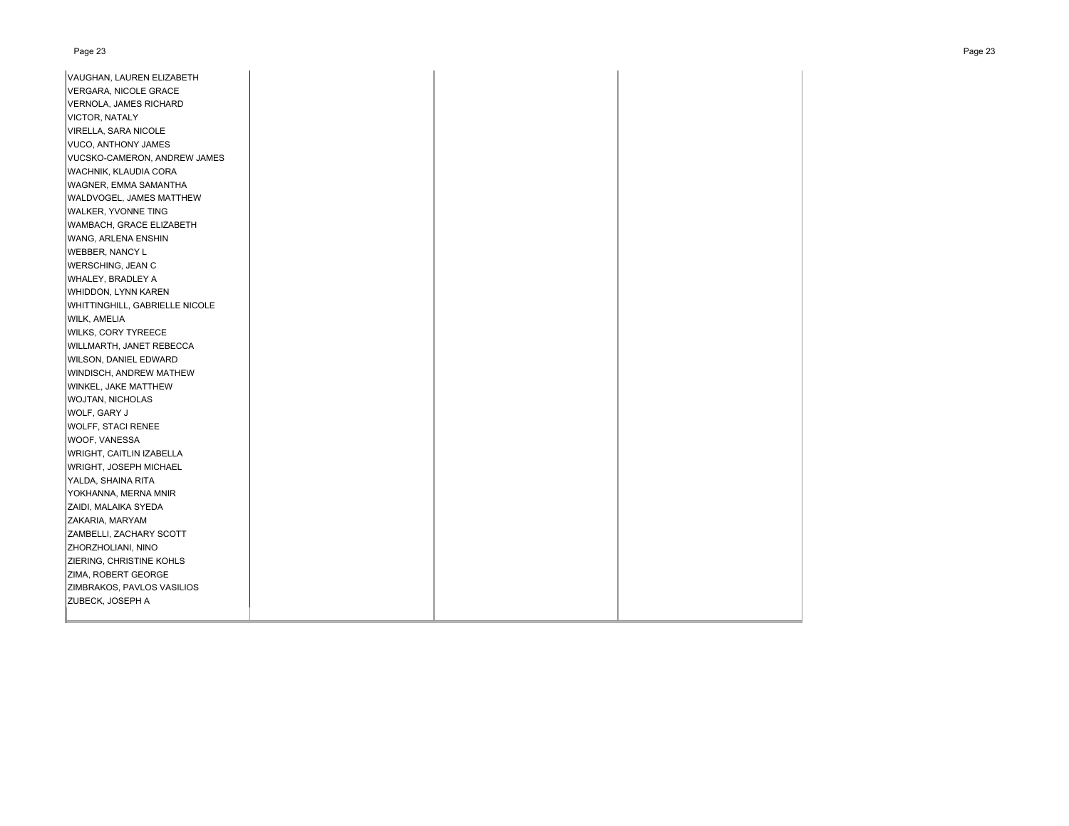VAUGHAN, LAUREN ELIZABETH
VERGARA, NICOLE GRACE
VERNOLA, JAMES RICHARD
VICTOR, NATALY
VIRELLA, SARA NICOLE
VUCO, ANTHONY JAMES
VUCSKO-CAMERON, ANDREW JAMES
WACHNIK, KLAUDIA CORA
WAGNER, EMMA SAMANTHA
WALDVOGEL, JAMES MATTHEW
WALKER, YVONNE TING
WAMBACH, GRACE ELIZABETH
WANG, ARLENA ENSHIN
WEBBER, NANCY L
WERSCHING, JEAN C
WHALEY, BRADLEY A
WHIDDON, LYNN KAREN
WHITTINGHILL, GABRIELLE NICOLE
WILK, AMELIA
WILKS, CORY TYREECE
WILLMARTH, JANET REBECCA
WILSON, DANIEL EDWARD
WINDISCH, ANDREW MATHEW
WINKEL, JAKE MATTHEW
WOJTAN, NICHOLAS
WOLF, GARY J
WOLFF, STACI RENEE
WOOF, VANESSA
WRIGHT, CAITLIN IZABELLA
WRIGHT, JOSEPH MICHAEL
YALDA, SHAINA RITA
YOKHANNA, MERNA MNIR
ZAIDI, MALAIKA SYEDA
ZAKARIA, MARYAM
ZAMBELLI, ZACHARY SCOTT
ZHORZHOLIANI, NINO
ZIERING, CHRISTINE KOHLS
ZIMA, ROBERT GEORGE
ZIMBRAKOS, PAVLOS VASILIOS
ZUBECK, JOSEPH A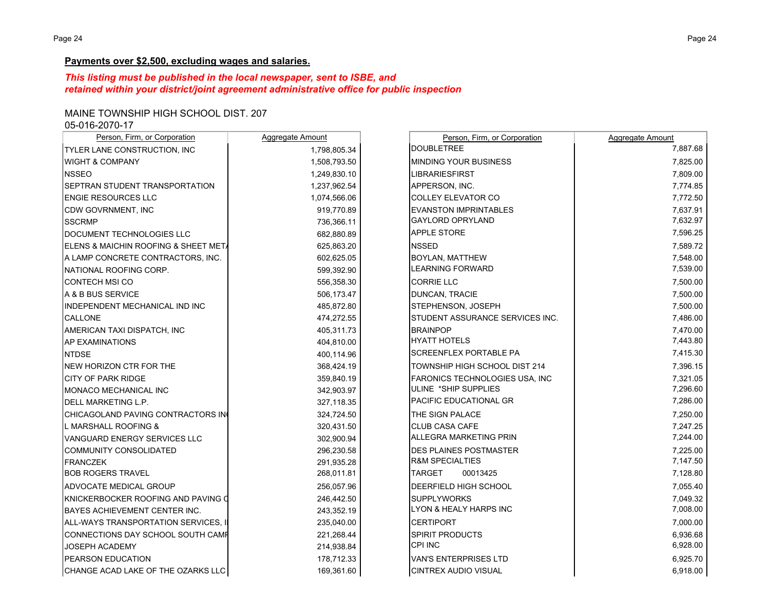**Payments over $2,500, excluding wages and salaries.**

***This listing must be published in the local newspaper, sent to ISBE, and retained within your district/joint agreement administrative office for public inspection***

MAINE TOWNSHIP HIGH SCHOOL DIST. 207
05-016-2070-17

| Person, Firm, or Corporation | Aggregate Amount |
|---|---|
| TYLER LANE CONSTRUCTION, INC | 1,798,805.34 |
| WIGHT & COMPANY | 1,508,793.50 |
| NSSEO | 1,249,830.10 |
| SEPTRAN STUDENT TRANSPORTATION | 1,237,962.54 |
| ENGIE RESOURCES LLC | 1,074,566.06 |
| CDW GOVRNMENT, INC | 919,770.89 |
| SSCRMP | 736,366.11 |
| DOCUMENT TECHNOLOGIES LLC | 682,880.89 |
| ELENS & MAICHIN ROOFING & SHEET MET | 625,863.20 |
| A LAMP CONCRETE CONTRACTORS, INC. | 602,625.05 |
| NATIONAL ROOFING CORP. | 599,392.90 |
| CONTECH MSI CO | 556,358.30 |
| A & B BUS SERVICE | 506,173.47 |
| INDEPENDENT MECHANICAL IND INC | 485,872.80 |
| CALLONE | 474,272.55 |
| AMERICAN TAXI DISPATCH, INC | 405,311.73 |
| AP EXAMINATIONS | 404,810.00 |
| NTDSE | 400,114.96 |
| NEW HORIZON CTR FOR THE | 368,424.19 |
| CITY OF PARK RIDGE | 359,840.19 |
| MONACO MECHANICAL INC | 342,903.97 |
| DELL MARKETING L.P. | 327,118.35 |
| CHICAGOLAND PAVING CONTRACTORS IN | 324,724.50 |
| L MARSHALL ROOFING & | 320,431.50 |
| VANGUARD ENERGY SERVICES LLC | 302,900.94 |
| COMMUNITY CONSOLIDATED | 296,230.58 |
| FRANCZEK | 291,935.28 |
| BOB ROGERS TRAVEL | 268,011.81 |
| ADVOCATE MEDICAL GROUP | 256,057.96 |
| KNICKERBOCKER ROOFING AND PAVING C | 246,442.50 |
| BAYES ACHIEVEMENT CENTER INC. | 243,352.19 |
| ALL-WAYS TRANSPORTATION SERVICES, I | 235,040.00 |
| CONNECTIONS DAY SCHOOL SOUTH CAMP | 221,268.44 |
| JOSEPH ACADEMY | 214,938.84 |
| PEARSON EDUCATION | 178,712.33 |
| CHANGE ACAD LAKE OF THE OZARKS LLC | 169,361.60 |
| DOUBLETREE | 7,887.68 |
| MINDING YOUR BUSINESS | 7,825.00 |
| LIBRARIESFIRST | 7,809.00 |
| APPERSON, INC. | 7,774.85 |
| COLLEY ELEVATOR CO | 7,772.50 |
| EVANSTON IMPRINTABLES | 7,637.91 |
| GAYLORD OPRYLAND | 7,632.97 |
| APPLE STORE | 7,596.25 |
| NSSED | 7,589.72 |
| BOYLAN, MATTHEW | 7,548.00 |
| LEARNING FORWARD | 7,539.00 |
| CORRIE LLC | 7,500.00 |
| DUNCAN, TRACIE | 7,500.00 |
| STEPHENSON, JOSEPH | 7,500.00 |
| STUDENT ASSURANCE SERVICES INC. | 7,486.00 |
| BRAINPOP | 7,470.00 |
| HYATT HOTELS | 7,443.80 |
| SCREENFLEX PORTABLE PA | 7,415.30 |
| TOWNSHIP HIGH SCHOOL DIST 214 | 7,396.15 |
| FARONICS TECHNOLOGIES USA, INC | 7,321.05 |
| ULINE *SHIP SUPPLIES | 7,296.60 |
| PACIFIC EDUCATIONAL GR | 7,286.00 |
| THE SIGN PALACE | 7,250.00 |
| CLUB CASA CAFE | 7,247.25 |
| ALLEGRA MARKETING PRIN | 7,244.00 |
| DES PLAINES POSTMASTER | 7,225.00 |
| R&M SPECIALTIES | 7,147.50 |
| TARGET 00013425 | 7,128.80 |
| DEERFIELD HIGH SCHOOL | 7,055.40 |
| SUPPLYWORKS | 7,049.32 |
| LYON & HEALY HARPS INC | 7,008.00 |
| CERTIPORT | 7,000.00 |
| SPIRIT PRODUCTS | 6,936.68 |
| CPI INC | 6,928.00 |
| VAN'S ENTERPRISES LTD | 6,925.70 |
| CINTREX AUDIO VISUAL | 6,918.00 |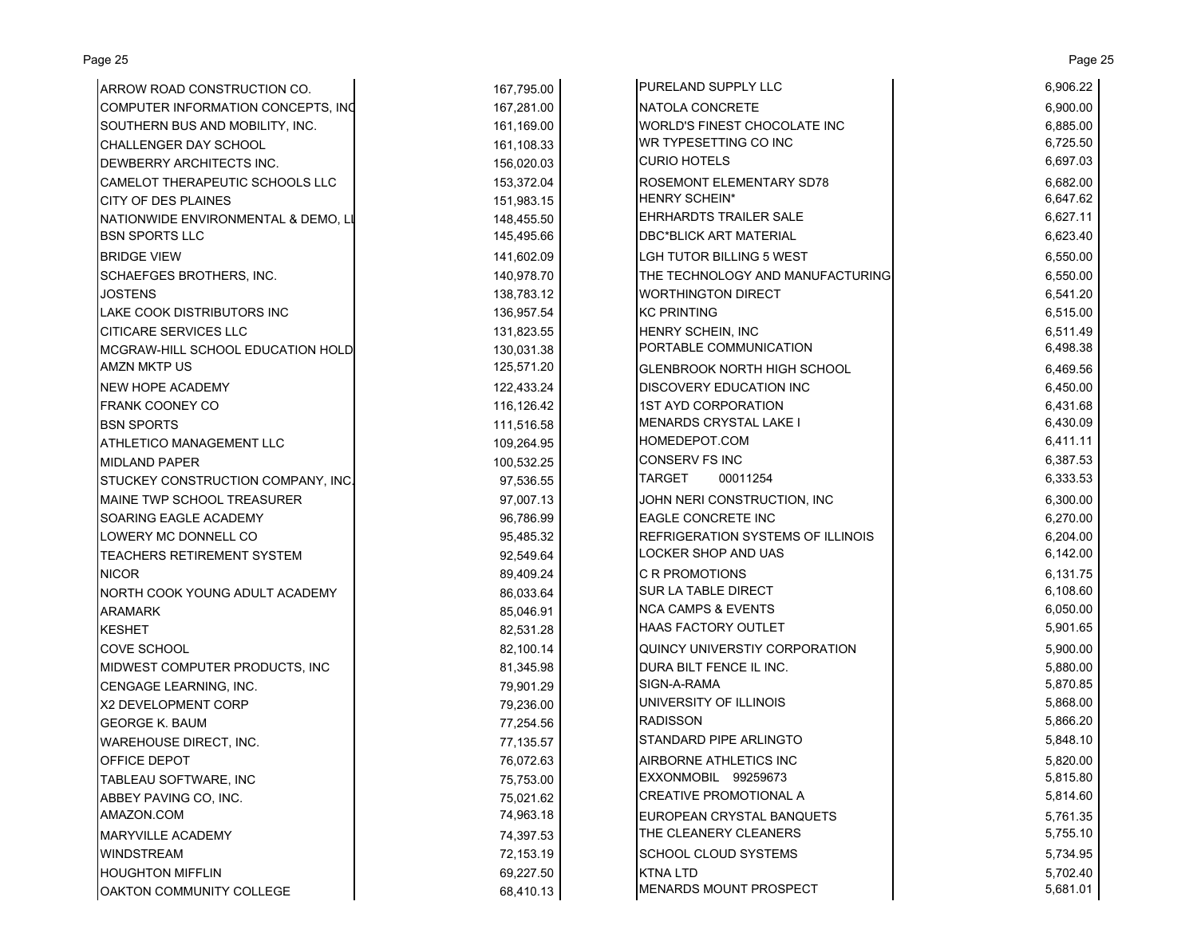| Vendor | Amount |
|---|---|
| ARROW ROAD CONSTRUCTION CO. | 167,795.00 |
| COMPUTER INFORMATION CONCEPTS, INC | 167,281.00 |
| SOUTHERN BUS AND MOBILITY, INC. | 161,169.00 |
| CHALLENGER DAY SCHOOL | 161,108.33 |
| DEWBERRY ARCHITECTS INC. | 156,020.03 |
| CAMELOT THERAPEUTIC SCHOOLS LLC | 153,372.04 |
| CITY OF DES PLAINES | 151,983.15 |
| NATIONWIDE ENVIRONMENTAL & DEMO, LL | 148,455.50 |
| BSN SPORTS LLC | 145,495.66 |
| BRIDGE VIEW | 141,602.09 |
| SCHAEFGES BROTHERS, INC. | 140,978.70 |
| JOSTENS | 138,783.12 |
| LAKE COOK DISTRIBUTORS INC | 136,957.54 |
| CITICARE SERVICES LLC | 131,823.55 |
| MCGRAW-HILL SCHOOL EDUCATION HOLD | 130,031.38 |
| AMZN MKTP US | 125,571.20 |
| NEW HOPE ACADEMY | 122,433.24 |
| FRANK COONEY CO | 116,126.42 |
| BSN SPORTS | 111,516.58 |
| ATHLETICO MANAGEMENT LLC | 109,264.95 |
| MIDLAND PAPER | 100,532.25 |
| STUCKEY CONSTRUCTION COMPANY, INC. | 97,536.55 |
| MAINE TWP SCHOOL TREASURER | 97,007.13 |
| SOARING EAGLE ACADEMY | 96,786.99 |
| LOWERY MC DONNELL CO | 95,485.32 |
| TEACHERS RETIREMENT SYSTEM | 92,549.64 |
| NICOR | 89,409.24 |
| NORTH COOK YOUNG ADULT ACADEMY | 86,033.64 |
| ARAMARK | 85,046.91 |
| KESHET | 82,531.28 |
| COVE SCHOOL | 82,100.14 |
| MIDWEST COMPUTER PRODUCTS, INC | 81,345.98 |
| CENGAGE LEARNING, INC. | 79,901.29 |
| X2 DEVELOPMENT CORP | 79,236.00 |
| GEORGE K. BAUM | 77,254.56 |
| WAREHOUSE DIRECT, INC. | 77,135.57 |
| OFFICE DEPOT | 76,072.63 |
| TABLEAU SOFTWARE, INC | 75,753.00 |
| ABBEY PAVING CO, INC. | 75,021.62 |
| AMAZON.COM | 74,963.18 |
| MARYVILLE ACADEMY | 74,397.53 |
| WINDSTREAM | 72,153.19 |
| HOUGHTON MIFFLIN | 69,227.50 |
| OAKTON COMMUNITY COLLEGE | 68,410.13 |
| PURELAND SUPPLY LLC | 6,906.22 |
| NATOLA CONCRETE | 6,900.00 |
| WORLD'S FINEST CHOCOLATE INC | 6,885.00 |
| WR TYPESETTING CO INC | 6,725.50 |
| CURIO HOTELS | 6,697.03 |
| ROSEMONT ELEMENTARY SD78 | 6,682.00 |
| HENRY SCHEIN* | 6,647.62 |
| EHRHARDTS TRAILER SALE | 6,627.11 |
| DBC*BLICK ART MATERIAL | 6,623.40 |
| LGH TUTOR BILLING 5 WEST | 6,550.00 |
| THE TECHNOLOGY AND MANUFACTURING | 6,550.00 |
| WORTHINGTON DIRECT | 6,541.20 |
| KC PRINTING | 6,515.00 |
| HENRY SCHEIN, INC | 6,511.49 |
| PORTABLE COMMUNICATION | 6,498.38 |
| GLENBROOK NORTH HIGH SCHOOL | 6,469.56 |
| DISCOVERY EDUCATION INC | 6,450.00 |
| 1ST AYD CORPORATION | 6,431.68 |
| MENARDS CRYSTAL LAKE I | 6,430.09 |
| HOMEDEPOT.COM | 6,411.11 |
| CONSERV FS INC | 6,387.53 |
| TARGET 00011254 | 6,333.53 |
| JOHN NERI CONSTRUCTION, INC | 6,300.00 |
| EAGLE CONCRETE INC | 6,270.00 |
| REFRIGERATION SYSTEMS OF ILLINOIS | 6,204.00 |
| LOCKER SHOP AND UAS | 6,142.00 |
| C R PROMOTIONS | 6,131.75 |
| SUR LA TABLE DIRECT | 6,108.60 |
| NCA CAMPS & EVENTS | 6,050.00 |
| HAAS FACTORY OUTLET | 5,901.65 |
| QUINCY UNIVERSTIY CORPORATION | 5,900.00 |
| DURA BILT FENCE IL INC. | 5,880.00 |
| SIGN-A-RAMA | 5,870.85 |
| UNIVERSITY OF ILLINOIS | 5,868.00 |
| RADISSON | 5,866.20 |
| STANDARD PIPE ARLINGTO | 5,848.10 |
| AIRBORNE ATHLETICS INC | 5,820.00 |
| EXXONMOBIL 99259673 | 5,815.80 |
| CREATIVE PROMOTIONAL A | 5,814.60 |
| EUROPEAN CRYSTAL BANQUETS | 5,761.35 |
| THE CLEANERY CLEANERS | 5,755.10 |
| SCHOOL CLOUD SYSTEMS | 5,734.95 |
| KTNA LTD | 5,702.40 |
| MENARDS MOUNT PROSPECT | 5,681.01 |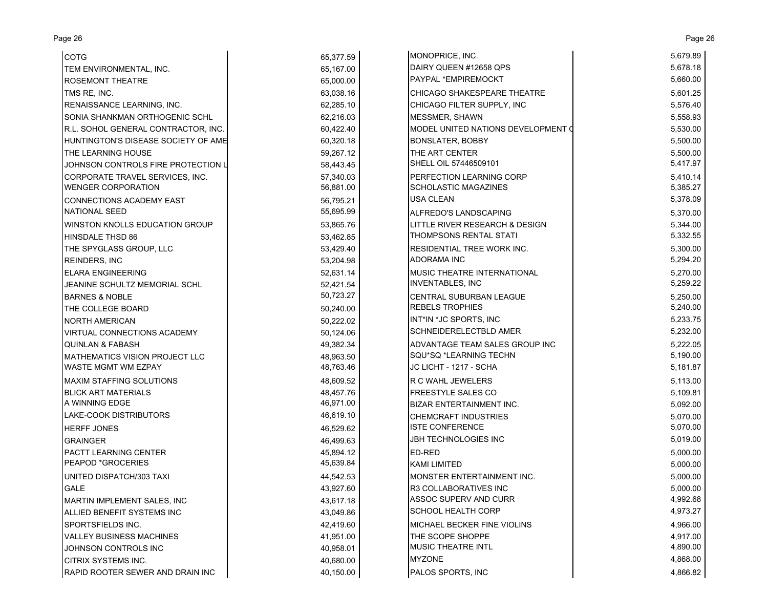| | |
|---|---|
| COTG | 65,377.59 |
| TEM ENVIRONMENTAL, INC. | 65,167.00 |
| ROSEMONT THEATRE | 65,000.00 |
| TMS RE, INC. | 63,038.16 |
| RENAISSANCE LEARNING, INC. | 62,285.10 |
| SONIA SHANKMAN ORTHOGENIC SCHL | 62,216.03 |
| R.L. SOHOL GENERAL CONTRACTOR, INC. | 60,422.40 |
| HUNTINGTON'S DISEASE SOCIETY OF AME | 60,320.18 |
| THE LEARNING HOUSE | 59,267.12 |
| JOHNSON CONTROLS FIRE PROTECTION L | 58,443.45 |
| CORPORATE TRAVEL SERVICES, INC. | 57,340.03 |
| WENGER CORPORATION | 56,881.00 |
| CONNECTIONS ACADEMY EAST | 56,795.21 |
| NATIONAL SEED | 55,695.99 |
| WINSTON KNOLLS EDUCATION GROUP | 53,865.76 |
| HINSDALE THSD 86 | 53,462.85 |
| THE SPYGLASS GROUP, LLC | 53,429.40 |
| REINDERS, INC | 53,204.98 |
| ELARA ENGINEERING | 52,631.14 |
| JEANINE SCHULTZ MEMORIAL SCHL | 52,421.54 |
| BARNES & NOBLE | 50,723.27 |
| THE COLLEGE BOARD | 50,240.00 |
| NORTH AMERICAN | 50,222.02 |
| VIRTUAL CONNECTIONS ACADEMY | 50,124.06 |
| QUINLAN & FABASH | 49,382.34 |
| MATHEMATICS VISION PROJECT LLC | 48,963.50 |
| WASTE MGMT WM EZPAY | 48,763.46 |
| MAXIM STAFFING SOLUTIONS | 48,609.52 |
| BLICK ART MATERIALS | 48,457.76 |
| A WINNING EDGE | 46,971.00 |
| LAKE-COOK DISTRIBUTORS | 46,619.10 |
| HERFF JONES | 46,529.62 |
| GRAINGER | 46,499.63 |
| PACTT LEARNING CENTER | 45,894.12 |
| PEAPOD *GROCERIES | 45,639.84 |
| UNITED DISPATCH/303 TAXI | 44,542.53 |
| GALE | 43,927.60 |
| MARTIN IMPLEMENT SALES, INC | 43,617.18 |
| ALLIED BENEFIT SYSTEMS INC | 43,049.86 |
| SPORTSFIELDS INC. | 42,419.60 |
| VALLEY BUSINESS MACHINES | 41,951.00 |
| JOHNSON CONTROLS INC | 40,958.01 |
| CITRIX SYSTEMS INC. | 40,680.00 |
| RAPID ROOTER SEWER AND DRAIN INC | 40,150.00 |
| MONOPRICE, INC. | 5,679.89 |
| DAIRY QUEEN #12658 QPS | 5,678.18 |
| PAYPAL *EMPIREMOCKT | 5,660.00 |
| CHICAGO SHAKESPEARE THEATRE | 5,601.25 |
| CHICAGO FILTER SUPPLY, INC | 5,576.40 |
| MESSMER, SHAWN | 5,558.93 |
| MODEL UNITED NATIONS DEVELOPMENT C | 5,530.00 |
| BONSLATER, BOBBY | 5,500.00 |
| THE ART CENTER | 5,500.00 |
| SHELL OIL 57446509101 | 5,417.97 |
| PERFECTION LEARNING CORP | 5,410.14 |
| SCHOLASTIC MAGAZINES | 5,385.27 |
| USA CLEAN | 5,378.09 |
| ALFREDO'S LANDSCAPING | 5,370.00 |
| LITTLE RIVER RESEARCH & DESIGN | 5,344.00 |
| THOMPSONS RENTAL STATI | 5,332.55 |
| RESIDENTIAL TREE WORK INC. | 5,300.00 |
| ADORAMA INC | 5,294.20 |
| MUSIC THEATRE INTERNATIONAL | 5,270.00 |
| INVENTABLES, INC | 5,259.22 |
| CENTRAL SUBURBAN LEAGUE | 5,250.00 |
| REBELS TROPHIES | 5,240.00 |
| INT*IN *JC SPORTS, INC | 5,233.75 |
| SCHNEIDERELECTBLD AMER | 5,232.00 |
| ADVANTAGE TEAM SALES GROUP INC | 5,222.05 |
| SQU*SQ *LEARNING TECHN | 5,190.00 |
| JC LICHT - 1217 - SCHA | 5,181.87 |
| R C WAHL JEWELERS | 5,113.00 |
| FREESTYLE SALES CO | 5,109.81 |
| BIZAR ENTERTAINMENT INC. | 5,092.00 |
| CHEMCRAFT INDUSTRIES | 5,070.00 |
| ISTE CONFERENCE | 5,070.00 |
| JBH TECHNOLOGIES INC | 5,019.00 |
| ED-RED | 5,000.00 |
| KAMI LIMITED | 5,000.00 |
| MONSTER ENTERTAINMENT INC. | 5,000.00 |
| R3 COLLABORATIVES INC | 5,000.00 |
| ASSOC SUPERV AND CURR | 4,992.68 |
| SCHOOL HEALTH CORP | 4,973.27 |
| MICHAEL BECKER FINE VIOLINS | 4,966.00 |
| THE SCOPE SHOPPE | 4,917.00 |
| MUSIC THEATRE INTL | 4,890.00 |
| MYZONE | 4,868.00 |
| PALOS SPORTS, INC | 4,866.82 |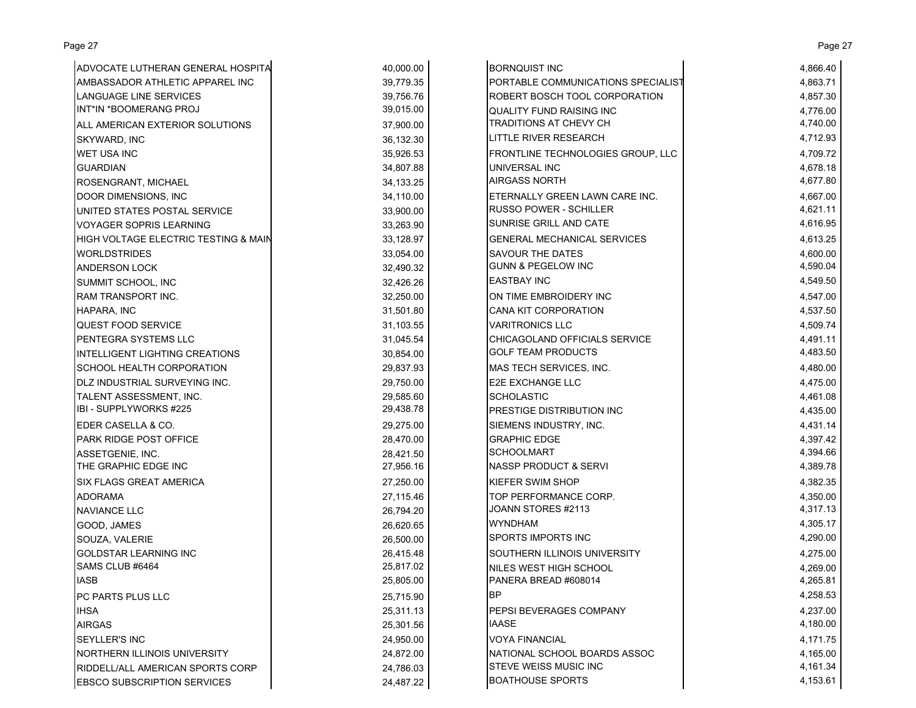| | |
|---|---|
| ADVOCATE LUTHERAN GENERAL HOSPITA | 40,000.00 |
| AMBASSADOR ATHLETIC APPAREL INC | 39,779.35 |
| LANGUAGE LINE SERVICES | 39,756.76 |
| INT*IN *BOOMERANG PROJ | 39,015.00 |
| ALL AMERICAN EXTERIOR SOLUTIONS | 37,900.00 |
| SKYWARD, INC | 36,132.30 |
| WET USA INC | 35,926.53 |
| GUARDIAN | 34,807.88 |
| ROSENGRANT, MICHAEL | 34,133.25 |
| DOOR DIMENSIONS, INC | 34,110.00 |
| UNITED STATES POSTAL SERVICE | 33,900.00 |
| VOYAGER SOPRIS LEARNING | 33,263.90 |
| HIGH VOLTAGE ELECTRIC TESTING & MAIN | 33,128.97 |
| WORLDSTRIDES | 33,054.00 |
| ANDERSON LOCK | 32,490.32 |
| SUMMIT SCHOOL, INC | 32,426.26 |
| RAM TRANSPORT INC. | 32,250.00 |
| HAPARA, INC | 31,501.80 |
| QUEST FOOD SERVICE | 31,103.55 |
| PENTEGRA SYSTEMS LLC | 31,045.54 |
| INTELLIGENT LIGHTING CREATIONS | 30,854.00 |
| SCHOOL HEALTH CORPORATION | 29,837.93 |
| DLZ INDUSTRIAL SURVEYING INC. | 29,750.00 |
| TALENT ASSESSMENT, INC. | 29,585.60 |
| IBI - SUPPLYWORKS #225 | 29,438.78 |
| EDER CASELLA & CO. | 29,275.00 |
| PARK RIDGE POST OFFICE | 28,470.00 |
| ASSETGENIE, INC. | 28,421.50 |
| THE GRAPHIC EDGE INC | 27,956.16 |
| SIX FLAGS GREAT AMERICA | 27,250.00 |
| ADORAMA | 27,115.46 |
| NAVIANCE LLC | 26,794.20 |
| GOOD, JAMES | 26,620.65 |
| SOUZA, VALERIE | 26,500.00 |
| GOLDSTAR LEARNING INC | 26,415.48 |
| SAMS CLUB #6464 | 25,817.02 |
| IASB | 25,805.00 |
| PC PARTS PLUS LLC | 25,715.90 |
| IHSA | 25,311.13 |
| AIRGAS | 25,301.56 |
| SEYLLER'S INC | 24,950.00 |
| NORTHERN ILLINOIS UNIVERSITY | 24,872.00 |
| RIDDELL/ALL AMERICAN SPORTS CORP | 24,786.03 |
| EBSCO SUBSCRIPTION SERVICES | 24,487.22 |
| BORNQUIST INC | 4,866.40 |
| PORTABLE COMMUNICATIONS SPECIALIST | 4,863.71 |
| ROBERT BOSCH TOOL CORPORATION | 4,857.30 |
| QUALITY FUND RAISING INC | 4,776.00 |
| TRADITIONS AT CHEVY CH | 4,740.00 |
| LITTLE RIVER RESEARCH | 4,712.93 |
| FRONTLINE TECHNOLOGIES GROUP, LLC | 4,709.72 |
| UNIVERSAL INC | 4,678.18 |
| AIRGASS NORTH | 4,677.80 |
| ETERNALLY GREEN LAWN CARE INC. | 4,667.00 |
| RUSSO POWER - SCHILLER | 4,621.11 |
| SUNRISE GRILL AND CATE | 4,616.95 |
| GENERAL MECHANICAL SERVICES | 4,613.25 |
| SAVOUR THE DATES | 4,600.00 |
| GUNN & PEGELOW INC | 4,590.04 |
| EASTBAY INC | 4,549.50 |
| ON TIME EMBROIDERY INC | 4,547.00 |
| CANA KIT CORPORATION | 4,537.50 |
| VARITRONICS LLC | 4,509.74 |
| CHICAGOLAND OFFICIALS SERVICE | 4,491.11 |
| GOLF TEAM PRODUCTS | 4,483.50 |
| MAS TECH SERVICES, INC. | 4,480.00 |
| E2E EXCHANGE LLC | 4,475.00 |
| SCHOLASTIC | 4,461.08 |
| PRESTIGE DISTRIBUTION INC | 4,435.00 |
| SIEMENS INDUSTRY, INC. | 4,431.14 |
| GRAPHIC EDGE | 4,397.42 |
| SCHOOLMART | 4,394.66 |
| NASSP PRODUCT & SERVI | 4,389.78 |
| KIEFER SWIM SHOP | 4,382.35 |
| TOP PERFORMANCE CORP. | 4,350.00 |
| JOANN STORES #2113 | 4,317.13 |
| WYNDHAM | 4,305.17 |
| SPORTS IMPORTS INC | 4,290.00 |
| SOUTHERN ILLINOIS UNIVERSITY | 4,275.00 |
| NILES WEST HIGH SCHOOL | 4,269.00 |
| PANERA BREAD #608014 | 4,265.81 |
| BP | 4,258.53 |
| PEPSI BEVERAGES COMPANY | 4,237.00 |
| IAASE | 4,180.00 |
| VOYA FINANCIAL | 4,171.75 |
| NATIONAL SCHOOL BOARDS ASSOC | 4,165.00 |
| STEVE WEISS MUSIC INC | 4,161.34 |
| BOATHOUSE SPORTS | 4,153.61 |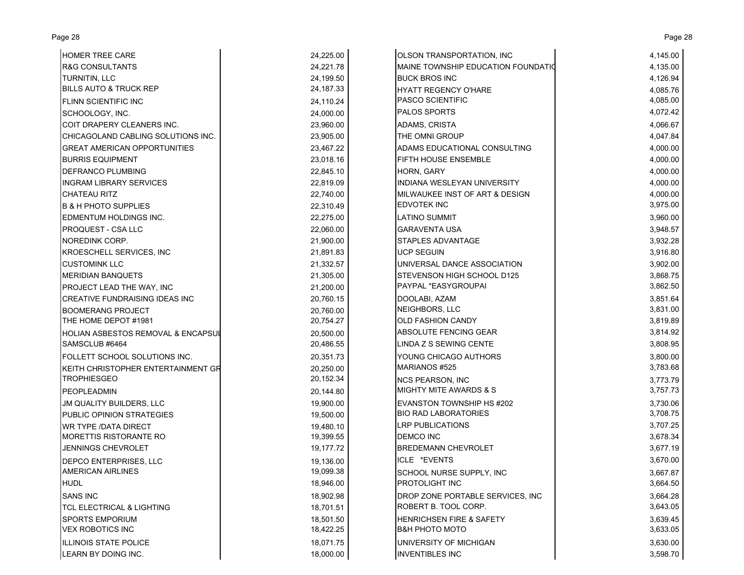| Vendor | Amount |
|---|---|
| HOMER TREE CARE | 24,225.00 |
| R&G CONSULTANTS | 24,221.78 |
| TURNITIN, LLC | 24,199.50 |
| BILLS AUTO & TRUCK REP | 24,187.33 |
| FLINN SCIENTIFIC INC | 24,110.24 |
| SCHOOLOGY, INC. | 24,000.00 |
| COIT DRAPERY CLEANERS INC. | 23,960.00 |
| CHICAGOLAND CABLING SOLUTIONS INC. | 23,905.00 |
| GREAT AMERICAN OPPORTUNITIES | 23,467.22 |
| BURRIS EQUIPMENT | 23,018.16 |
| DEFRANCO PLUMBING | 22,845.10 |
| INGRAM LIBRARY SERVICES | 22,819.09 |
| CHATEAU RITZ | 22,740.00 |
| B & H PHOTO SUPPLIES | 22,310.49 |
| EDMENTUM HOLDINGS INC. | 22,275.00 |
| PROQUEST - CSA LLC | 22,060.00 |
| NOREDINK CORP. | 21,900.00 |
| KROESCHELL SERVICES, INC | 21,891.83 |
| CUSTOMINK LLC | 21,332.57 |
| MERIDIAN BANQUETS | 21,305.00 |
| PROJECT LEAD THE WAY, INC | 21,200.00 |
| CREATIVE FUNDRAISING IDEAS INC | 20,760.15 |
| BOOMERANG PROJECT | 20,760.00 |
| THE HOME DEPOT #1981 | 20,754.27 |
| HOLIAN ASBESTOS REMOVAL & ENCAPSUL | 20,500.00 |
| SAMSCLUB #6464 | 20,486.55 |
| FOLLETT SCHOOL SOLUTIONS INC. | 20,351.73 |
| KEITH CHRISTOPHER ENTERTAINMENT GR | 20,250.00 |
| TROPHIESGEO | 20,152.34 |
| PEOPLEADMIN | 20,144.80 |
| JM QUALITY BUILDERS, LLC | 19,900.00 |
| PUBLIC OPINION STRATEGIES | 19,500.00 |
| WR TYPE /DATA DIRECT | 19,480.10 |
| MORETTIS RISTORANTE RO | 19,399.55 |
| JENNINGS CHEVROLET | 19,177.72 |
| DEPCO ENTERPRISES, LLC | 19,136.00 |
| AMERICAN AIRLINES | 19,099.38 |
| HUDL | 18,946.00 |
| SANS INC | 18,902.98 |
| TCL ELECTRICAL & LIGHTING | 18,701.51 |
| SPORTS EMPORIUM | 18,501.50 |
| VEX ROBOTICS INC | 18,422.25 |
| ILLINOIS STATE POLICE | 18,071.75 |
| LEARN BY DOING INC. | 18,000.00 |
| OLSON TRANSPORTATION, INC | 4,145.00 |
| MAINE TOWNSHIP EDUCATION FOUNDATIO | 4,135.00 |
| BUCK BROS INC | 4,126.94 |
| HYATT REGENCY O'HARE | 4,085.76 |
| PASCO SCIENTIFIC | 4,085.00 |
| PALOS SPORTS | 4,072.42 |
| ADAMS, CRISTA | 4,066.67 |
| THE OMNI GROUP | 4,047.84 |
| ADAMS EDUCATIONAL CONSULTING | 4,000.00 |
| FIFTH HOUSE ENSEMBLE | 4,000.00 |
| HORN, GARY | 4,000.00 |
| INDIANA WESLEYAN UNIVERSITY | 4,000.00 |
| MILWAUKEE INST OF ART & DESIGN | 4,000.00 |
| EDVOTEK INC | 3,975.00 |
| LATINO SUMMIT | 3,960.00 |
| GARAVENTA USA | 3,948.57 |
| STAPLES ADVANTAGE | 3,932.28 |
| UCP SEGUIN | 3,916.80 |
| UNIVERSAL DANCE ASSOCIATION | 3,902.00 |
| STEVENSON HIGH SCHOOL D125 | 3,868.75 |
| PAYPAL *EASYGROUPAI | 3,862.50 |
| DOOLABI, AZAM | 3,851.64 |
| NEIGHBORS, LLC | 3,831.00 |
| OLD FASHION CANDY | 3,819.89 |
| ABSOLUTE FENCING GEAR | 3,814.92 |
| LINDA Z S SEWING CENTE | 3,808.95 |
| YOUNG CHICAGO AUTHORS | 3,800.00 |
| MARIANOS #525 | 3,783.68 |
| NCS PEARSON, INC | 3,773.79 |
| MIGHTY MITE AWARDS & S | 3,757.73 |
| EVANSTON TOWNSHIP HS #202 | 3,730.06 |
| BIO RAD LABORATORIES | 3,708.75 |
| LRP PUBLICATIONS | 3,707.25 |
| DEMCO INC | 3,678.34 |
| BREDEMANN CHEVROLET | 3,677.19 |
| ICLE *EVENTS | 3,670.00 |
| SCHOOL NURSE SUPPLY, INC | 3,667.87 |
| PROTOLIGHT INC | 3,664.50 |
| DROP ZONE PORTABLE SERVICES, INC | 3,664.28 |
| ROBERT B. TOOL CORP. | 3,643.05 |
| HENRICHSEN FIRE & SAFETY | 3,639.45 |
| B&H PHOTO MOTO | 3,633.05 |
| UNIVERSITY OF MICHIGAN | 3,630.00 |
| INVENTIBLES INC | 3,598.70 |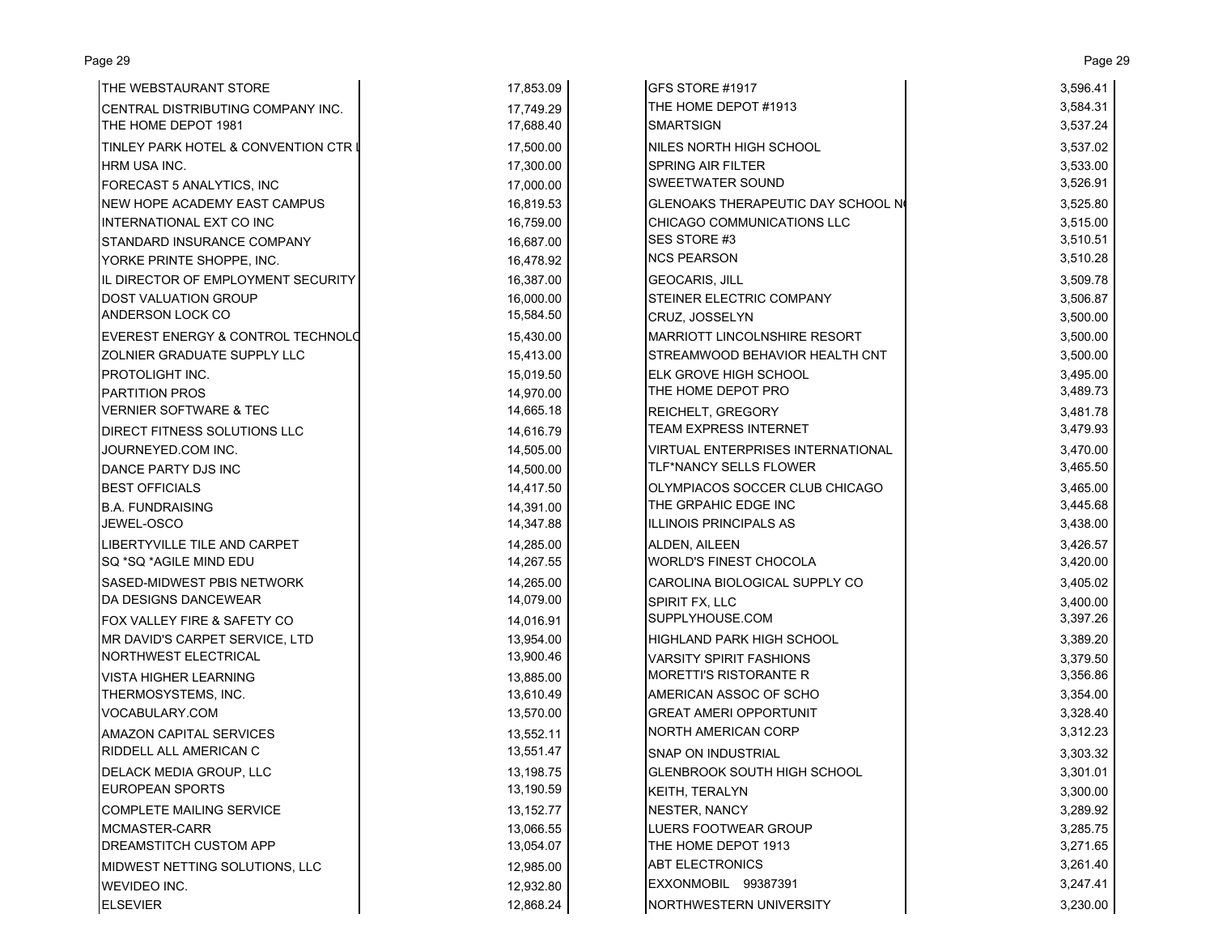| Vendor | Amount |
|---|---|
| THE WEBSTAURANT STORE | 17,853.09 |
| CENTRAL DISTRIBUTING COMPANY INC. | 17,749.29 |
| THE HOME DEPOT 1981 | 17,688.40 |
| TINLEY PARK HOTEL & CONVENTION CTR L | 17,500.00 |
| HRM USA INC. | 17,300.00 |
| FORECAST 5 ANALYTICS, INC | 17,000.00 |
| NEW HOPE ACADEMY EAST CAMPUS | 16,819.53 |
| INTERNATIONAL EXT CO INC | 16,759.00 |
| STANDARD INSURANCE COMPANY | 16,687.00 |
| YORKE PRINTE SHOPPE, INC. | 16,478.92 |
| IL DIRECTOR OF EMPLOYMENT SECURITY | 16,387.00 |
| DOST VALUATION GROUP | 16,000.00 |
| ANDERSON LOCK CO | 15,584.50 |
| EVEREST ENERGY & CONTROL TECHNOLO | 15,430.00 |
| ZOLNIER GRADUATE SUPPLY LLC | 15,413.00 |
| PROTOLIGHT INC. | 15,019.50 |
| PARTITION PROS | 14,970.00 |
| VERNIER SOFTWARE & TEC | 14,665.18 |
| DIRECT FITNESS SOLUTIONS LLC | 14,616.79 |
| JOURNEYED.COM INC. | 14,505.00 |
| DANCE PARTY DJS INC | 14,500.00 |
| BEST OFFICIALS | 14,417.50 |
| B.A. FUNDRAISING | 14,391.00 |
| JEWEL-OSCO | 14,347.88 |
| LIBERTYVILLE TILE AND CARPET | 14,285.00 |
| SQ *SQ *AGILE MIND EDU | 14,267.55 |
| SASED-MIDWEST PBIS NETWORK | 14,265.00 |
| DA DESIGNS DANCEWEAR | 14,079.00 |
| FOX VALLEY FIRE & SAFETY CO | 14,016.91 |
| MR DAVID'S CARPET SERVICE, LTD | 13,954.00 |
| NORTHWEST ELECTRICAL | 13,900.46 |
| VISTA HIGHER LEARNING | 13,885.00 |
| THERMOSYSTEMS, INC. | 13,610.49 |
| VOCABULARY.COM | 13,570.00 |
| AMAZON CAPITAL SERVICES | 13,552.11 |
| RIDDELL ALL AMERICAN C | 13,551.47 |
| DELACK MEDIA GROUP, LLC | 13,198.75 |
| EUROPEAN SPORTS | 13,190.59 |
| COMPLETE MAILING SERVICE | 13,152.77 |
| MCMASTER-CARR | 13,066.55 |
| DREAMSTITCH CUSTOM APP | 13,054.07 |
| MIDWEST NETTING SOLUTIONS, LLC | 12,985.00 |
| WEVIDEO INC. | 12,932.80 |
| ELSEVIER | 12,868.24 |
| GFS STORE #1917 | 3,596.41 |
| THE HOME DEPOT #1913 | 3,584.31 |
| SMARTSIGN | 3,537.24 |
| NILES NORTH HIGH SCHOOL | 3,537.02 |
| SPRING AIR FILTER | 3,533.00 |
| SWEETWATER SOUND | 3,526.91 |
| GLENOAKS THERAPEUTIC DAY SCHOOL N | 3,525.80 |
| CHICAGO COMMUNICATIONS LLC | 3,515.00 |
| SES STORE #3 | 3,510.51 |
| NCS PEARSON | 3,510.28 |
| GEOCARIS, JILL | 3,509.78 |
| STEINER ELECTRIC COMPANY | 3,506.87 |
| CRUZ, JOSSELYN | 3,500.00 |
| MARRIOTT LINCOLNSHIRE RESORT | 3,500.00 |
| STREAMWOOD BEHAVIOR HEALTH CNT | 3,500.00 |
| ELK GROVE HIGH SCHOOL | 3,495.00 |
| THE HOME DEPOT PRO | 3,489.73 |
| REICHELT, GREGORY | 3,481.78 |
| TEAM EXPRESS INTERNET | 3,479.93 |
| VIRTUAL ENTERPRISES INTERNATIONAL | 3,470.00 |
| TLF*NANCY SELLS FLOWER | 3,465.50 |
| OLYMPIACOS SOCCER CLUB CHICAGO | 3,465.00 |
| THE GRPAHIC EDGE INC | 3,445.68 |
| ILLINOIS PRINCIPALS AS | 3,438.00 |
| ALDEN, AILEEN | 3,426.57 |
| WORLD'S FINEST CHOCOLA | 3,420.00 |
| CAROLINA BIOLOGICAL SUPPLY CO | 3,405.02 |
| SPIRIT FX, LLC | 3,400.00 |
| SUPPLYHOUSE.COM | 3,397.26 |
| HIGHLAND PARK HIGH SCHOOL | 3,389.20 |
| VARSITY SPIRIT FASHIONS | 3,379.50 |
| MORETTI'S RISTORANTE R | 3,356.86 |
| AMERICAN ASSOC OF SCHO | 3,354.00 |
| GREAT AMERI OPPORTUNIT | 3,328.40 |
| NORTH AMERICAN CORP | 3,312.23 |
| SNAP ON INDUSTRIAL | 3,303.32 |
| GLENBROOK SOUTH HIGH SCHOOL | 3,301.01 |
| KEITH, TERALYN | 3,300.00 |
| NESTER, NANCY | 3,289.92 |
| LUERS FOOTWEAR GROUP | 3,285.75 |
| THE HOME DEPOT 1913 | 3,271.65 |
| ABT ELECTRONICS | 3,261.40 |
| EXXONMOBIL 99387391 | 3,247.41 |
| NORTHWESTERN UNIVERSITY | 3,230.00 |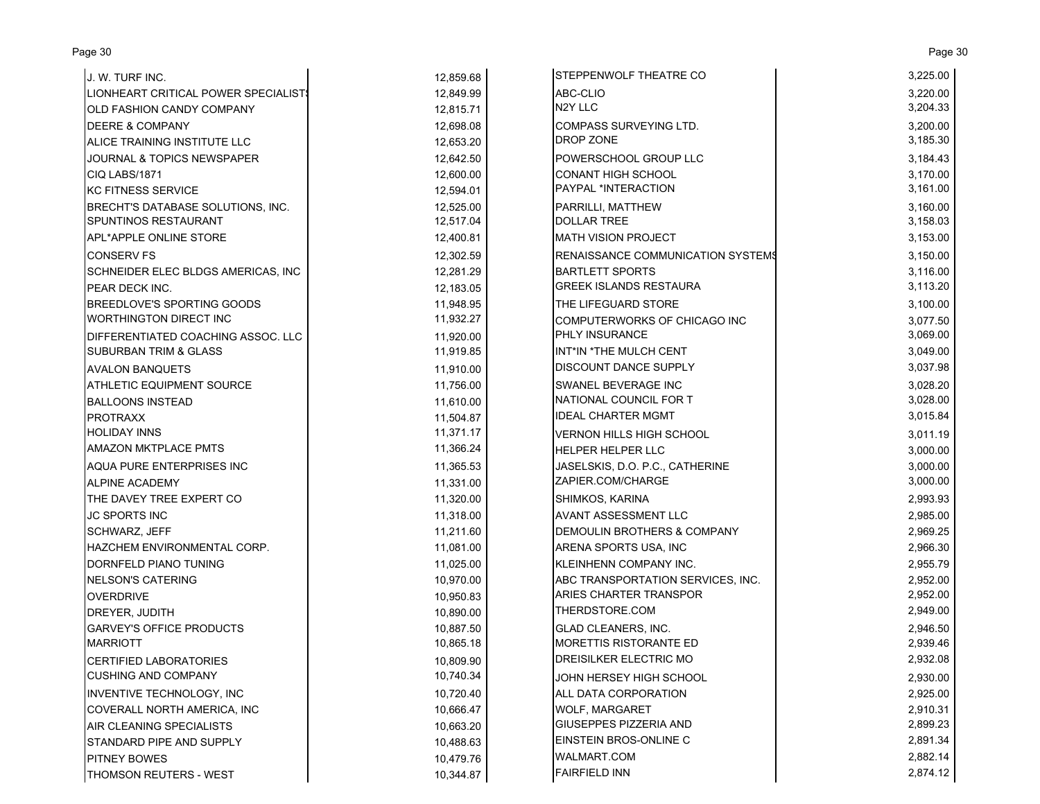| Vendor | Amount |
|---|---|
| J. W. TURF INC. | 12,859.68 |
| LIONHEART CRITICAL POWER SPECIALISTS | 12,849.99 |
| OLD FASHION CANDY COMPANY | 12,815.71 |
| DEERE & COMPANY | 12,698.08 |
| ALICE TRAINING INSTITUTE LLC | 12,653.20 |
| JOURNAL & TOPICS NEWSPAPER | 12,642.50 |
| CIQ LABS/1871 | 12,600.00 |
| KC FITNESS SERVICE | 12,594.01 |
| BRECHT'S DATABASE SOLUTIONS, INC. | 12,525.00 |
| SPUNTINOS RESTAURANT | 12,517.04 |
| APL*APPLE ONLINE STORE | 12,400.81 |
| CONSERV FS | 12,302.59 |
| SCHNEIDER ELEC BLDGS AMERICAS, INC | 12,281.29 |
| PEAR DECK INC. | 12,183.05 |
| BREEDLOVE'S SPORTING GOODS | 11,948.95 |
| WORTHINGTON DIRECT INC | 11,932.27 |
| DIFFERENTIATED COACHING ASSOC. LLC | 11,920.00 |
| SUBURBAN TRIM & GLASS | 11,919.85 |
| AVALON BANQUETS | 11,910.00 |
| ATHLETIC EQUIPMENT SOURCE | 11,756.00 |
| BALLOONS INSTEAD | 11,610.00 |
| PROTRAXX | 11,504.87 |
| HOLIDAY INNS | 11,371.17 |
| AMAZON MKTPLACE PMTS | 11,366.24 |
| AQUA PURE ENTERPRISES INC | 11,365.53 |
| ALPINE ACADEMY | 11,331.00 |
| THE DAVEY TREE EXPERT CO | 11,320.00 |
| JC SPORTS INC | 11,318.00 |
| SCHWARZ, JEFF | 11,211.60 |
| HAZCHEM ENVIRONMENTAL CORP. | 11,081.00 |
| DORNFELD PIANO TUNING | 11,025.00 |
| NELSON'S CATERING | 10,970.00 |
| OVERDRIVE | 10,950.83 |
| DREYER, JUDITH | 10,890.00 |
| GARVEY'S OFFICE PRODUCTS | 10,887.50 |
| MARRIOTT | 10,865.18 |
| CERTIFIED LABORATORIES | 10,809.90 |
| CUSHING AND COMPANY | 10,740.34 |
| INVENTIVE TECHNOLOGY, INC | 10,720.40 |
| COVERALL NORTH AMERICA, INC | 10,666.47 |
| AIR CLEANING SPECIALISTS | 10,663.20 |
| STANDARD PIPE AND SUPPLY | 10,488.63 |
| PITNEY BOWES | 10,479.76 |
| THOMSON REUTERS - WEST | 10,344.87 |
| STEPPENWOLF THEATRE CO | 3,225.00 |
| ABC-CLIO | 3,220.00 |
| N2Y LLC | 3,204.33 |
| COMPASS SURVEYING LTD. | 3,200.00 |
| DROP ZONE | 3,185.30 |
| POWERSCHOOL GROUP LLC | 3,184.43 |
| CONANT HIGH SCHOOL | 3,170.00 |
| PAYPAL *INTERACTION | 3,161.00 |
| PARRILLI, MATTHEW | 3,160.00 |
| DOLLAR TREE | 3,158.03 |
| MATH VISION PROJECT | 3,153.00 |
| RENAISSANCE COMMUNICATION SYSTEMS | 3,150.00 |
| BARTLETT SPORTS | 3,116.00 |
| GREEK ISLANDS RESTAURA | 3,113.20 |
| THE LIFEGUARD STORE | 3,100.00 |
| COMPUTERWORKS OF CHICAGO INC | 3,077.50 |
| PHLY INSURANCE | 3,069.00 |
| INT*IN *THE MULCH CENT | 3,049.00 |
| DISCOUNT DANCE SUPPLY | 3,037.98 |
| SWANEL BEVERAGE INC | 3,028.20 |
| NATIONAL COUNCIL FOR T | 3,028.00 |
| IDEAL CHARTER MGMT | 3,015.84 |
| VERNON HILLS HIGH SCHOOL | 3,011.19 |
| HELPER HELPER LLC | 3,000.00 |
| JASELSKIS, D.O. P.C., CATHERINE | 3,000.00 |
| ZAPIER.COM/CHARGE | 3,000.00 |
| SHIMKOS, KARINA | 2,993.93 |
| AVANT ASSESSMENT LLC | 2,985.00 |
| DEMOULIN BROTHERS & COMPANY | 2,969.25 |
| ARENA SPORTS USA, INC | 2,966.30 |
| KLEINHENN COMPANY INC. | 2,955.79 |
| ABC TRANSPORTATION SERVICES, INC. | 2,952.00 |
| ARIES CHARTER TRANSPOR | 2,952.00 |
| THERDSTORE.COM | 2,949.00 |
| GLAD CLEANERS, INC. | 2,946.50 |
| MORETTIS RISTORANTE ED | 2,939.46 |
| DREISILKER ELECTRIC MO | 2,932.08 |
| JOHN HERSEY HIGH SCHOOL | 2,930.00 |
| ALL DATA CORPORATION | 2,925.00 |
| WOLF, MARGARET | 2,910.31 |
| GIUSEPPES PIZZERIA AND | 2,899.23 |
| EINSTEIN BROS-ONLINE C | 2,891.34 |
| WALMART.COM | 2,882.14 |
| FAIRFIELD INN | 2,874.12 |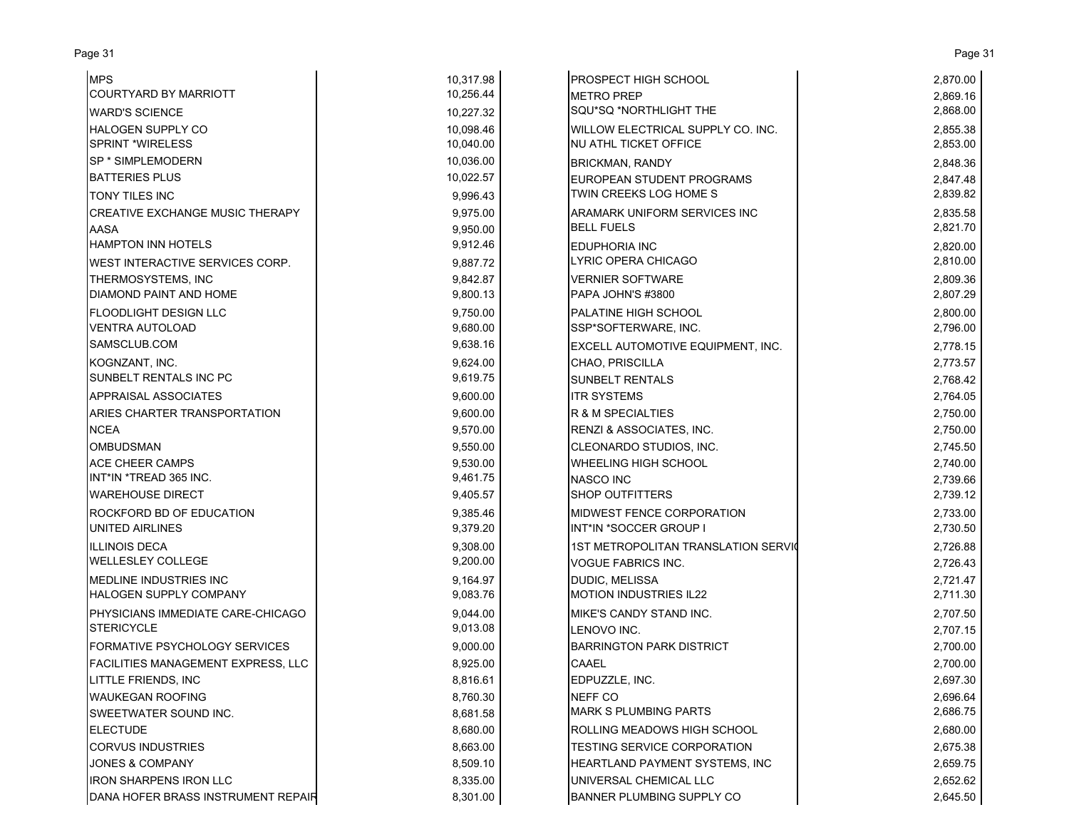| Vendor | Amount |
|---|---|
| MPS | 10,317.98 |
| COURTYARD BY MARRIOTT | 10,256.44 |
| WARD'S SCIENCE | 10,227.32 |
| HALOGEN SUPPLY CO | 10,098.46 |
| SPRINT *WIRELESS | 10,040.00 |
| SP * SIMPLEMODERN | 10,036.00 |
| BATTERIES PLUS | 10,022.57 |
| TONY TILES INC | 9,996.43 |
| CREATIVE EXCHANGE MUSIC THERAPY | 9,975.00 |
| AASA | 9,950.00 |
| HAMPTON INN HOTELS | 9,912.46 |
| WEST INTERACTIVE SERVICES CORP. | 9,887.72 |
| THERMOSYSTEMS, INC | 9,842.87 |
| DIAMOND PAINT AND HOME | 9,800.13 |
| FLOODLIGHT DESIGN LLC | 9,750.00 |
| VENTRA AUTOLOAD | 9,680.00 |
| SAMSCLUB.COM | 9,638.16 |
| KOGNZANT, INC. | 9,624.00 |
| SUNBELT RENTALS INC PC | 9,619.75 |
| APPRAISAL ASSOCIATES | 9,600.00 |
| ARIES CHARTER TRANSPORTATION | 9,600.00 |
| NCEA | 9,570.00 |
| OMBUDSMAN | 9,550.00 |
| ACE CHEER CAMPS | 9,530.00 |
| INT*IN *TREAD 365 INC. | 9,461.75 |
| WAREHOUSE DIRECT | 9,405.57 |
| ROCKFORD BD OF EDUCATION | 9,385.46 |
| UNITED AIRLINES | 9,379.20 |
| ILLINOIS DECA | 9,308.00 |
| WELLESLEY COLLEGE | 9,200.00 |
| MEDLINE INDUSTRIES INC | 9,164.97 |
| HALOGEN SUPPLY COMPANY | 9,083.76 |
| PHYSICIANS IMMEDIATE CARE-CHICAGO | 9,044.00 |
| STERICYCLE | 9,013.08 |
| FORMATIVE PSYCHOLOGY SERVICES | 9,000.00 |
| FACILITIES MANAGEMENT EXPRESS, LLC | 8,925.00 |
| LITTLE FRIENDS, INC | 8,816.61 |
| WAUKEGAN ROOFING | 8,760.30 |
| SWEETWATER SOUND INC. | 8,681.58 |
| ELECTUDE | 8,680.00 |
| CORVUS INDUSTRIES | 8,663.00 |
| JONES & COMPANY | 8,509.10 |
| IRON SHARPENS IRON LLC | 8,335.00 |
| DANA HOFER BRASS INSTRUMENT REPAIR | 8,301.00 |
| PROSPECT HIGH SCHOOL | 2,870.00 |
| METRO PREP | 2,869.16 |
| SQU*SQ *NORTHLIGHT THE | 2,868.00 |
| WILLOW ELECTRICAL SUPPLY CO. INC. | 2,855.38 |
| NU ATHL TICKET OFFICE | 2,853.00 |
| BRICKMAN, RANDY | 2,848.36 |
| EUROPEAN STUDENT PROGRAMS | 2,847.48 |
| TWIN CREEKS LOG HOME S | 2,839.82 |
| ARAMARK UNIFORM SERVICES INC | 2,835.58 |
| BELL FUELS | 2,821.70 |
| EDUPHORIA INC | 2,820.00 |
| LYRIC OPERA CHICAGO | 2,810.00 |
| VERNIER SOFTWARE | 2,809.36 |
| PAPA JOHN'S #3800 | 2,807.29 |
| PALATINE HIGH SCHOOL | 2,800.00 |
| SSP*SOFTERWARE, INC. | 2,796.00 |
| EXCELL AUTOMOTIVE EQUIPMENT, INC. | 2,778.15 |
| CHAO, PRISCILLA | 2,773.57 |
| SUNBELT RENTALS | 2,768.42 |
| ITR SYSTEMS | 2,764.05 |
| R & M SPECIALTIES | 2,750.00 |
| RENZI & ASSOCIATES, INC. | 2,750.00 |
| CLEONARDO STUDIOS, INC. | 2,745.50 |
| WHEELING HIGH SCHOOL | 2,740.00 |
| NASCO INC | 2,739.66 |
| SHOP OUTFITTERS | 2,739.12 |
| MIDWEST FENCE CORPORATION | 2,733.00 |
| INT*IN *SOCCER GROUP I | 2,730.50 |
| 1ST METROPOLITAN TRANSLATION SERVIC | 2,726.88 |
| VOGUE FABRICS INC. | 2,726.43 |
| DUDIC, MELISSA | 2,721.47 |
| MOTION INDUSTRIES IL22 | 2,711.30 |
| MIKE'S CANDY STAND INC. | 2,707.50 |
| LENOVO INC. | 2,707.15 |
| BARRINGTON PARK DISTRICT | 2,700.00 |
| CAAEL | 2,700.00 |
| EDPUZZLE, INC. | 2,697.30 |
| NEFF CO | 2,696.64 |
| MARK S PLUMBING PARTS | 2,686.75 |
| ROLLING MEADOWS HIGH SCHOOL | 2,680.00 |
| TESTING SERVICE CORPORATION | 2,675.38 |
| HEARTLAND PAYMENT SYSTEMS, INC | 2,659.75 |
| UNIVERSAL CHEMICAL LLC | 2,652.62 |
| BANNER PLUMBING SUPPLY CO | 2,645.50 |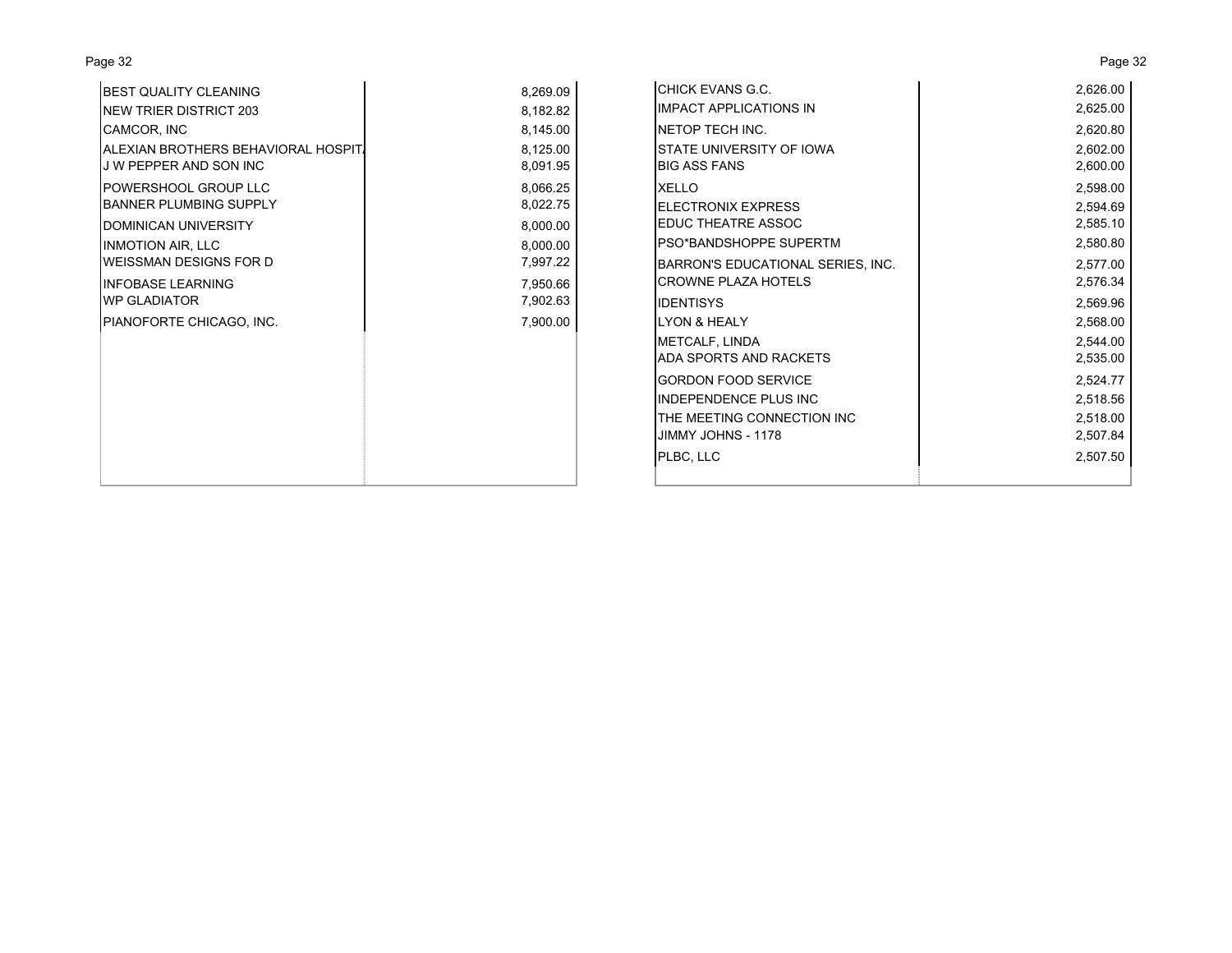| | |
|---|---|
| BEST QUALITY CLEANING | 8,269.09 |
| NEW TRIER DISTRICT 203 | 8,182.82 |
| CAMCOR, INC | 8,145.00 |
| ALEXIAN BROTHERS BEHAVIORAL HOSPIT | 8,125.00 |
| J W PEPPER AND SON INC | 8,091.95 |
| POWERSHOOL GROUP LLC | 8,066.25 |
| BANNER PLUMBING SUPPLY | 8,022.75 |
| DOMINICAN UNIVERSITY | 8,000.00 |
| INMOTION AIR, LLC | 8,000.00 |
| WEISSMAN DESIGNS FOR D | 7,997.22 |
| INFOBASE LEARNING | 7,950.66 |
| WP GLADIATOR | 7,902.63 |
| PIANOFORTE CHICAGO, INC. | 7,900.00 |

| | |
|---|---|
| CHICK EVANS G.C. | 2,626.00 |
| IMPACT APPLICATIONS IN | 2,625.00 |
| NETOP TECH INC. | 2,620.80 |
| STATE UNIVERSITY OF IOWA | 2,602.00 |
| BIG ASS FANS | 2,600.00 |
| XELLO | 2,598.00 |
| ELECTRONIX EXPRESS | 2,594.69 |
| EDUC THEATRE ASSOC | 2,585.10 |
| PSO*BANDSHOPPE SUPERTM | 2,580.80 |
| BARRON'S EDUCATIONAL SERIES, INC. | 2,577.00 |
| CROWNE PLAZA HOTELS | 2,576.34 |
| IDENTISYS | 2,569.96 |
| LYON & HEALY | 2,568.00 |
| METCALF, LINDA | 2,544.00 |
| ADA SPORTS AND RACKETS | 2,535.00 |
| GORDON FOOD SERVICE | 2,524.77 |
| INDEPENDENCE PLUS INC | 2,518.56 |
| THE MEETING CONNECTION INC | 2,518.00 |
| JIMMY JOHNS - 1178 | 2,507.84 |
| PLBC, LLC | 2,507.50 |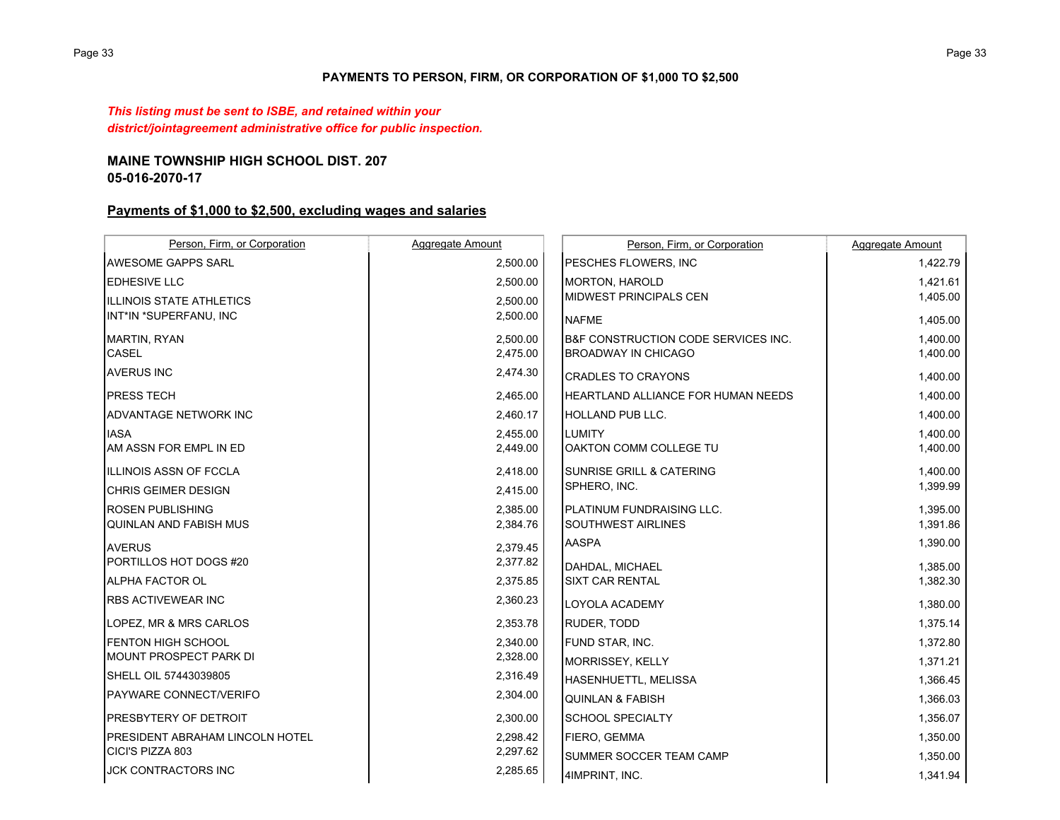**PAYMENTS TO PERSON, FIRM, OR CORPORATION OF $1,000 TO $2,500**

***This listing must be sent to ISBE, and retained within your district/jointagreement administrative office for public inspection.***

**MAINE TOWNSHIP HIGH SCHOOL DIST. 207**
**05-016-2070-17**

**Payments of $1,000 to $2,500, excluding wages and salaries**

| Person, Firm, or Corporation | Aggregate Amount |
|---|---|
| AWESOME GAPPS SARL | 2,500.00 |
| EDHESIVE LLC | 2,500.00 |
| ILLINOIS STATE ATHLETICS | 2,500.00 |
| INT*IN *SUPERFANU, INC | 2,500.00 |
| MARTIN, RYAN | 2,500.00 |
| CASEL | 2,475.00 |
| AVERUS INC | 2,474.30 |
| PRESS TECH | 2,465.00 |
| ADVANTAGE NETWORK INC | 2,460.17 |
| IASA | 2,455.00 |
| AM ASSN FOR EMPL IN ED | 2,449.00 |
| ILLINOIS ASSN OF FCCLA | 2,418.00 |
| CHRIS GEIMER DESIGN | 2,415.00 |
| ROSEN PUBLISHING | 2,385.00 |
| QUINLAN AND FABISH MUS | 2,384.76 |
| AVERUS | 2,379.45 |
| PORTILLOS HOT DOGS #20 | 2,377.82 |
| ALPHA FACTOR OL | 2,375.85 |
| RBS ACTIVEWEAR INC | 2,360.23 |
| LOPEZ, MR & MRS CARLOS | 2,353.78 |
| FENTON HIGH SCHOOL | 2,340.00 |
| MOUNT PROSPECT PARK DI | 2,328.00 |
| SHELL OIL 57443039805 | 2,316.49 |
| PAYWARE CONNECT/VERIFO | 2,304.00 |
| PRESBYTERY OF DETROIT | 2,300.00 |
| PRESIDENT ABRAHAM LINCOLN HOTEL | 2,298.42 |
| CICI'S PIZZA 803 | 2,297.62 |
| JCK CONTRACTORS INC | 2,285.65 |
| PESCHES FLOWERS, INC | 1,422.79 |
| MORTON, HAROLD | 1,421.61 |
| MIDWEST PRINCIPALS CEN | 1,405.00 |
| NAFME | 1,405.00 |
| B&F CONSTRUCTION CODE SERVICES INC. | 1,400.00 |
| BROADWAY IN CHICAGO | 1,400.00 |
| CRADLES TO CRAYONS | 1,400.00 |
| HEARTLAND ALLIANCE FOR HUMAN NEEDS | 1,400.00 |
| HOLLAND PUB LLC. | 1,400.00 |
| LUMITY | 1,400.00 |
| OAKTON COMM COLLEGE TU | 1,400.00 |
| SUNRISE GRILL & CATERING | 1,400.00 |
| SPHERO, INC. | 1,399.99 |
| PLATINUM FUNDRAISING LLC. | 1,395.00 |
| SOUTHWEST AIRLINES | 1,391.86 |
| AASPA | 1,390.00 |
| DAHDAL, MICHAEL | 1,385.00 |
| SIXT CAR RENTAL | 1,382.30 |
| LOYOLA ACADEMY | 1,380.00 |
| RUDER, TODD | 1,375.14 |
| FUND STAR, INC. | 1,372.80 |
| MORRISSEY, KELLY | 1,371.21 |
| HASENHUETTL, MELISSA | 1,366.45 |
| QUINLAN & FABISH | 1,366.03 |
| SCHOOL SPECIALTY | 1,356.07 |
| FIERO, GEMMA | 1,350.00 |
| SUMMER SOCCER TEAM CAMP | 1,350.00 |
| 4IMPRINT, INC. | 1,341.94 |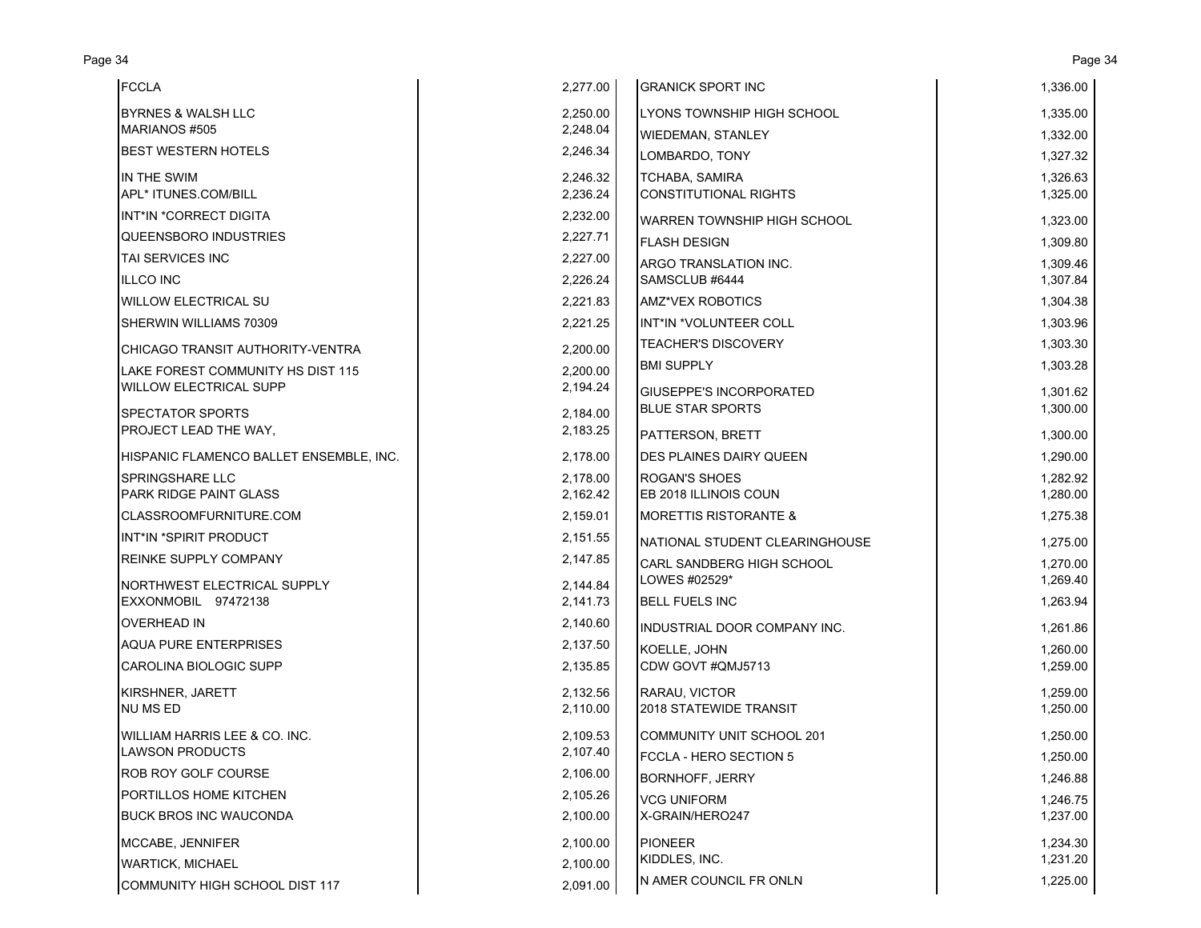| Vendor | Amount |
|---|---|
| FCCLA | 2,277.00 |
| BYRNES & WALSH LLC | 2,250.00 |
| MARIANOS #505 | 2,248.04 |
| BEST WESTERN HOTELS | 2,246.34 |
| IN THE SWIM | 2,246.32 |
| APL* ITUNES.COM/BILL | 2,236.24 |
| INT*IN *CORRECT DIGITA | 2,232.00 |
| QUEENSBORO INDUSTRIES | 2,227.71 |
| TAI SERVICES INC | 2,227.00 |
| ILLCO INC | 2,226.24 |
| WILLOW ELECTRICAL SU | 2,221.83 |
| SHERWIN WILLIAMS 70309 | 2,221.25 |
| CHICAGO TRANSIT AUTHORITY-VENTRA | 2,200.00 |
| LAKE FOREST COMMUNITY HS DIST 115 | 2,200.00 |
| WILLOW ELECTRICAL SUPP | 2,194.24 |
| SPECTATOR SPORTS | 2,184.00 |
| PROJECT LEAD THE WAY, | 2,183.25 |
| HISPANIC FLAMENCO BALLET ENSEMBLE, INC. | 2,178.00 |
| SPRINGSHARE LLC | 2,178.00 |
| PARK RIDGE PAINT GLASS | 2,162.42 |
| CLASSROOMFURNITURE.COM | 2,159.01 |
| INT*IN *SPIRIT PRODUCT | 2,151.55 |
| REINKE SUPPLY COMPANY | 2,147.85 |
| NORTHWEST ELECTRICAL SUPPLY | 2,144.84 |
| EXXONMOBIL 97472138 | 2,141.73 |
| OVERHEAD IN | 2,140.60 |
| AQUA PURE ENTERPRISES | 2,137.50 |
| CAROLINA BIOLOGIC SUPP | 2,135.85 |
| KIRSHNER, JARETT | 2,132.56 |
| NU MS ED | 2,110.00 |
| WILLIAM HARRIS LEE & CO. INC. | 2,109.53 |
| LAWSON PRODUCTS | 2,107.40 |
| ROB ROY GOLF COURSE | 2,106.00 |
| PORTILLOS HOME KITCHEN | 2,105.26 |
| BUCK BROS INC WAUCONDA | 2,100.00 |
| MCCABE, JENNIFER | 2,100.00 |
| WARTICK, MICHAEL | 2,100.00 |
| COMMUNITY HIGH SCHOOL DIST 117 | 2,091.00 |
| GRANICK SPORT INC | 1,336.00 |
| LYONS TOWNSHIP HIGH SCHOOL | 1,335.00 |
| WIEDEMAN, STANLEY | 1,332.00 |
| LOMBARDO, TONY | 1,327.32 |
| TCHABA, SAMIRA | 1,326.63 |
| CONSTITUTIONAL RIGHTS | 1,325.00 |
| WARREN TOWNSHIP HIGH SCHOOL | 1,323.00 |
| FLASH DESIGN | 1,309.80 |
| ARGO TRANSLATION INC. | 1,309.46 |
| SAMSCLUB #6444 | 1,307.84 |
| AMZ*VEX ROBOTICS | 1,304.38 |
| INT*IN *VOLUNTEER COLL | 1,303.96 |
| TEACHER'S DISCOVERY | 1,303.30 |
| BMI SUPPLY | 1,303.28 |
| GIUSEPPE'S INCORPORATED | 1,301.62 |
| BLUE STAR SPORTS | 1,300.00 |
| PATTERSON, BRETT | 1,300.00 |
| DES PLAINES DAIRY QUEEN | 1,290.00 |
| ROGAN'S SHOES | 1,282.92 |
| EB 2018 ILLINOIS COUN | 1,280.00 |
| MORETTIS RISTORANTE & | 1,275.38 |
| NATIONAL STUDENT CLEARINGHOUSE | 1,275.00 |
| CARL SANDBERG HIGH SCHOOL | 1,270.00 |
| LOWES #02529* | 1,269.40 |
| BELL FUELS INC | 1,263.94 |
| INDUSTRIAL DOOR COMPANY INC. | 1,261.86 |
| KOELLE, JOHN | 1,260.00 |
| CDW GOVT #QMJ5713 | 1,259.00 |
| RARAU, VICTOR | 1,259.00 |
| 2018 STATEWIDE TRANSIT | 1,250.00 |
| COMMUNITY UNIT SCHOOL 201 | 1,250.00 |
| FCCLA - HERO SECTION 5 | 1,250.00 |
| BORNHOFF, JERRY | 1,246.88 |
| VCG UNIFORM | 1,246.75 |
| X-GRAIN/HERO247 | 1,237.00 |
| PIONEER | 1,234.30 |
| KIDDLES, INC. | 1,231.20 |
| N AMER COUNCIL FR ONLN | 1,225.00 |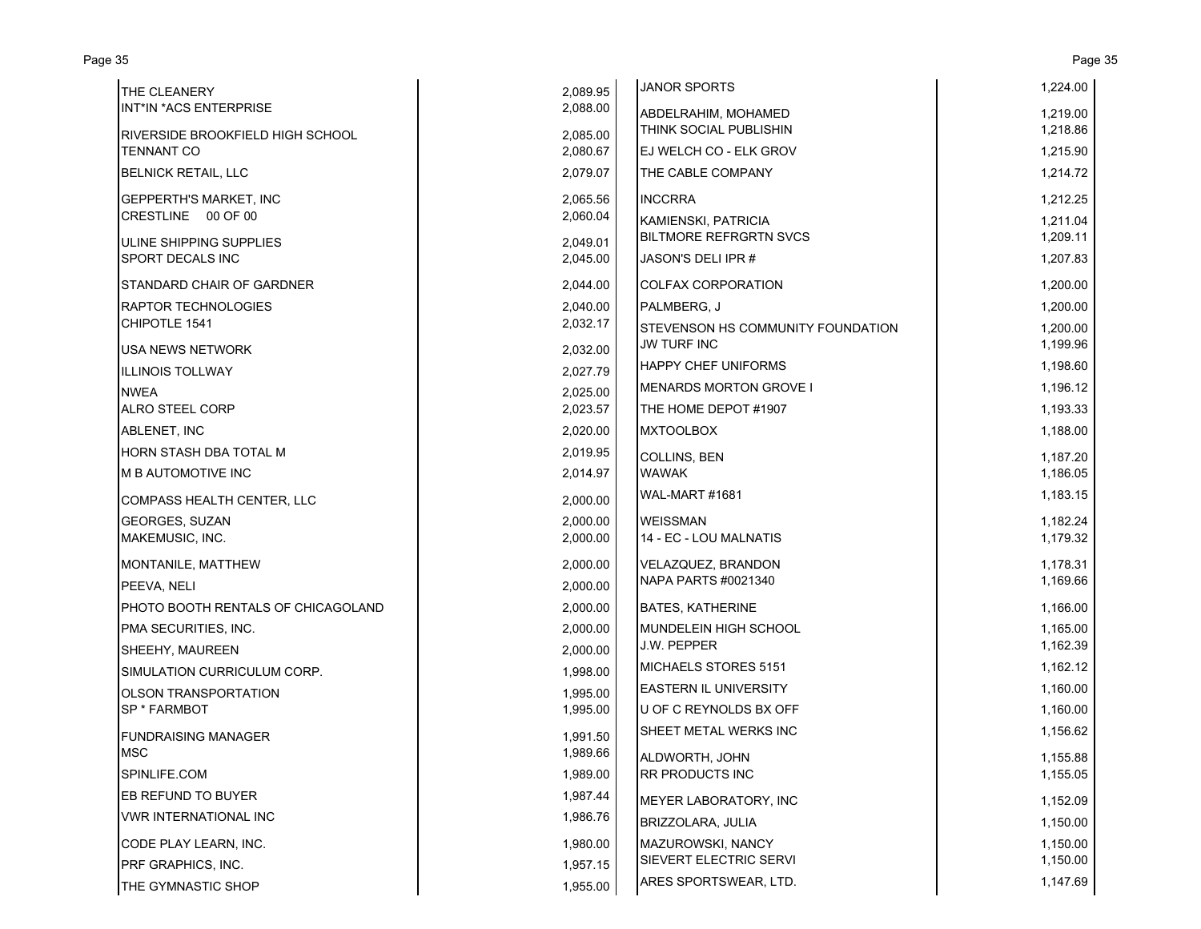| Vendor | Amount |
|---|---|
| THE CLEANERY | 2,089.95 |
| INT*IN *ACS ENTERPRISE | 2,088.00 |
| RIVERSIDE BROOKFIELD HIGH SCHOOL | 2,085.00 |
| TENNANT CO | 2,080.67 |
| BELNICK RETAIL, LLC | 2,079.07 |
| GEPPERTH'S MARKET, INC | 2,065.56 |
| CRESTLINE 00 OF 00 | 2,060.04 |
| ULINE SHIPPING SUPPLIES | 2,049.01 |
| SPORT DECALS INC | 2,045.00 |
| STANDARD CHAIR OF GARDNER | 2,044.00 |
| RAPTOR TECHNOLOGIES | 2,040.00 |
| CHIPOTLE 1541 | 2,032.17 |
| USA NEWS NETWORK | 2,032.00 |
| ILLINOIS TOLLWAY | 2,027.79 |
| NWEA | 2,025.00 |
| ALRO STEEL CORP | 2,023.57 |
| ABLENET, INC | 2,020.00 |
| HORN STASH DBA TOTAL M | 2,019.95 |
| M B AUTOMOTIVE INC | 2,014.97 |
| COMPASS HEALTH CENTER, LLC | 2,000.00 |
| GEORGES, SUZAN | 2,000.00 |
| MAKEMUSIC, INC. | 2,000.00 |
| MONTANILE, MATTHEW | 2,000.00 |
| PEEVA, NELI | 2,000.00 |
| PHOTO BOOTH RENTALS OF CHICAGOLAND | 2,000.00 |
| PMA SECURITIES, INC. | 2,000.00 |
| SHEEHY, MAUREEN | 2,000.00 |
| SIMULATION CURRICULUM CORP. | 1,998.00 |
| OLSON TRANSPORTATION | 1,995.00 |
| SP * FARMBOT | 1,995.00 |
| FUNDRAISING MANAGER | 1,991.50 |
| MSC | 1,989.66 |
| SPINLIFE.COM | 1,989.00 |
| EB REFUND TO BUYER | 1,987.44 |
| VWR INTERNATIONAL INC | 1,986.76 |
| CODE PLAY LEARN, INC. | 1,980.00 |
| PRF GRAPHICS, INC. | 1,957.15 |
| THE GYMNASTIC SHOP | 1,955.00 |
| JANOR SPORTS | 1,224.00 |
| ABDELRAHIM, MOHAMED | 1,219.00 |
| THINK SOCIAL PUBLISHIN | 1,218.86 |
| EJ WELCH CO - ELK GROV | 1,215.90 |
| THE CABLE COMPANY | 1,214.72 |
| INCCRRA | 1,212.25 |
| KAMIENSKI, PATRICIA | 1,211.04 |
| BILTMORE REFRGRTN SVCS | 1,209.11 |
| JASON'S DELI IPR # | 1,207.83 |
| COLFAX CORPORATION | 1,200.00 |
| PALMBERG, J | 1,200.00 |
| STEVENSON HS COMMUNITY FOUNDATION | 1,200.00 |
| JW TURF INC | 1,199.96 |
| HAPPY CHEF UNIFORMS | 1,198.60 |
| MENARDS MORTON GROVE I | 1,196.12 |
| THE HOME DEPOT #1907 | 1,193.33 |
| MXTOOLBOX | 1,188.00 |
| COLLINS, BEN | 1,187.20 |
| WAWAK | 1,186.05 |
| WAL-MART #1681 | 1,183.15 |
| WEISSMAN | 1,182.24 |
| 14 - EC - LOU MALNATIS | 1,179.32 |
| VELAZQUEZ, BRANDON | 1,178.31 |
| NAPA PARTS #0021340 | 1,169.66 |
| BATES, KATHERINE | 1,166.00 |
| MUNDELEIN HIGH SCHOOL | 1,165.00 |
| J.W. PEPPER | 1,162.39 |
| MICHAELS STORES 5151 | 1,162.12 |
| EASTERN IL UNIVERSITY | 1,160.00 |
| U OF C REYNOLDS BX OFF | 1,160.00 |
| SHEET METAL WERKS INC | 1,156.62 |
| ALDWORTH, JOHN | 1,155.88 |
| RR PRODUCTS INC | 1,155.05 |
| MEYER LABORATORY, INC | 1,152.09 |
| BRIZZOLARA, JULIA | 1,150.00 |
| MAZUROWSKI, NANCY | 1,150.00 |
| SIEVERT ELECTRIC SERVI | 1,150.00 |
| ARES SPORTSWEAR, LTD. | 1,147.69 |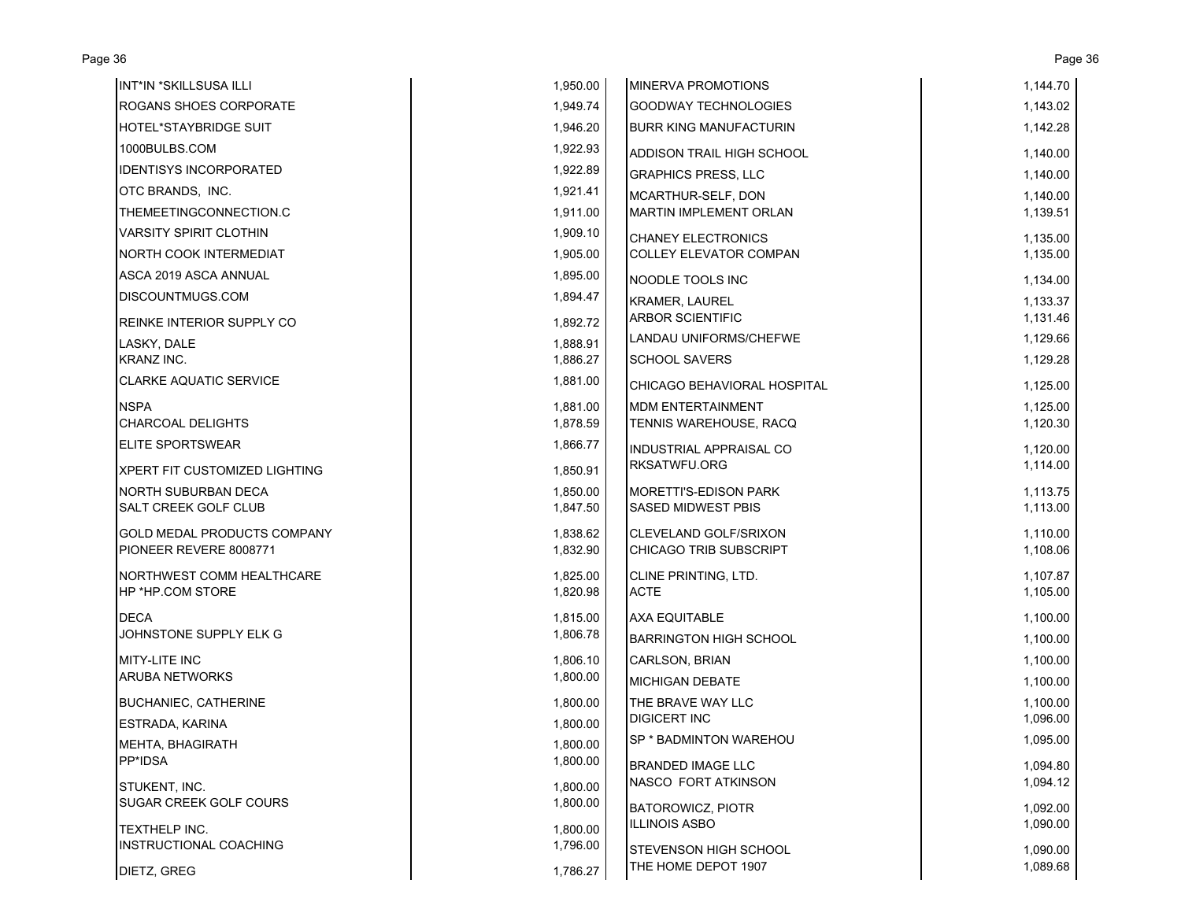| Vendor | Amount |
|---|---|
| INT*IN *SKILLSUSA ILLI | 1,950.00 |
| ROGANS SHOES CORPORATE | 1,949.74 |
| HOTEL*STAYBRIDGE SUIT | 1,946.20 |
| 1000BULBS.COM | 1,922.93 |
| IDENTISYS INCORPORATED | 1,922.89 |
| OTC BRANDS, INC. | 1,921.41 |
| THEMEETINGCONNECTION.C | 1,911.00 |
| VARSITY SPIRIT CLOTHIN | 1,909.10 |
| NORTH COOK INTERMEDIAT | 1,905.00 |
| ASCA 2019 ASCA ANNUAL | 1,895.00 |
| DISCOUNTMUGS.COM | 1,894.47 |
| REINKE INTERIOR SUPPLY CO | 1,892.72 |
| LASKY, DALE | 1,888.91 |
| KRANZ INC. | 1,886.27 |
| CLARKE AQUATIC SERVICE | 1,881.00 |
| NSPA | 1,881.00 |
| CHARCOAL DELIGHTS | 1,878.59 |
| ELITE SPORTSWEAR | 1,866.77 |
| XPERT FIT CUSTOMIZED LIGHTING | 1,850.91 |
| NORTH SUBURBAN DECA | 1,850.00 |
| SALT CREEK GOLF CLUB | 1,847.50 |
| GOLD MEDAL PRODUCTS COMPANY | 1,838.62 |
| PIONEER REVERE 8008771 | 1,832.90 |
| NORTHWEST COMM HEALTHCARE | 1,825.00 |
| HP *HP.COM STORE | 1,820.98 |
| DECA | 1,815.00 |
| JOHNSTONE SUPPLY ELK G | 1,806.78 |
| MITY-LITE INC | 1,806.10 |
| ARUBA NETWORKS | 1,800.00 |
| BUCHANIEC, CATHERINE | 1,800.00 |
| ESTRADA, KARINA | 1,800.00 |
| MEHTA, BHAGIRATH | 1,800.00 |
| PP*IDSA | 1,800.00 |
| STUKENT, INC. | 1,800.00 |
| SUGAR CREEK GOLF COURS | 1,800.00 |
| TEXTHELP INC. | 1,800.00 |
| INSTRUCTIONAL COACHING | 1,796.00 |
| DIETZ, GREG | 1,786.27 |
| MINERVA PROMOTIONS | 1,144.70 |
| GOODWAY TECHNOLOGIES | 1,143.02 |
| BURR KING MANUFACTURIN | 1,142.28 |
| ADDISON TRAIL HIGH SCHOOL | 1,140.00 |
| GRAPHICS PRESS, LLC | 1,140.00 |
| MCARTHUR-SELF, DON | 1,140.00 |
| MARTIN IMPLEMENT ORLAN | 1,139.51 |
| CHANEY ELECTRONICS | 1,135.00 |
| COLLEY ELEVATOR COMPAN | 1,135.00 |
| NOODLE TOOLS INC | 1,134.00 |
| KRAMER, LAUREL | 1,133.37 |
| ARBOR SCIENTIFIC | 1,131.46 |
| LANDAU UNIFORMS/CHEFWE | 1,129.66 |
| SCHOOL SAVERS | 1,129.28 |
| CHICAGO BEHAVIORAL HOSPITAL | 1,125.00 |
| MDM ENTERTAINMENT | 1,125.00 |
| TENNIS WAREHOUSE, RACQ | 1,120.30 |
| INDUSTRIAL APPRAISAL CO | 1,120.00 |
| RKSATWFU.ORG | 1,114.00 |
| MORETTI'S-EDISON PARK | 1,113.75 |
| SASED MIDWEST PBIS | 1,113.00 |
| CLEVELAND GOLF/SRIXON | 1,110.00 |
| CHICAGO TRIB SUBSCRIPT | 1,108.06 |
| CLINE PRINTING, LTD. | 1,107.87 |
| ACTE | 1,105.00 |
| AXA EQUITABLE | 1,100.00 |
| BARRINGTON HIGH SCHOOL | 1,100.00 |
| CARLSON, BRIAN | 1,100.00 |
| MICHIGAN DEBATE | 1,100.00 |
| THE BRAVE WAY LLC | 1,100.00 |
| DIGICERT INC | 1,096.00 |
| SP * BADMINTON WAREHOU | 1,095.00 |
| BRANDED IMAGE LLC | 1,094.80 |
| NASCO FORT ATKINSON | 1,094.12 |
| BATOROWICZ, PIOTR | 1,092.00 |
| ILLINOIS ASBO | 1,090.00 |
| STEVENSON HIGH SCHOOL | 1,090.00 |
| THE HOME DEPOT 1907 | 1,089.68 |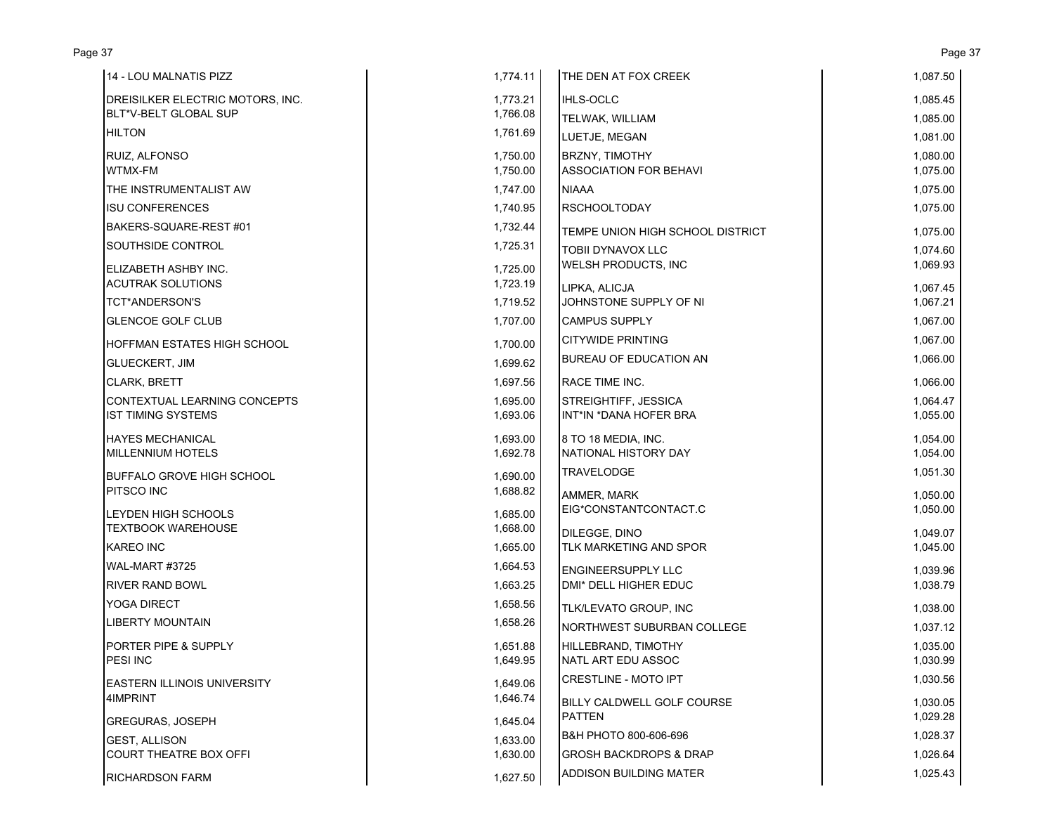| Vendor | Amount |
|---|---|
| 14 - LOU MALNATIS PIZZ | 1,774.11 |
| DREISILKER ELECTRIC MOTORS, INC. | 1,773.21 |
| BLT*V-BELT GLOBAL SUP | 1,766.08 |
| HILTON | 1,761.69 |
| RUIZ, ALFONSO | 1,750.00 |
| WTMX-FM | 1,750.00 |
| THE INSTRUMENTALIST AW | 1,747.00 |
| ISU CONFERENCES | 1,740.95 |
| BAKERS-SQUARE-REST #01 | 1,732.44 |
| SOUTHSIDE CONTROL | 1,725.31 |
| ELIZABETH ASHBY INC. | 1,725.00 |
| ACUTRAK SOLUTIONS | 1,723.19 |
| TCT*ANDERSON'S | 1,719.52 |
| GLENCOE GOLF CLUB | 1,707.00 |
| HOFFMAN ESTATES HIGH SCHOOL | 1,700.00 |
| GLUECKERT, JIM | 1,699.62 |
| CLARK, BRETT | 1,697.56 |
| CONTEXTUAL LEARNING CONCEPTS | 1,695.00 |
| IST TIMING SYSTEMS | 1,693.06 |
| HAYES MECHANICAL | 1,693.00 |
| MILLENNIUM HOTELS | 1,692.78 |
| BUFFALO GROVE HIGH SCHOOL | 1,690.00 |
| PITSCO INC | 1,688.82 |
| LEYDEN HIGH SCHOOLS | 1,685.00 |
| TEXTBOOK WAREHOUSE | 1,668.00 |
| KAREO INC | 1,665.00 |
| WAL-MART #3725 | 1,664.53 |
| RIVER RAND BOWL | 1,663.25 |
| YOGA DIRECT | 1,658.56 |
| LIBERTY MOUNTAIN | 1,658.26 |
| PORTER PIPE & SUPPLY | 1,651.88 |
| PESI INC | 1,649.95 |
| EASTERN ILLINOIS UNIVERSITY | 1,649.06 |
| 4IMPRINT | 1,646.74 |
| GREGURAS, JOSEPH | 1,645.04 |
| GEST, ALLISON | 1,633.00 |
| COURT THEATRE BOX OFFI | 1,630.00 |
| RICHARDSON FARM | 1,627.50 |
| THE DEN AT FOX CREEK | 1,087.50 |
| IHLS-OCLC | 1,085.45 |
| TELWAK, WILLIAM | 1,085.00 |
| LUETJE, MEGAN | 1,081.00 |
| BRZNY, TIMOTHY | 1,080.00 |
| ASSOCIATION FOR BEHAVI | 1,075.00 |
| NIAAA | 1,075.00 |
| RSCHOOLTODAY | 1,075.00 |
| TEMPE UNION HIGH SCHOOL DISTRICT | 1,075.00 |
| TOBII DYNAVOX LLC | 1,074.60 |
| WELSH PRODUCTS, INC | 1,069.93 |
| LIPKA, ALICJA | 1,067.45 |
| JOHNSTONE SUPPLY OF NI | 1,067.21 |
| CAMPUS SUPPLY | 1,067.00 |
| CITYWIDE PRINTING | 1,067.00 |
| BUREAU OF EDUCATION AN | 1,066.00 |
| RACE TIME INC. | 1,066.00 |
| STREIGHTIFF, JESSICA | 1,064.47 |
| INT*IN *DANA HOFER BRA | 1,055.00 |
| 8 TO 18 MEDIA, INC. | 1,054.00 |
| NATIONAL HISTORY DAY | 1,054.00 |
| TRAVELODGE | 1,051.30 |
| AMMER, MARK | 1,050.00 |
| EIG*CONSTANTCONTACT.C | 1,050.00 |
| DILEGGE, DINO | 1,049.07 |
| TLK MARKETING AND SPOR | 1,045.00 |
| ENGINEERSUPPLY LLC | 1,039.96 |
| DMI* DELL HIGHER EDUC | 1,038.79 |
| TLK/LEVATO GROUP, INC | 1,038.00 |
| NORTHWEST SUBURBAN COLLEGE | 1,037.12 |
| HILLEBRAND, TIMOTHY | 1,035.00 |
| NATL ART EDU ASSOC | 1,030.99 |
| CRESTLINE - MOTO IPT | 1,030.56 |
| BILLY CALDWELL GOLF COURSE | 1,030.05 |
| PATTEN | 1,029.28 |
| B&H PHOTO 800-606-696 | 1,028.37 |
| GROSH BACKDROPS & DRAP | 1,026.64 |
| ADDISON BUILDING MATER | 1,025.43 |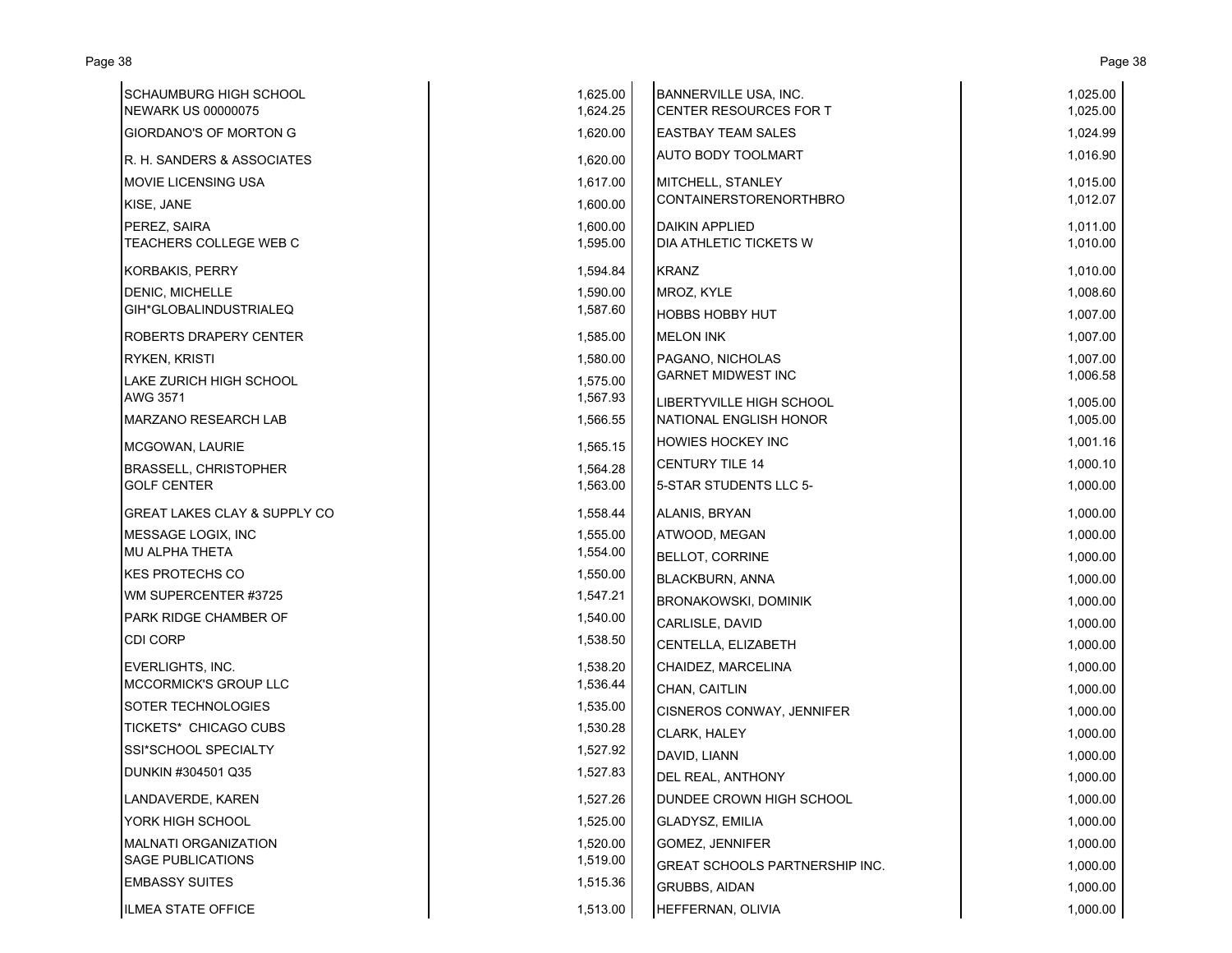| Vendor | Amount |
|---|---|
| SCHAUMBURG HIGH SCHOOL | 1,625.00 |
| NEWARK US 00000075 | 1,624.25 |
| GIORDANO'S OF MORTON G | 1,620.00 |
| R. H. SANDERS & ASSOCIATES | 1,620.00 |
| MOVIE LICENSING USA | 1,617.00 |
| KISE, JANE | 1,600.00 |
| PEREZ, SAIRA | 1,600.00 |
| TEACHERS COLLEGE WEB C | 1,595.00 |
| KORBAKIS, PERRY | 1,594.84 |
| DENIC, MICHELLE | 1,590.00 |
| GIH*GLOBALINDUSTRIALEQ | 1,587.60 |
| ROBERTS DRAPERY CENTER | 1,585.00 |
| RYKEN, KRISTI | 1,580.00 |
| LAKE ZURICH HIGH SCHOOL | 1,575.00 |
| AWG 3571 | 1,567.93 |
| MARZANO RESEARCH LAB | 1,566.55 |
| MCGOWAN, LAURIE | 1,565.15 |
| BRASSELL, CHRISTOPHER | 1,564.28 |
| GOLF CENTER | 1,563.00 |
| GREAT LAKES CLAY & SUPPLY CO | 1,558.44 |
| MESSAGE LOGIX, INC | 1,555.00 |
| MU ALPHA THETA | 1,554.00 |
| KES PROTECHS CO | 1,550.00 |
| WM SUPERCENTER #3725 | 1,547.21 |
| PARK RIDGE CHAMBER OF | 1,540.00 |
| CDI CORP | 1,538.50 |
| EVERLIGHTS, INC. | 1,538.20 |
| MCCORMICK'S GROUP LLC | 1,536.44 |
| SOTER TECHNOLOGIES | 1,535.00 |
| TICKETS* CHICAGO CUBS | 1,530.28 |
| SSI*SCHOOL SPECIALTY | 1,527.92 |
| DUNKIN #304501 Q35 | 1,527.83 |
| LANDAVERDE, KAREN | 1,527.26 |
| YORK HIGH SCHOOL | 1,525.00 |
| MALNATI ORGANIZATION | 1,520.00 |
| SAGE PUBLICATIONS | 1,519.00 |
| EMBASSY SUITES | 1,515.36 |
| ILMEA STATE OFFICE | 1,513.00 |
| BANNERVILLE USA, INC. | 1,025.00 |
| CENTER RESOURCES FOR T | 1,025.00 |
| EASTBAY TEAM SALES | 1,024.99 |
| AUTO BODY TOOLMART | 1,016.90 |
| MITCHELL, STANLEY | 1,015.00 |
| CONTAINERSTORENORTHBRO | 1,012.07 |
| DAIKIN APPLIED | 1,011.00 |
| DIA ATHLETIC TICKETS W | 1,010.00 |
| KRANZ | 1,010.00 |
| MROZ, KYLE | 1,008.60 |
| HOBBS HOBBY HUT | 1,007.00 |
| MELON INK | 1,007.00 |
| PAGANO, NICHOLAS | 1,007.00 |
| GARNET MIDWEST INC | 1,006.58 |
| LIBERTYVILLE HIGH SCHOOL | 1,005.00 |
| NATIONAL ENGLISH HONOR | 1,005.00 |
| HOWIES HOCKEY INC | 1,001.16 |
| CENTURY TILE 14 | 1,000.10 |
| 5-STAR STUDENTS LLC 5- | 1,000.00 |
| ALANIS, BRYAN | 1,000.00 |
| ATWOOD, MEGAN | 1,000.00 |
| BELLOT, CORRINE | 1,000.00 |
| BLACKBURN, ANNA | 1,000.00 |
| BRONAKOWSKI, DOMINIK | 1,000.00 |
| CARLISLE, DAVID | 1,000.00 |
| CENTELLA, ELIZABETH | 1,000.00 |
| CHAIDEZ, MARCELINA | 1,000.00 |
| CHAN, CAITLIN | 1,000.00 |
| CISNEROS CONWAY, JENNIFER | 1,000.00 |
| CLARK, HALEY | 1,000.00 |
| DAVID, LIANN | 1,000.00 |
| DEL REAL, ANTHONY | 1,000.00 |
| DUNDEE CROWN HIGH SCHOOL | 1,000.00 |
| GLADYSZ, EMILIA | 1,000.00 |
| GOMEZ, JENNIFER | 1,000.00 |
| GREAT SCHOOLS PARTNERSHIP INC. | 1,000.00 |
| GRUBBS, AIDAN | 1,000.00 |
| HEFFERNAN, OLIVIA | 1,000.00 |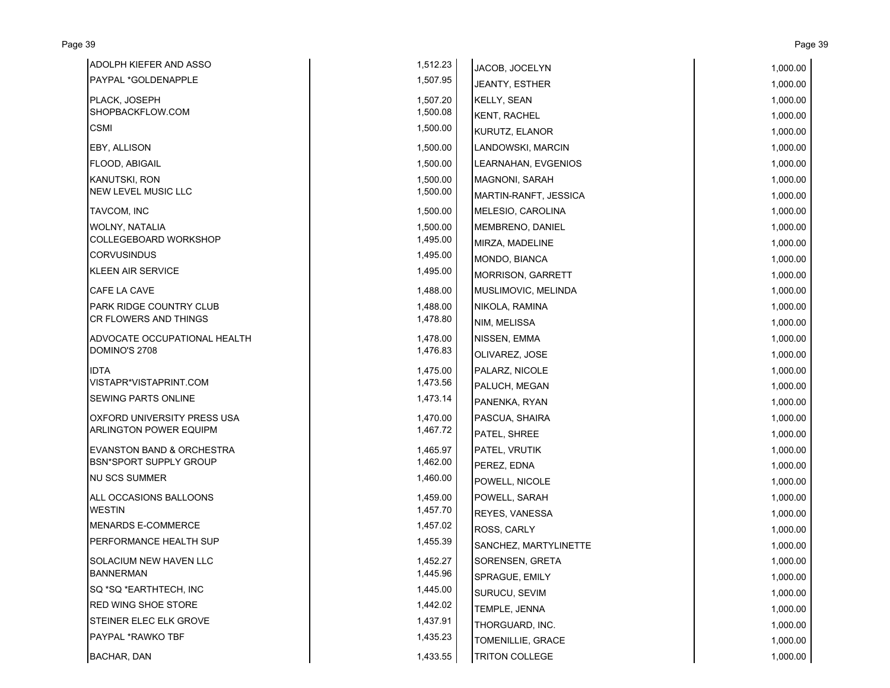| | |
|---|---|
| ADOLPH KIEFER AND ASSO | 1,512.23 |
| PAYPAL *GOLDENAPPLE | 1,507.95 |
| PLACK, JOSEPH | 1,507.20 |
| SHOPBACKFLOW.COM | 1,500.08 |
| CSMI | 1,500.00 |
| EBY, ALLISON | 1,500.00 |
| FLOOD, ABIGAIL | 1,500.00 |
| KANUTSKI, RON | 1,500.00 |
| NEW LEVEL MUSIC LLC | 1,500.00 |
| TAVCOM, INC | 1,500.00 |
| WOLNY, NATALIA | 1,500.00 |
| COLLEGEBOARD WORKSHOP | 1,495.00 |
| CORVUSINDUS | 1,495.00 |
| KLEEN AIR SERVICE | 1,495.00 |
| CAFE LA CAVE | 1,488.00 |
| PARK RIDGE COUNTRY CLUB | 1,488.00 |
| CR FLOWERS AND THINGS | 1,478.80 |
| ADVOCATE OCCUPATIONAL HEALTH | 1,478.00 |
| DOMINO'S 2708 | 1,476.83 |
| IDTA | 1,475.00 |
| VISTAPR*VISTAPRINT.COM | 1,473.56 |
| SEWING PARTS ONLINE | 1,473.14 |
| OXFORD UNIVERSITY PRESS USA | 1,470.00 |
| ARLINGTON POWER EQUIPM | 1,467.72 |
| EVANSTON BAND & ORCHESTRA | 1,465.97 |
| BSN*SPORT SUPPLY GROUP | 1,462.00 |
| NU SCS SUMMER | 1,460.00 |
| ALL OCCASIONS BALLOONS | 1,459.00 |
| WESTIN | 1,457.70 |
| MENARDS E-COMMERCE | 1,457.02 |
| PERFORMANCE HEALTH SUP | 1,455.39 |
| SOLACIUM NEW HAVEN LLC | 1,452.27 |
| BANNERMAN | 1,445.96 |
| SQ *SQ *EARTHTECH, INC | 1,445.00 |
| RED WING SHOE STORE | 1,442.02 |
| STEINER ELEC ELK GROVE | 1,437.91 |
| PAYPAL *RAWKO TBF | 1,435.23 |
| BACHAR, DAN | 1,433.55 |
| JACOB, JOCELYN | 1,000.00 |
| JEANTY, ESTHER | 1,000.00 |
| KELLY, SEAN | 1,000.00 |
| KENT, RACHEL | 1,000.00 |
| KURUTZ, ELANOR | 1,000.00 |
| LANDOWSKI, MARCIN | 1,000.00 |
| LEARNAHAN, EVGENIOS | 1,000.00 |
| MAGNONI, SARAH | 1,000.00 |
| MARTIN-RANFT, JESSICA | 1,000.00 |
| MELESIO, CAROLINA | 1,000.00 |
| MEMBRENO, DANIEL | 1,000.00 |
| MIRZA, MADELINE | 1,000.00 |
| MONDO, BIANCA | 1,000.00 |
| MORRISON, GARRETT | 1,000.00 |
| MUSLIMOVIC, MELINDA | 1,000.00 |
| NIKOLA, RAMINA | 1,000.00 |
| NIM, MELISSA | 1,000.00 |
| NISSEN, EMMA | 1,000.00 |
| OLIVAREZ, JOSE | 1,000.00 |
| PALARZ, NICOLE | 1,000.00 |
| PALUCH, MEGAN | 1,000.00 |
| PANENKA, RYAN | 1,000.00 |
| PASCUA, SHAIRA | 1,000.00 |
| PATEL, SHREE | 1,000.00 |
| PATEL, VRUTIK | 1,000.00 |
| PEREZ, EDNA | 1,000.00 |
| POWELL, NICOLE | 1,000.00 |
| POWELL, SARAH | 1,000.00 |
| REYES, VANESSA | 1,000.00 |
| ROSS, CARLY | 1,000.00 |
| SANCHEZ, MARTYLINETTE | 1,000.00 |
| SORENSEN, GRETA | 1,000.00 |
| SPRAGUE, EMILY | 1,000.00 |
| SURUCU, SEVIM | 1,000.00 |
| TEMPLE, JENNA | 1,000.00 |
| THORGUARD, INC. | 1,000.00 |
| TOMENILLIE, GRACE | 1,000.00 |
| TRITON COLLEGE | 1,000.00 |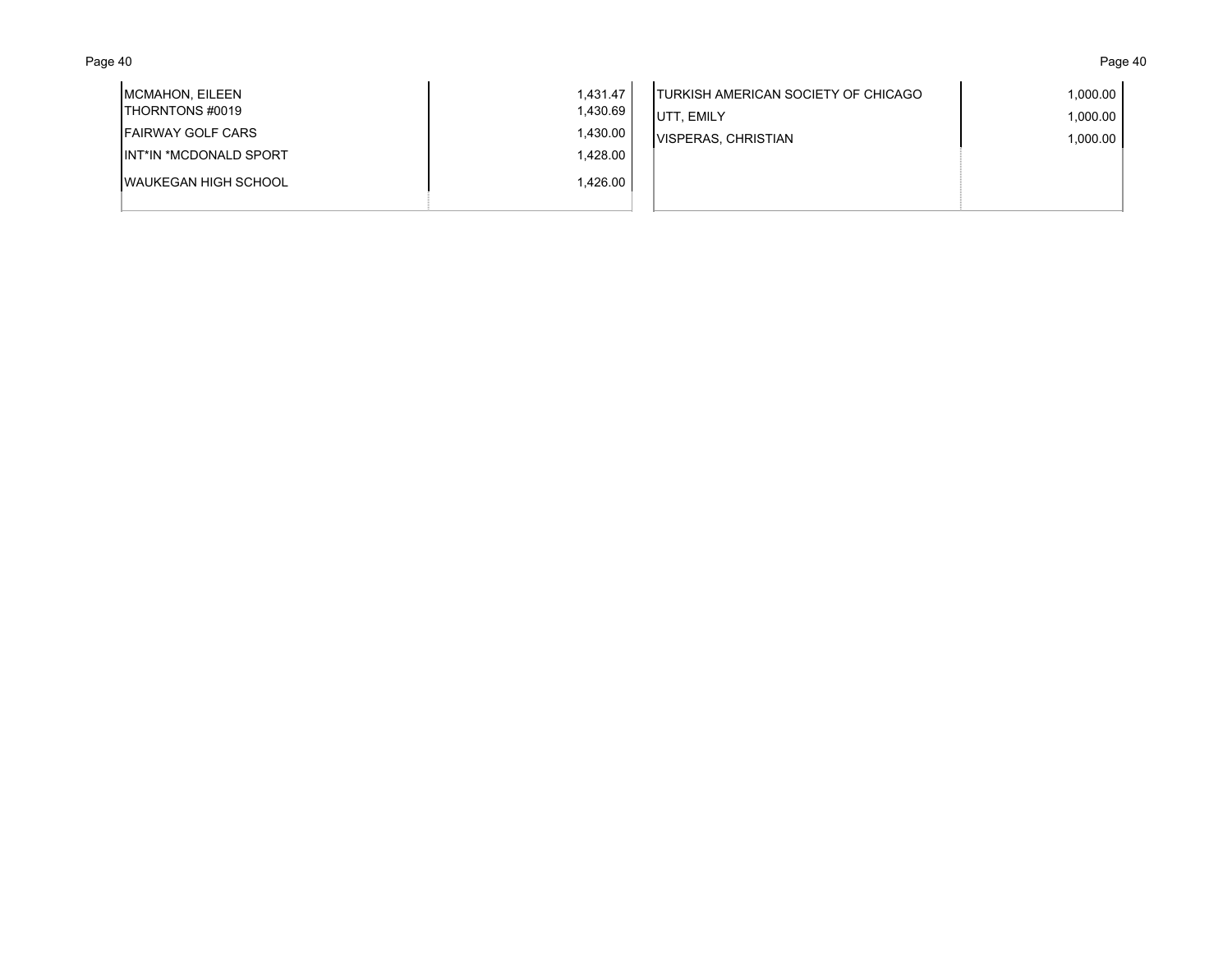| | |
|---|---|
| MCMAHON, EILEEN | 1,431.47 |
| THORNTONS #0019 | 1,430.69 |
| FAIRWAY GOLF CARS | 1,430.00 |
| INT*IN *MCDONALD SPORT | 1,428.00 |
| WAUKEGAN HIGH SCHOOL | 1,426.00 |
| TURKISH AMERICAN SOCIETY OF CHICAGO | 1,000.00 |
| UTT, EMILY | 1,000.00 |
| VISPERAS, CHRISTIAN | 1,000.00 |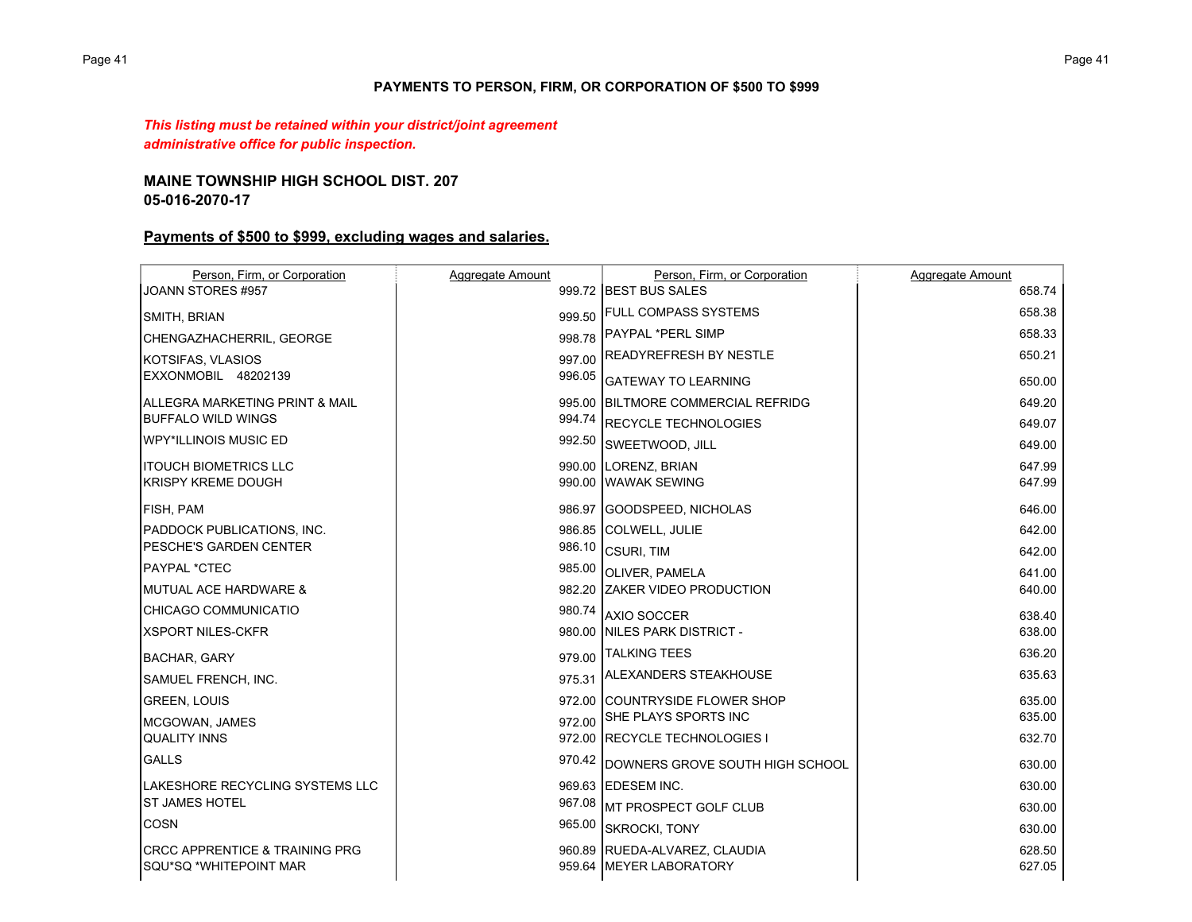**PAYMENTS TO PERSON, FIRM, OR CORPORATION OF $500 TO $999**

***This listing must be retained within your district/joint agreement administrative office for public inspection.***

**MAINE TOWNSHIP HIGH SCHOOL DIST. 207**
**05-016-2070-17**

**Payments of $500 to $999, excluding wages and salaries.**

| Person, Firm, or Corporation | Aggregate Amount | Person, Firm, or Corporation | Aggregate Amount |
|---|---|---|---|
| JOANN STORES #957 | 999.72 | BEST BUS SALES | 658.74 |
| SMITH, BRIAN | 999.50 | FULL COMPASS SYSTEMS | 658.38 |
| CHENGAZHACHERRIL, GEORGE | 998.78 | PAYPAL *PERL SIMP | 658.33 |
| KOTSIFAS, VLASIOS | 997.00 | READYREFRESH BY NESTLE | 650.21 |
| EXXONMOBIL 48202139 | 996.05 | GATEWAY TO LEARNING | 650.00 |
| ALLEGRA MARKETING PRINT & MAIL | 995.00 | BILTMORE COMMERCIAL REFRIDG | 649.20 |
| BUFFALO WILD WINGS | 994.74 | RECYCLE TECHNOLOGIES | 649.07 |
| WPY*ILLINOIS MUSIC ED | 992.50 | SWEETWOOD, JILL | 649.00 |
| ITOUCH BIOMETRICS LLC | 990.00 | LORENZ, BRIAN | 647.99 |
| KRISPY KREME DOUGH | 990.00 | WAWAK SEWING | 647.99 |
| FISH, PAM | 986.97 | GOODSPEED, NICHOLAS | 646.00 |
| PADDOCK PUBLICATIONS, INC. | 986.85 | COLWELL, JULIE | 642.00 |
| PESCHE'S GARDEN CENTER | 986.10 | CSURI, TIM | 642.00 |
| PAYPAL *CTEC | 985.00 | OLIVER, PAMELA | 641.00 |
| MUTUAL ACE HARDWARE & | 982.20 | ZAKER VIDEO PRODUCTION | 640.00 |
| CHICAGO COMMUNICATIO | 980.74 | AXIO SOCCER | 638.40 |
| XSPORT NILES-CKFR | 980.00 | NILES PARK DISTRICT - | 638.00 |
| BACHAR, GARY | 979.00 | TALKING TEES | 636.20 |
| SAMUEL FRENCH, INC. | 975.31 | ALEXANDERS STEAKHOUSE | 635.63 |
| GREEN, LOUIS | 972.00 | COUNTRYSIDE FLOWER SHOP | 635.00 |
| MCGOWAN, JAMES | 972.00 | SHE PLAYS SPORTS INC | 635.00 |
| QUALITY INNS | 972.00 | RECYCLE TECHNOLOGIES I | 632.70 |
| GALLS | 970.42 | DOWNERS GROVE SOUTH HIGH SCHOOL | 630.00 |
| LAKESHORE RECYCLING SYSTEMS LLC | 969.63 | EDESEM INC. | 630.00 |
| ST JAMES HOTEL | 967.08 | MT PROSPECT GOLF CLUB | 630.00 |
| COSN | 965.00 | SKROCKI, TONY | 630.00 |
| CRCC APPRENTICE & TRAINING PRG | 960.89 | RUEDA-ALVAREZ, CLAUDIA | 628.50 |
| SQU*SQ *WHITEPOINT MAR | 959.64 | MEYER LABORATORY | 627.05 |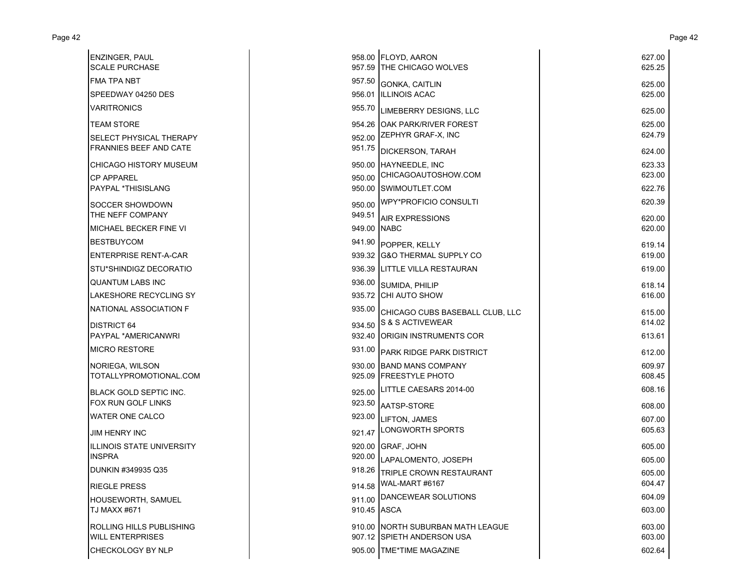| Vendor | Amount |
|---|---|
| ENZINGER, PAUL | 958.00 |
| SCALE PURCHASE | 957.59 |
| FMA TPA NBT | 957.50 |
| SPEEDWAY 04250 DES | 956.01 |
| VARITRONICS | 955.70 |
| TEAM STORE | 954.26 |
| SELECT PHYSICAL THERAPY | 952.00 |
| FRANNIES BEEF AND CATE | 951.75 |
| CHICAGO HISTORY MUSEUM | 950.00 |
| CP APPAREL | 950.00 |
| PAYPAL *THISISLANG | 950.00 |
| SOCCER SHOWDOWN | 950.00 |
| THE NEFF COMPANY | 949.51 |
| MICHAEL BECKER FINE VI | 949.00 |
| BESTBUYCOM | 941.90 |
| ENTERPRISE RENT-A-CAR | 939.32 |
| STU*SHINDIGZ DECORATIO | 936.39 |
| QUANTUM LABS INC | 936.00 |
| LAKESHORE RECYCLING SY | 935.72 |
| NATIONAL ASSOCIATION F | 935.00 |
| DISTRICT 64 | 934.50 |
| PAYPAL *AMERICANWRI | 932.40 |
| MICRO RESTORE | 931.00 |
| NORIEGA, WILSON | 930.00 |
| TOTALLYPROMOTIONAL.COM | 925.09 |
| BLACK GOLD SEPTIC INC. | 925.00 |
| FOX RUN GOLF LINKS | 923.50 |
| WATER ONE CALCO | 923.00 |
| JIM HENRY INC | 921.47 |
| ILLINOIS STATE UNIVERSITY | 920.00 |
| INSPRA | 920.00 |
| DUNKIN #349935 Q35 | 918.26 |
| RIEGLE PRESS | 914.58 |
| HOUSEWORTH, SAMUEL | 911.00 |
| TJ MAXX #671 | 910.45 |
| ROLLING HILLS PUBLISHING | 910.00 |
| WILL ENTERPRISES | 907.12 |
| CHECKOLOGY BY NLP | 905.00 |
| FLOYD, AARON | 627.00 |
| THE CHICAGO WOLVES | 625.25 |
| GONKA, CAITLIN | 625.00 |
| ILLINOIS ACAC | 625.00 |
| LIMEBERRY DESIGNS, LLC | 625.00 |
| OAK PARK/RIVER FOREST | 625.00 |
| ZEPHYR GRAF-X, INC | 624.79 |
| DICKERSON, TARAH | 624.00 |
| HAYNEEDLE, INC | 623.33 |
| CHICAGOAUTOSHOW.COM | 623.00 |
| SWIMOUTLET.COM | 622.76 |
| WPY*PROFICIO CONSULTI | 620.39 |
| AIR EXPRESSIONS | 620.00 |
| NABC | 620.00 |
| POPPER, KELLY | 619.14 |
| G&O THERMAL SUPPLY CO | 619.00 |
| LITTLE VILLA RESTAURAN | 619.00 |
| SUMIDA, PHILIP | 618.14 |
| CHI AUTO SHOW | 616.00 |
| CHICAGO CUBS BASEBALL CLUB, LLC | 615.00 |
| S & S ACTIVEWEAR | 614.02 |
| ORIGIN INSTRUMENTS COR | 613.61 |
| PARK RIDGE PARK DISTRICT | 612.00 |
| BAND MANS COMPANY | 609.97 |
| FREESTYLE PHOTO | 608.45 |
| LITTLE CAESARS 2014-00 | 608.16 |
| AATSP-STORE | 608.00 |
| LIFTON, JAMES | 607.00 |
| LONGWORTH SPORTS | 605.63 |
| GRAF, JOHN | 605.00 |
| LAPALOMENTO, JOSEPH | 605.00 |
| TRIPLE CROWN RESTAURANT | 605.00 |
| WAL-MART #6167 | 604.47 |
| DANCEWEAR SOLUTIONS | 604.09 |
| ASCA | 603.00 |
| NORTH SUBURBAN MATH LEAGUE | 603.00 |
| SPIETH ANDERSON USA | 603.00 |
| TME*TIME MAGAZINE | 602.64 |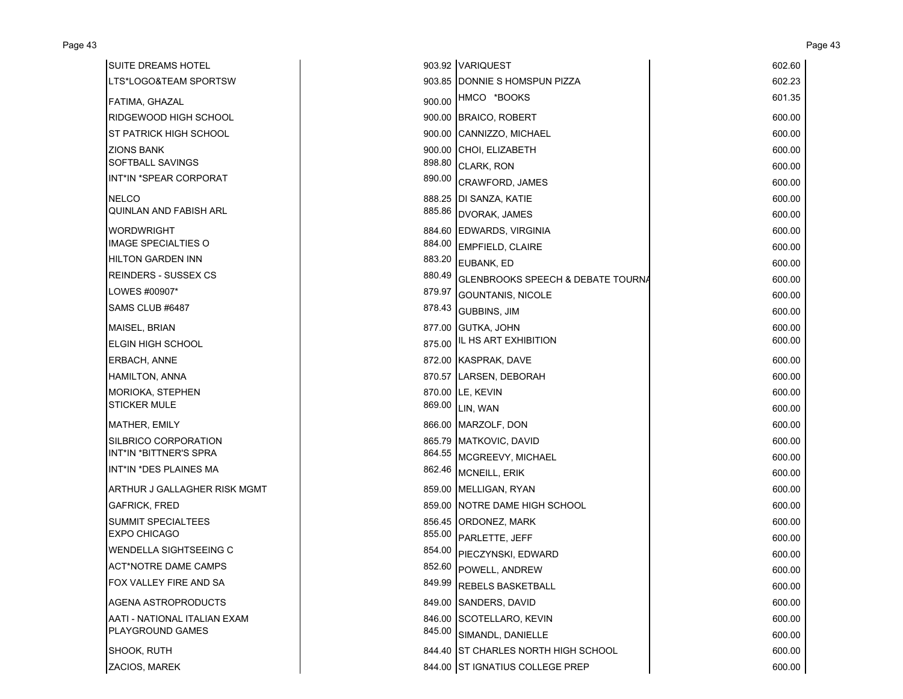| Name | Amount | Name | Amount |
|---|---|---|---|
| SUITE DREAMS HOTEL | 903.92 | VARIQUEST | 602.60 |
| LTS*LOGO&TEAM SPORTSW | 903.85 | DONNIE S HOMSPUN PIZZA | 602.23 |
| FATIMA, GHAZAL | 900.00 | HMCO *BOOKS | 601.35 |
| RIDGEWOOD HIGH SCHOOL | 900.00 | BRAICO, ROBERT | 600.00 |
| ST PATRICK HIGH SCHOOL | 900.00 | CANNIZZO, MICHAEL | 600.00 |
| ZIONS BANK | 900.00 | CHOI, ELIZABETH | 600.00 |
| SOFTBALL SAVINGS | 898.80 | CLARK, RON | 600.00 |
| INT*IN *SPEAR CORPORAT | 890.00 | CRAWFORD, JAMES | 600.00 |
| NELCO | 888.25 | DI SANZA, KATIE | 600.00 |
| QUINLAN AND FABISH ARL | 885.86 | DVORAK, JAMES | 600.00 |
| WORDWRIGHT | 884.60 | EDWARDS, VIRGINIA | 600.00 |
| IMAGE SPECIALTIES O | 884.00 | EMPFIELD, CLAIRE | 600.00 |
| HILTON GARDEN INN | 883.20 | EUBANK, ED | 600.00 |
| REINDERS - SUSSEX CS | 880.49 | GLENBROOKS SPEECH & DEBATE TOURNA | 600.00 |
| LOWES #00907* | 879.97 | GOUNTANIS, NICOLE | 600.00 |
| SAMS CLUB #6487 | 878.43 | GUBBINS, JIM | 600.00 |
| MAISEL, BRIAN | 877.00 | GUTKA, JOHN | 600.00 |
| ELGIN HIGH SCHOOL | 875.00 | IL HS ART EXHIBITION | 600.00 |
| ERBACH, ANNE | 872.00 | KASPRAK, DAVE | 600.00 |
| HAMILTON, ANNA | 870.57 | LARSEN, DEBORAH | 600.00 |
| MORIOKA, STEPHEN | 870.00 | LE, KEVIN | 600.00 |
| STICKER MULE | 869.00 | LIN, WAN | 600.00 |
| MATHER, EMILY | 866.00 | MARZOLF, DON | 600.00 |
| SILBRICO CORPORATION | 865.79 | MATKOVIC, DAVID | 600.00 |
| INT*IN *BITTNER'S SPRA | 864.55 | MCGREEVY, MICHAEL | 600.00 |
| INT*IN *DES PLAINES MA | 862.46 | MCNEILL, ERIK | 600.00 |
| ARTHUR J GALLAGHER RISK MGMT | 859.00 | MELLIGAN, RYAN | 600.00 |
| GAFRICK, FRED | 859.00 | NOTRE DAME HIGH SCHOOL | 600.00 |
| SUMMIT SPECIALTEES | 856.45 | ORDONEZ, MARK | 600.00 |
| EXPO CHICAGO | 855.00 | PARLETTE, JEFF | 600.00 |
| WENDELLA SIGHTSEEING C | 854.00 | PIECZYNSKI, EDWARD | 600.00 |
| ACT*NOTRE DAME CAMPS | 852.60 | POWELL, ANDREW | 600.00 |
| FOX VALLEY FIRE AND SA | 849.99 | REBELS BASKETBALL | 600.00 |
| AGENA ASTROPRODUCTS | 849.00 | SANDERS, DAVID | 600.00 |
| AATI - NATIONAL ITALIAN EXAM | 846.00 | SCOTELLARO, KEVIN | 600.00 |
| PLAYGROUND GAMES | 845.00 | SIMANDL, DANIELLE | 600.00 |
| SHOOK, RUTH | 844.40 | ST CHARLES NORTH HIGH SCHOOL | 600.00 |
| ZACIOS, MAREK | 844.00 | ST IGNATIUS COLLEGE PREP | 600.00 |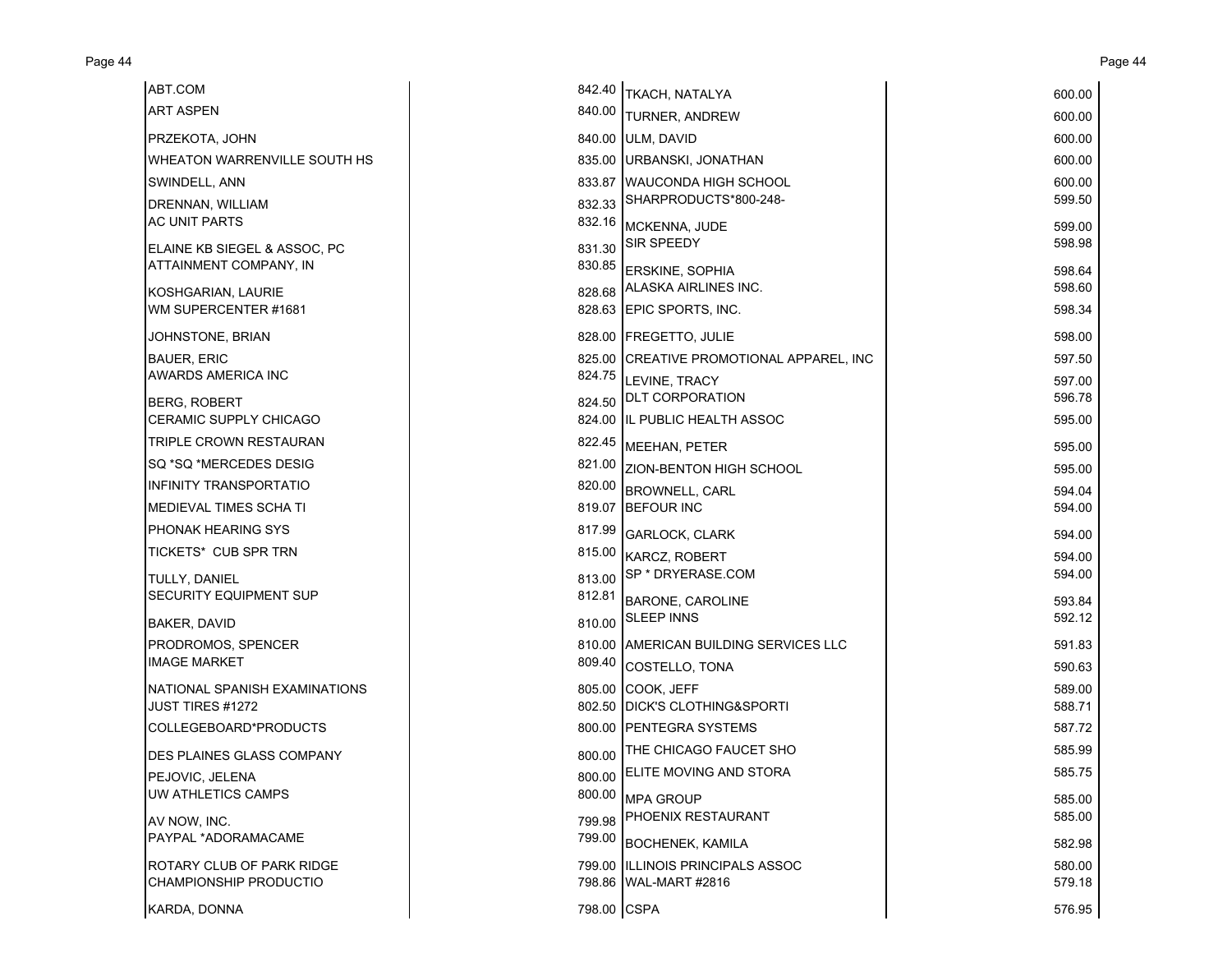| | |
|---|---|
| ABT.COM | 842.40 |
| ART ASPEN | 840.00 |
| PRZEKOTA, JOHN | 840.00 |
| WHEATON WARRENVILLE SOUTH HS | 835.00 |
| SWINDELL, ANN | 833.87 |
| DRENNAN, WILLIAM | 832.33 |
| AC UNIT PARTS | 832.16 |
| ELAINE KB SIEGEL & ASSOC, PC | 831.30 |
| ATTAINMENT COMPANY, IN | 830.85 |
| KOSHGARIAN, LAURIE | 828.68 |
| WM SUPERCENTER #1681 | 828.63 |
| JOHNSTONE, BRIAN | 828.00 |
| BAUER, ERIC | 825.00 |
| AWARDS AMERICA INC | 824.75 |
| BERG, ROBERT | 824.50 |
| CERAMIC SUPPLY CHICAGO | 824.00 |
| TRIPLE CROWN RESTAURAN | 822.45 |
| SQ *SQ *MERCEDES DESIG | 821.00 |
| INFINITY TRANSPORTATIO | 820.00 |
| MEDIEVAL TIMES SCHA TI | 819.07 |
| PHONAK HEARING SYS | 817.99 |
| TICKETS* CUB SPR TRN | 815.00 |
| TULLY, DANIEL | 813.00 |
| SECURITY EQUIPMENT SUP | 812.81 |
| BAKER, DAVID | 810.00 |
| PRODROMOS, SPENCER | 810.00 |
| IMAGE MARKET | 809.40 |
| NATIONAL SPANISH EXAMINATIONS | 805.00 |
| JUST TIRES #1272 | 802.50 |
| COLLEGEBOARD*PRODUCTS | 800.00 |
| DES PLAINES GLASS COMPANY | 800.00 |
| PEJOVIC, JELENA | 800.00 |
| UW ATHLETICS CAMPS | 800.00 |
| AV NOW, INC. | 799.98 |
| PAYPAL *ADORAMACAME | 799.00 |
| ROTARY CLUB OF PARK RIDGE | 799.00 |
| CHAMPIONSHIP PRODUCTIO | 798.86 |
| KARDA, DONNA | 798.00 |
| TKACH, NATALYA | 600.00 |
| TURNER, ANDREW | 600.00 |
| ULM, DAVID | 600.00 |
| URBANSKI, JONATHAN | 600.00 |
| WAUCONDA HIGH SCHOOL | 600.00 |
| SHARPRODUCTS*800-248- | 599.50 |
| MCKENNA, JUDE | 599.00 |
| SIR SPEEDY | 598.98 |
| ERSKINE, SOPHIA | 598.64 |
| ALASKA AIRLINES INC. | 598.60 |
| EPIC SPORTS, INC. | 598.34 |
| FREGETTO, JULIE | 598.00 |
| CREATIVE PROMOTIONAL APPAREL, INC | 597.50 |
| LEVINE, TRACY | 597.00 |
| DLT CORPORATION | 596.78 |
| IL PUBLIC HEALTH ASSOC | 595.00 |
| MEEHAN, PETER | 595.00 |
| ZION-BENTON HIGH SCHOOL | 595.00 |
| BROWNELL, CARL | 594.04 |
| BEFOUR INC | 594.00 |
| GARLOCK, CLARK | 594.00 |
| KARCZ, ROBERT | 594.00 |
| SP * DRYERASE.COM | 594.00 |
| BARONE, CAROLINE | 593.84 |
| SLEEP INNS | 592.12 |
| AMERICAN BUILDING SERVICES LLC | 591.83 |
| COSTELLO, TONA | 590.63 |
| COOK, JEFF | 589.00 |
| DICK'S CLOTHING&SPORTI | 588.71 |
| PENTEGRA SYSTEMS | 587.72 |
| THE CHICAGO FAUCET SHO | 585.99 |
| ELITE MOVING AND STORA | 585.75 |
| MPA GROUP | 585.00 |
| PHOENIX RESTAURANT | 585.00 |
| BOCHENEK, KAMILA | 582.98 |
| ILLINOIS PRINCIPALS ASSOC | 580.00 |
| WAL-MART #2816 | 579.18 |
| CSPA | 576.95 |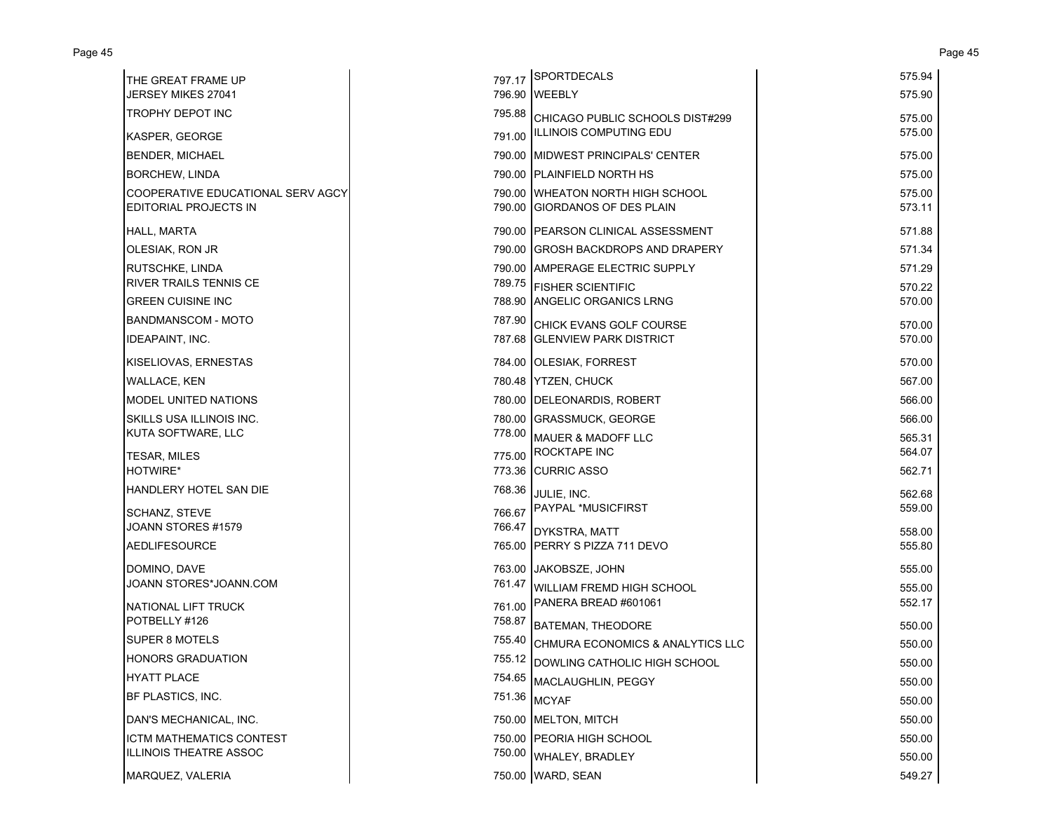| Vendor | Amount |
|---|---|
| THE GREAT FRAME UP | 797.17 |
| JERSEY MIKES 27041 | 796.90 |
| TROPHY DEPOT INC | 795.88 |
| KASPER, GEORGE | 791.00 |
| BENDER, MICHAEL | 790.00 |
| BORCHEW, LINDA | 790.00 |
| COOPERATIVE EDUCATIONAL SERV AGCY | 790.00 |
| EDITORIAL PROJECTS IN | 790.00 |
| HALL, MARTA | 790.00 |
| OLESIAK, RON JR | 790.00 |
| RUTSCHKE, LINDA | 790.00 |
| RIVER TRAILS TENNIS CE | 789.75 |
| GREEN CUISINE INC | 788.90 |
| BANDMANSCOM - MOTO | 787.90 |
| IDEAPAINT, INC. | 787.68 |
| KISELIOVAS, ERNESTAS | 784.00 |
| WALLACE, KEN | 780.48 |
| MODEL UNITED NATIONS | 780.00 |
| SKILLS USA ILLINOIS INC. | 780.00 |
| KUTA SOFTWARE, LLC | 778.00 |
| TESAR, MILES | 775.00 |
| HOTWIRE* | 773.36 |
| HANDLERY HOTEL SAN DIE | 768.36 |
| SCHANZ, STEVE | 766.67 |
| JOANN STORES #1579 | 766.47 |
| AEDLIFESOURCE | 765.00 |
| DOMINO, DAVE | 763.00 |
| JOANN STORES*JOANN.COM | 761.47 |
| NATIONAL LIFT TRUCK | 761.00 |
| POTBELLY #126 | 758.87 |
| SUPER 8 MOTELS | 755.40 |
| HONORS GRADUATION | 755.12 |
| HYATT PLACE | 754.65 |
| BF PLASTICS, INC. | 751.36 |
| DAN'S MECHANICAL, INC. | 750.00 |
| ICTM MATHEMATICS CONTEST | 750.00 |
| ILLINOIS THEATRE ASSOC | 750.00 |
| MARQUEZ, VALERIA | 750.00 |
| SPORTDECALS | 575.94 |
| WEEBLY | 575.90 |
| CHICAGO PUBLIC SCHOOLS DIST#299 | 575.00 |
| ILLINOIS COMPUTING EDU | 575.00 |
| MIDWEST PRINCIPALS' CENTER | 575.00 |
| PLAINFIELD NORTH HS | 575.00 |
| WHEATON NORTH HIGH SCHOOL | 575.00 |
| GIORDANOS OF DES PLAIN | 573.11 |
| PEARSON CLINICAL ASSESSMENT | 571.88 |
| GROSH BACKDROPS AND DRAPERY | 571.34 |
| AMPERAGE ELECTRIC SUPPLY | 571.29 |
| FISHER SCIENTIFIC | 570.22 |
| ANGELIC ORGANICS LRNG | 570.00 |
| CHICK EVANS GOLF COURSE | 570.00 |
| GLENVIEW PARK DISTRICT | 570.00 |
| OLESIAK, FORREST | 570.00 |
| YTZEN, CHUCK | 567.00 |
| DELEONARDIS, ROBERT | 566.00 |
| GRASSMUCK, GEORGE | 566.00 |
| MAUER & MADOFF LLC | 565.31 |
| ROCKTAPE INC | 564.07 |
| CURRIC ASSO | 562.71 |
| JULIE, INC. | 562.68 |
| PAYPAL *MUSICFIRST | 559.00 |
| DYKSTRA, MATT | 558.00 |
| PERRY S PIZZA 711 DEVO | 555.80 |
| JAKOBSZE, JOHN | 555.00 |
| WILLIAM FREMD HIGH SCHOOL | 555.00 |
| PANERA BREAD #601061 | 552.17 |
| BATEMAN, THEODORE | 550.00 |
| CHMURA ECONOMICS & ANALYTICS LLC | 550.00 |
| DOWLING CATHOLIC HIGH SCHOOL | 550.00 |
| MACLAUGHLIN, PEGGY | 550.00 |
| MCYAF | 550.00 |
| MELTON, MITCH | 550.00 |
| PEORIA HIGH SCHOOL | 550.00 |
| WHALEY, BRADLEY | 550.00 |
| WARD, SEAN | 549.27 |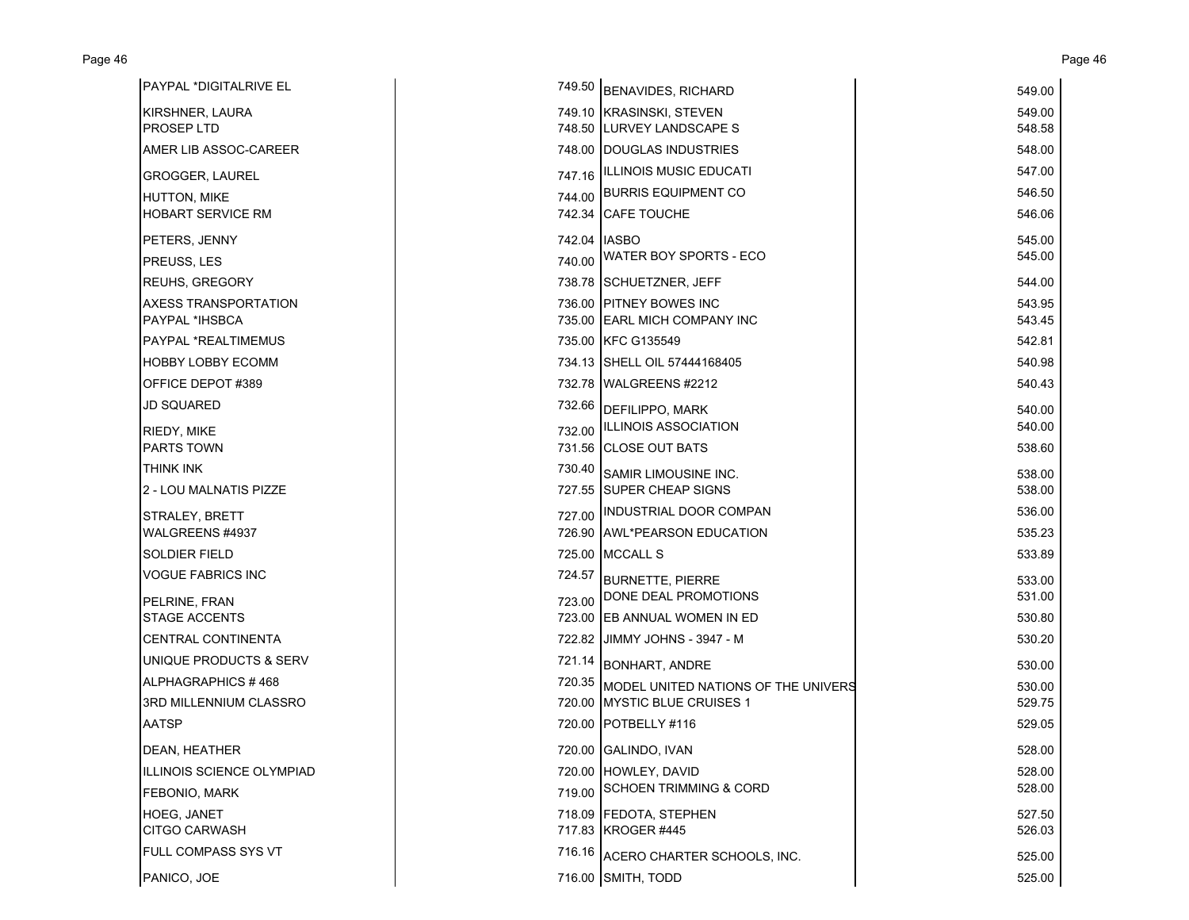| Vendor | Amount | Vendor | Amount |
|---|---|---|---|
| PAYPAL *DIGITALRIVE EL | 749.50 | BENAVIDES, RICHARD | 549.00 |
| KIRSHNER, LAURA | 749.10 | KRASINSKI, STEVEN | 549.00 |
| PROSEP LTD | 748.50 | LURVEY LANDSCAPE S | 548.58 |
| AMER LIB ASSOC-CAREER | 748.00 | DOUGLAS INDUSTRIES | 548.00 |
| GROGGER, LAUREL | 747.16 | ILLINOIS MUSIC EDUCATI | 547.00 |
| HUTTON, MIKE | 744.00 | BURRIS EQUIPMENT CO | 546.50 |
| HOBART SERVICE RM | 742.34 | CAFE TOUCHE | 546.06 |
| PETERS, JENNY | 742.04 | IASBO | 545.00 |
| PREUSS, LES | 740.00 | WATER BOY SPORTS - ECO | 545.00 |
| REUHS, GREGORY | 738.78 | SCHUETZNER, JEFF | 544.00 |
| AXESS TRANSPORTATION | 736.00 | PITNEY BOWES INC | 543.95 |
| PAYPAL *IHSBCA | 735.00 | EARL MICH COMPANY INC | 543.45 |
| PAYPAL *REALTIMEMUS | 735.00 | KFC G135549 | 542.81 |
| HOBBY LOBBY ECOMM | 734.13 | SHELL OIL 57444168405 | 540.98 |
| OFFICE DEPOT #389 | 732.78 | WALGREENS #2212 | 540.43 |
| JD SQUARED | 732.66 | DEFILIPPO, MARK | 540.00 |
| RIEDY, MIKE | 732.00 | ILLINOIS ASSOCIATION | 540.00 |
| PARTS TOWN | 731.56 | CLOSE OUT BATS | 538.60 |
| THINK INK | 730.40 | SAMIR LIMOUSINE INC. | 538.00 |
| 2 - LOU MALNATIS PIZZE | 727.55 | SUPER CHEAP SIGNS | 538.00 |
| STRALEY, BRETT | 727.00 | INDUSTRIAL DOOR COMPAN | 536.00 |
| WALGREENS #4937 | 726.90 | AWL*PEARSON EDUCATION | 535.23 |
| SOLDIER FIELD | 725.00 | MCCALL S | 533.89 |
| VOGUE FABRICS INC | 724.57 | BURNETTE, PIERRE | 533.00 |
| PELRINE, FRAN | 723.00 | DONE DEAL PROMOTIONS | 531.00 |
| STAGE ACCENTS | 723.00 | EB ANNUAL WOMEN IN ED | 530.80 |
| CENTRAL CONTINENTA | 722.82 | JIMMY JOHNS - 3947 - M | 530.20 |
| UNIQUE PRODUCTS & SERV | 721.14 | BONHART, ANDRE | 530.00 |
| ALPHAGRAPHICS # 468 | 720.35 | MODEL UNITED NATIONS OF THE UNIVERS | 530.00 |
| 3RD MILLENNIUM CLASSRO | 720.00 | MYSTIC BLUE CRUISES 1 | 529.75 |
| AATSP | 720.00 | POTBELLY #116 | 529.05 |
| DEAN, HEATHER | 720.00 | GALINDO, IVAN | 528.00 |
| ILLINOIS SCIENCE OLYMPIAD | 720.00 | HOWLEY, DAVID | 528.00 |
| FEBONIO, MARK | 719.00 | SCHOEN TRIMMING & CORD | 528.00 |
| HOEG, JANET | 718.09 | FEDOTA, STEPHEN | 527.50 |
| CITGO CARWASH | 717.83 | KROGER #445 | 526.03 |
| FULL COMPASS SYS VT | 716.16 | ACERO CHARTER SCHOOLS, INC. | 525.00 |
| PANICO, JOE | 716.00 | SMITH, TODD | 525.00 |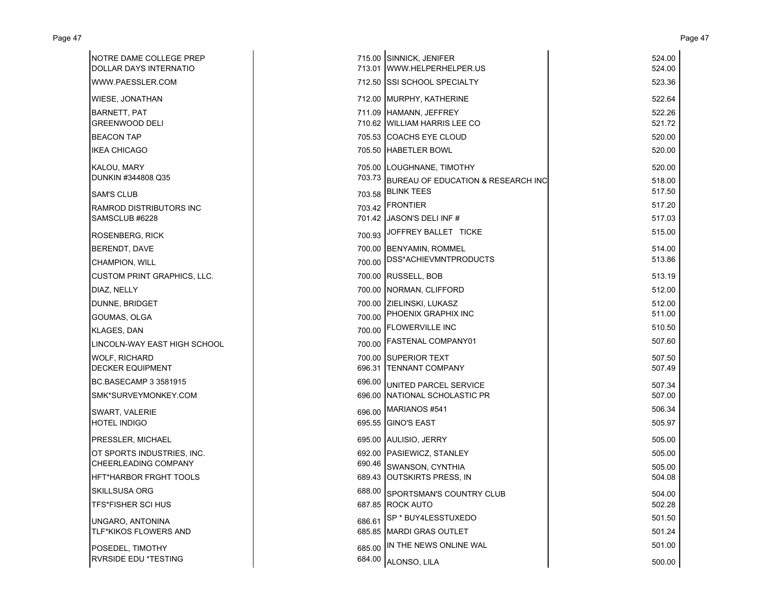| Name | Amount | Name | Amount |
|---|---|---|---|
| NOTRE DAME COLLEGE PREP | 715.00 | SINNICK, JENIFER | 524.00 |
| DOLLAR DAYS INTERNATIO | 713.01 | WWW.HELPERHELPER.US | 524.00 |
| WWW.PAESSLER.COM | 712.50 | SSI SCHOOL SPECIALTY | 523.36 |
| WIESE, JONATHAN | 712.00 | MURPHY, KATHERINE | 522.64 |
| BARNETT, PAT | 711.09 | HAMANN, JEFFREY | 522.26 |
| GREENWOOD DELI | 710.62 | WILLIAM HARRIS LEE CO | 521.72 |
| BEACON TAP | 705.53 | COACHS EYE CLOUD | 520.00 |
| IKEA CHICAGO | 705.50 | HABETLER BOWL | 520.00 |
| KALOU, MARY | 705.00 | LOUGHNANE, TIMOTHY | 520.00 |
| DUNKIN #344808 Q35 | 703.73 | BUREAU OF EDUCATION & RESEARCH INC | 518.00 |
| SAM'S CLUB | 703.58 | BLINK TEES | 517.50 |
| RAMROD DISTRIBUTORS INC | 703.42 | FRONTIER | 517.20 |
| SAMSCLUB #6228 | 701.42 | JASON'S DELI INF # | 517.03 |
| ROSENBERG, RICK | 700.93 | JOFFREY BALLET TICKE | 515.00 |
| BERENDT, DAVE | 700.00 | BENYAMIN, ROMMEL | 514.00 |
| CHAMPION, WILL | 700.00 | DSS*ACHIEVMNTPRODUCTS | 513.86 |
| CUSTOM PRINT GRAPHICS, LLC. | 700.00 | RUSSELL, BOB | 513.19 |
| DIAZ, NELLY | 700.00 | NORMAN, CLIFFORD | 512.00 |
| DUNNE, BRIDGET | 700.00 | ZIELINSKI, LUKASZ | 512.00 |
| GOUMAS, OLGA | 700.00 | PHOENIX GRAPHIX INC | 511.00 |
| KLAGES, DAN | 700.00 | FLOWERVILLE INC | 510.50 |
| LINCOLN-WAY EAST HIGH SCHOOL | 700.00 | FASTENAL COMPANY01 | 507.60 |
| WOLF, RICHARD | 700.00 | SUPERIOR TEXT | 507.50 |
| DECKER EQUIPMENT | 696.31 | TENNANT COMPANY | 507.49 |
| BC.BASECAMP 3 3581915 | 696.00 | UNITED PARCEL SERVICE | 507.34 |
| SMK*SURVEYMONKEY.COM | 696.00 | NATIONAL SCHOLASTIC PR | 507.00 |
| SWART, VALERIE | 696.00 | MARIANOS #541 | 506.34 |
| HOTEL INDIGO | 695.55 | GINO'S EAST | 505.97 |
| PRESSLER, MICHAEL | 695.00 | AULISIO, JERRY | 505.00 |
| OT SPORTS INDUSTRIES, INC. | 692.00 | PASIEWICZ, STANLEY | 505.00 |
| CHEERLEADING COMPANY | 690.46 | SWANSON, CYNTHIA | 505.00 |
| HFT*HARBOR FRGHT TOOLS | 689.43 | OUTSKIRTS PRESS, IN | 504.08 |
| SKILLSUSA ORG | 688.00 | SPORTSMAN'S COUNTRY CLUB | 504.00 |
| TFS*FISHER SCI HUS | 687.85 | ROCK AUTO | 502.28 |
| UNGARO, ANTONINA | 686.61 | SP * BUY4LESSTUXEDO | 501.50 |
| TLF*KIKOS FLOWERS AND | 685.85 | MARDI GRAS OUTLET | 501.24 |
| POSEDEL, TIMOTHY | 685.00 | IN THE NEWS ONLINE WAL | 501.00 |
| RVRSIDE EDU *TESTING | 684.00 | ALONSO, LILA | 500.00 |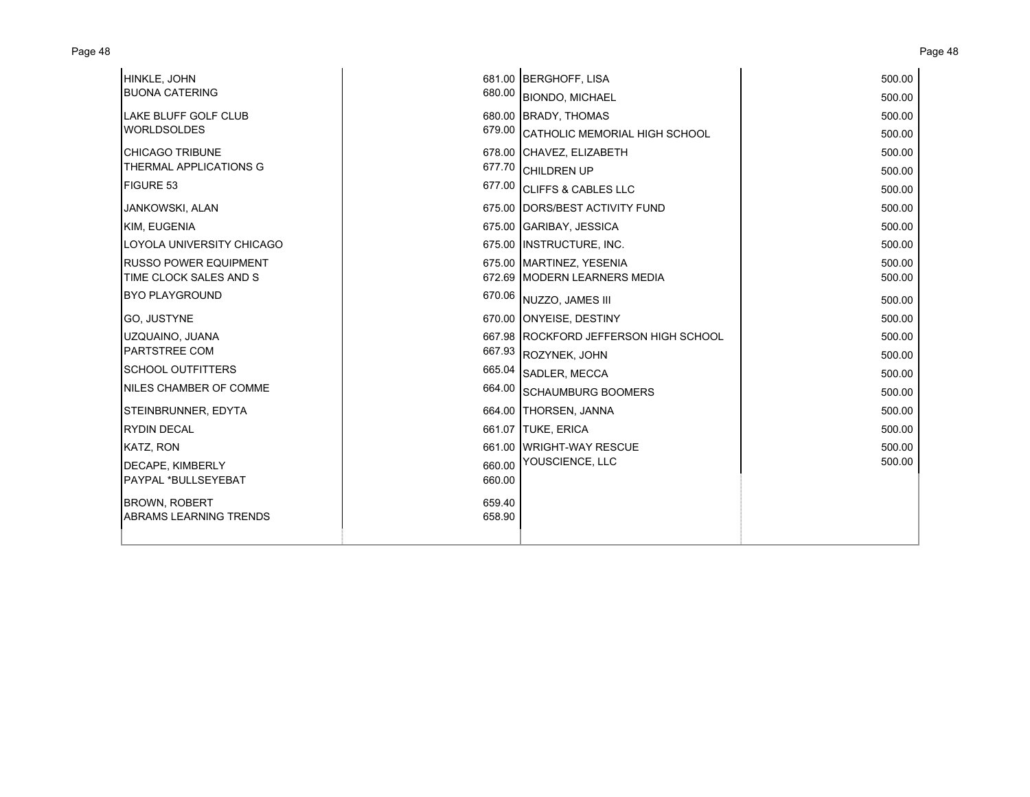| Vendor | Amount |
| --- | --- |
| HINKLE, JOHN | 681.00 |
| BUONA CATERING | 680.00 |
| LAKE BLUFF GOLF CLUB | 680.00 |
| WORLDSOLDES | 679.00 |
| CHICAGO TRIBUNE | 678.00 |
| THERMAL APPLICATIONS G | 677.70 |
| FIGURE 53 | 677.00 |
| JANKOWSKI, ALAN | 675.00 |
| KIM, EUGENIA | 675.00 |
| LOYOLA UNIVERSITY CHICAGO | 675.00 |
| RUSSO POWER EQUIPMENT | 675.00 |
| TIME CLOCK SALES AND S | 672.69 |
| BYO PLAYGROUND | 670.06 |
| GO, JUSTYNE | 670.00 |
| UZQUAINO, JUANA | 667.98 |
| PARTSTREE COM | 667.93 |
| SCHOOL OUTFITTERS | 665.04 |
| NILES CHAMBER OF COMME | 664.00 |
| STEINBRUNNER, EDYTA | 664.00 |
| RYDIN DECAL | 661.07 |
| KATZ, RON | 661.00 |
| DECAPE, KIMBERLY | 660.00 |
| PAYPAL *BULLSEYEBAT | 660.00 |
| BROWN, ROBERT | 659.40 |
| ABRAMS LEARNING TRENDS | 658.90 |
| BERGHOFF, LISA | 500.00 |
| BIONDO, MICHAEL | 500.00 |
| BRADY, THOMAS | 500.00 |
| CATHOLIC MEMORIAL HIGH SCHOOL | 500.00 |
| CHAVEZ, ELIZABETH | 500.00 |
| CHILDREN UP | 500.00 |
| CLIFFS & CABLES LLC | 500.00 |
| DORS/BEST ACTIVITY FUND | 500.00 |
| GARIBAY, JESSICA | 500.00 |
| INSTRUCTURE, INC. | 500.00 |
| MARTINEZ, YESENIA | 500.00 |
| MODERN LEARNERS MEDIA | 500.00 |
| NUZZO, JAMES III | 500.00 |
| ONYEISE, DESTINY | 500.00 |
| ROCKFORD JEFFERSON HIGH SCHOOL | 500.00 |
| ROZYNEK, JOHN | 500.00 |
| SADLER, MECCA | 500.00 |
| SCHAUMBURG BOOMERS | 500.00 |
| THORSEN, JANNA | 500.00 |
| TUKE, ERICA | 500.00 |
| WRIGHT-WAY RESCUE | 500.00 |
| YOUSCIENCE, LLC | 500.00 |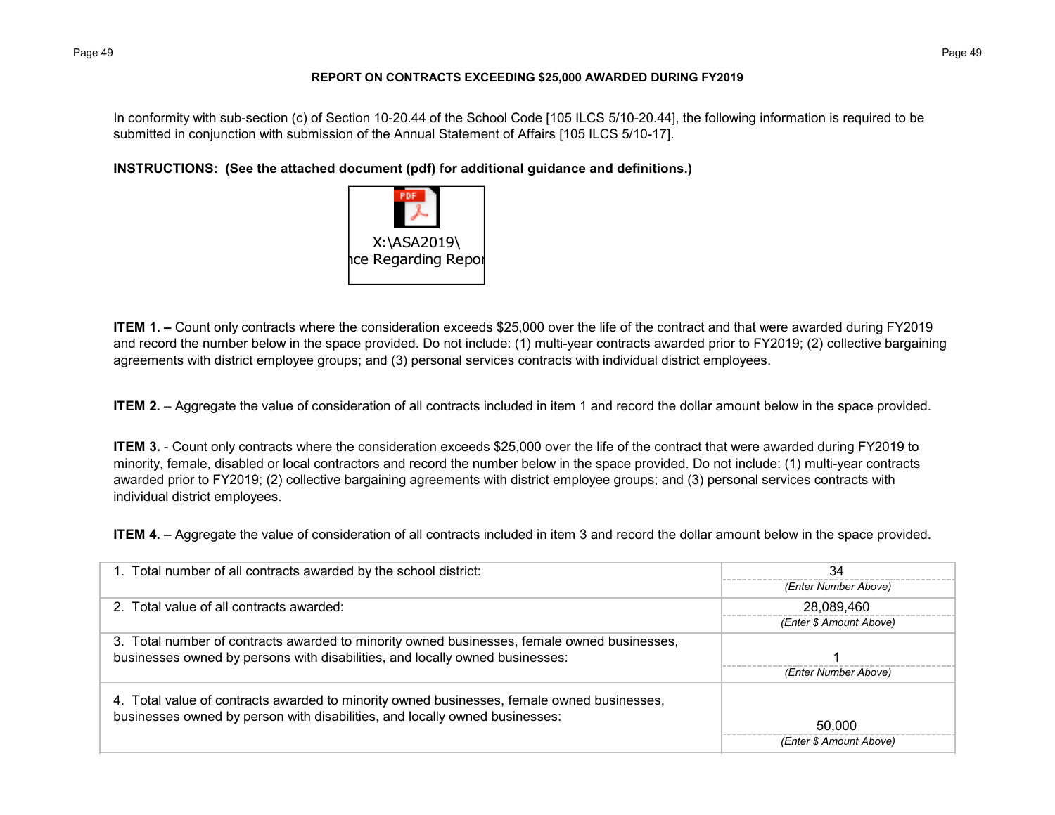**REPORT ON CONTRACTS EXCEEDING $25,000 AWARDED DURING FY2019**

In conformity with sub-section (c) of Section 10-20.44 of the School Code [105 ILCS 5/10-20.44], the following information is required to be submitted in conjunction with submission of the Annual Statement of Affairs [105 ILCS 5/10-17].

**INSTRUCTIONS: (See the attached document (pdf) for additional guidance and definitions.)**

X:\ASA2019\
nce Regarding Repor

**ITEM 1. –** Count only contracts where the consideration exceeds $25,000 over the life of the contract and that were awarded during FY2019 and record the number below in the space provided. Do not include: (1) multi-year contracts awarded prior to FY2019; (2) collective bargaining agreements with district employee groups; and (3) personal services contracts with individual district employees.

**ITEM 2.** – Aggregate the value of consideration of all contracts included in item 1 and record the dollar amount below in the space provided.

**ITEM 3.** - Count only contracts where the consideration exceeds $25,000 over the life of the contract that were awarded during FY2019 to minority, female, disabled or local contractors and record the number below in the space provided. Do not include: (1) multi-year contracts awarded prior to FY2019; (2) collective bargaining agreements with district employee groups; and (3) personal services contracts with individual district employees.

**ITEM 4.** – Aggregate the value of consideration of all contracts included in item 3 and record the dollar amount below in the space provided.

| | |
|---|---|
| 1. Total number of all contracts awarded by the school district: | 34 *(Enter Number Above)* |
| 2. Total value of all contracts awarded: | 28,089,460 *(Enter $ Amount Above)* |
| 3. Total number of contracts awarded to minority owned businesses, female owned businesses, businesses owned by persons with disabilities, and locally owned businesses: | 1 *(Enter Number Above)* |
| 4. Total value of contracts awarded to minority owned businesses, female owned businesses, businesses owned by person with disabilities, and locally owned businesses: | 50,000 *(Enter $ Amount Above)* |